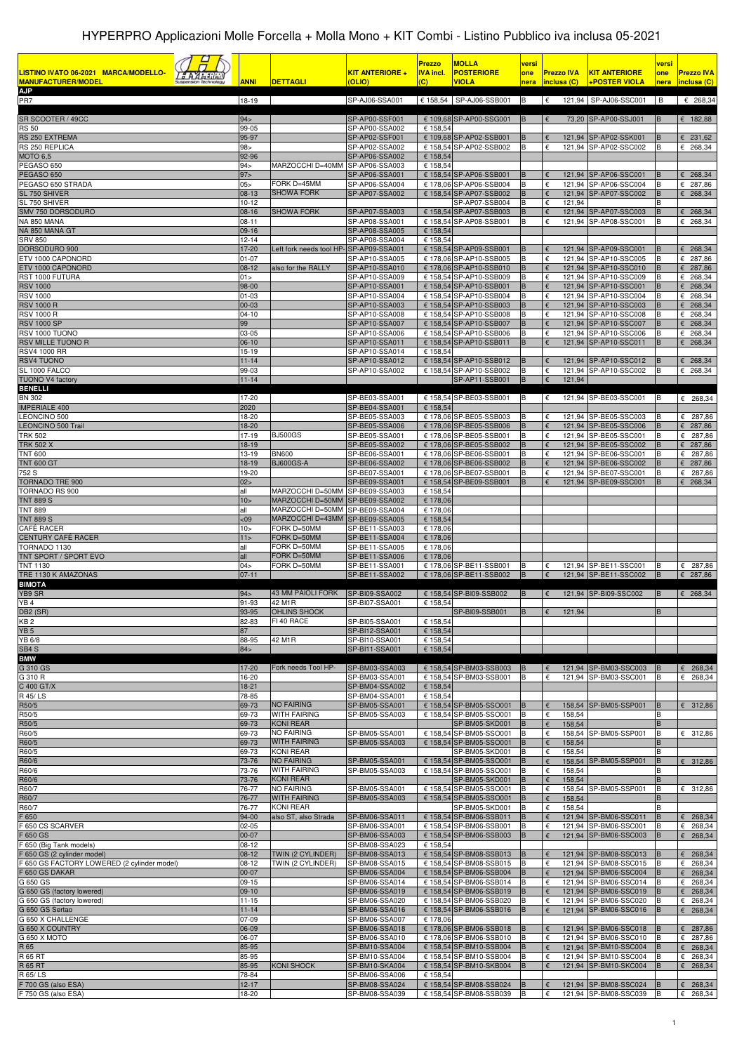# HYPERPRO Applicazioni Molle Forcella + Molla Mono + KIT Combi - Listino Pubblico iva inclusa 05-2021

| LISTINO IVATO 06-2021 MARCA/MODELLO-MANUFACTURER/MODEL | ANNI | DETTAGLI | KIT ANTERIORE + (OLIO) | Prezzo IVA incl. (C) | MOLLA POSTERIORE VIOLA | versione | Prezzo IVA inclusa (C) | KIT ANTERIORE +POSTER VIOLA | versione | Prezzo IVA inclusa (C) |
|---|---|---|---|---|---|---|---|---|---|---|
| **AJP** | | | | | | | | | | |
| PR7 | 18-19 | | SP-AJ06-SSA001 | € 158,54 | SP-AJ06-SSB001 | B | € 121,94 | SP-AJ06-SSC001 | B | € 268,34 |
| | | | | | | | | | | |
| SR SCOOTER / 49CC | 94> | | SP-AP00-SSF001 | € 109,68 | SP-AP00-SSG001 | B | € 73,20 | SP-AP00-SSJ001 | B | € 182,88 |
| RS 50 | 99-05 | | SP-AP00-SSA002 | € 158,54 | | | | | | |
| RS 250 EXTREMA | 95-97 | | SP-AP02-SSF001 | € 109,68 | SP-AP02-SSB001 | B | € 121,94 | SP-AP02-SSK001 | B | € 231,62 |
| RS 250 REPLICA | 98> | | SP-AP02-SSA002 | € 158,54 | SP-AP02-SSB002 | B | € 121,94 | SP-AP02-SSC002 | B | € 268,34 |
| MOTO 6.5 | 92-96 | | SP-AP06-SSA002 | € 158,54 | | | | | | |
| PEGASO 650 | 94> | MARZOCCHI D=40MM | SP-AP06-SSA003 | € 158,54 | | | | | | |
| PEGASO 650 | 97> | | SP-AP06-SSA001 | € 158,54 | SP-AP06-SSB001 | B | € 121,94 | SP-AP06-SSC001 | B | € 268,34 |
| PEGASO 650 STRADA | 05> | FORK D=45MM | SP-AP06-SSA004 | € 178,06 | SP-AP06-SSB004 | B | € 121,94 | SP-AP06-SSC004 | B | € 287,86 |
| SL 750 SHIVER | 08-13 | SHOWA FORK | SP-AP07-SSA002 | € 158,54 | SP-AP07-SSB002 | B | € 121,94 | SP-AP07-SSC002 | B | € 268,34 |
| SL 750 SHIVER | 10-12 | | | | SP-AP07-SSB004 | B | € 121,94 | | B | |
| SMV 750 DORSODURO | 08-16 | SHOWA FORK | SP-AP07-SSA003 | € 158,54 | SP-AP07-SSB003 | B | € 121,94 | SP-AP07-SSC003 | B | € 268,34 |
| NA 850 MANA | 08-11 | | SP-AP08-SSA001 | € 158,54 | SP-AP08-SSB001 | B | € 121,94 | SP-AP08-SSC001 | B | € 268,34 |
| NA 850 MANA GT | 09-16 | | SP-AP08-SSA005 | € 158,54 | | | | | | |
| SRV 850 | 12-14 | | SP-AP08-SSA004 | € 158,54 | | | | | | |
| DORSODURO 900 | 17-20 | Left fork needs tool HP- | SP-AP09-SSA001 | € 158,54 | SP-AP09-SSB001 | B | € 121,94 | SP-AP09-SSC001 | B | € 268,34 |
| ETV 1000 CAPONORD | 01-07 | | SP-AP10-SSA005 | € 178,06 | SP-AP10-SSB005 | B | € 121,94 | SP-AP10-SSC005 | B | € 287,86 |
| ETV 1000 CAPONORD | 08-12 | also for the RALLY | SP-AP10-SSA010 | € 178,06 | SP-AP10-SSB010 | B | € 121,94 | SP-AP10-SSC010 | B | € 287,86 |
| RST 1000 FUTURA | 01> | | SP-AP10-SSA009 | € 158,54 | SP-AP10-SSB009 | B | € 121,94 | SP-AP10-SSC009 | B | € 268,34 |
| RSV 1000 | 98-00 | | SP-AP10-SSA001 | € 158,54 | SP-AP10-SSB001 | B | € 121,94 | SP-AP10-SSC001 | B | € 268,34 |
| RSV 1000 | 01-03 | | SP-AP10-SSA004 | € 158,54 | SP-AP10-SSB004 | B | € 121,94 | SP-AP10-SSC004 | B | € 268,34 |
| RSV 1000 R | 00-03 | | SP-AP10-SSA003 | € 158,54 | SP-AP10-SSB003 | B | € 121,94 | SP-AP10-SSC003 | B | € 268,34 |
| RSV 1000 R | 04-10 | | SP-AP10-SSA008 | € 158,54 | SP-AP10-SSB008 | B | € 121,94 | SP-AP10-SSC008 | B | € 268,34 |
| RSV 1000 SP | 99 | | SP-AP10-SSA007 | € 158,54 | SP-AP10-SSB007 | B | € 121,94 | SP-AP10-SSC007 | B | € 268,34 |
| RSV 1000 TUONO | 03-05 | | SP-AP10-SSA006 | € 158,54 | SP-AP10-SSB006 | B | € 121,94 | SP-AP10-SSC006 | B | € 268,34 |
| RSV MILLE TUONO R | 06-10 | | SP-AP10-SSA011 | € 158,54 | SP-AP10-SSB011 | B | € 121,94 | SP-AP10-SSC011 | B | € 268,34 |
| RSV4 1000 RR | 15-19 | | SP-AP10-SSA014 | € 158,54 | | | | | | |
| RSV4 TUONO | 11-14 | | SP-AP10-SSA012 | € 158,54 | SP-AP10-SSB012 | B | € 121,94 | SP-AP10-SSC012 | B | € 268,34 |
| SL 1000 FALCO | 99-03 | | SP-AP10-SSA002 | € 158,54 | SP-AP10-SSB002 | B | € 121,94 | SP-AP10-SSC002 | B | € 268,34 |
| TUONO V4 factory | 11-14 | | | | SP-AP11-SSB001 | B | € 121,94 | | | |
| **BENELLI** | | | | | | | | | | |
| BN 302 | 17-20 | | SP-BE03-SSA001 | € 158,54 | SP-BE03-SSB001 | B | € 121,94 | SP-BE03-SSC001 | B | € 268,34 |
| IMPERIALE 400 | 2020 | | SP-BE04-SSA001 | € 158,54 | | | | | | |
| LEONCINO 500 | 18-20 | | SP-BE05-SSA003 | € 178,06 | SP-BE05-SSB003 | B | € 121,94 | SP-BE05-SSC003 | B | € 287,86 |
| LEONCINO 500 Trail | 18-20 | | SP-BE05-SSA006 | € 178,06 | SP-BE05-SSB006 | B | € 121,94 | SP-BE05-SSC006 | B | € 287,86 |
| TRK 502 | 17-19 | BJ500GS | SP-BE05-SSA001 | € 178,06 | SP-BE05-SSB001 | B | € 121,94 | SP-BE05-SSC001 | B | € 287,86 |
| TRK 502 X | 18-19 | | SP-BE05-SSA002 | € 178,06 | SP-BE05-SSB002 | B | € 121,94 | SP-BE05-SSC002 | B | € 287,86 |
| TNT 600 | 13-19 | BN600 | SP-BE06-SSA001 | € 178,06 | SP-BE06-SSB001 | B | € 121,94 | SP-BE06-SSC001 | B | € 287,86 |
| TNT 600 GT | 18-19 | BJ600GS-A | SP-BE06-SSA002 | € 178,06 | SP-BE06-SSB002 | B | € 121,94 | SP-BE06-SSC002 | B | € 287,86 |
| 752 S | 19-20 | | SP-BE07-SSA001 | € 178,06 | SP-BE07-SSB001 | B | € 121,94 | SP-BE07-SSC001 | B | € 287,86 |
| TORNADO TRE 900 | 02> | | SP-BE09-SSA001 | € 158,54 | SP-BE09-SSB001 | B | € 121,94 | SP-BE09-SSC001 | B | € 268,34 |
| TORNADO RS 900 | all | MARZOCCHI D=50MM | SP-BE09-SSA003 | € 158,54 | | | | | | |
| TNT 889 S | 10> | MARZOCCHI D=50MM | SP-BE09-SSA002 | € 178,06 | | | | | | |
| TNT 889 | all | MARZOCCHI D=50MM | SP-BE09-SSA004 | € 178,06 | | | | | | |
| TNT 889 S | <09 | MARZOCCHI D=43MM | SP-BE09-SSA005 | € 158,54 | | | | | | |
| CAFÈ RACER | 10> | FORK D=50MM | SP-BE11-SSA003 | € 178,06 | | | | | | |
| CENTURY CAFÈ RACER | 11> | FORK D=50MM | SP-BE11-SSA004 | € 178,06 | | | | | | |
| TORNADO 1130 | all | FORK D=50MM | SP-BE11-SSA005 | € 178,06 | | | | | | |
| TNT SPORT / SPORT EVO | all | FORK D=50MM | SP-BE11-SSA006 | € 178,06 | | | | | | |
| TNT 1130 | 04> | FORK D=50MM | SP-BE11-SSA001 | € 178,06 | SP-BE11-SSB001 | B | € 121,94 | SP-BE11-SSC001 | B | € 287,86 |
| TRE 1130 K AMAZONAS | 07-11 | | SP-BE11-SSA002 | € 178,06 | SP-BE11-SSB002 | B | € 121,94 | SP-BE11-SSC002 | B | € 287,86 |
| **BIMOTA** | | | | | | | | | | |
| YB9 SR | 94> | 43 MM PAIOLI FORK | SP-BI09-SSA002 | € 158,54 | SP-BI09-SSB002 | B | € 121,94 | SP-BI09-SSC002 | B | € 268,34 |
| YB 4 | 91-93 | 42 M1R | SP-BI07-SSA001 | € 158,54 | | | | | | |
| DB2 (SR) | 93-95 | OHLINS SHOCK | | | SP-BI09-SSB001 | B | € 121,94 | | B | |
| KB 2 | 82-83 | FI 40 RACE | SP-BI05-SSA001 | € 158,54 | | | | | | |
| YB 5 | 87 | | SP-BI12-SSA001 | € 158,54 | | | | | | |
| YB 6/8 | 88-95 | 42 M1R | SP-BI10-SSA001 | € 158,54 | | | | | | |
| SB4 S | 84> | | SP-BI11-SSA001 | € 158,54 | | | | | | |
| **BMW** | | | | | | | | | | |
| G 310 GS | 17-20 | Fork needs Tool HP- | SP-BM03-SSA003 | € 158,54 | SP-BM03-SSB003 | B | € 121,94 | SP-BM03-SSC003 | B | € 268,34 |
| G 310 R | 16-20 | | SP-BM03-SSA001 | € 158,54 | SP-BM03-SSB001 | B | € 121,94 | SP-BM03-SSC001 | B | € 268,34 |
| C 400 GT/X | 18-21 | | SP-BM04-SSA002 | € 158,54 | | | | | | |
| R 45/ LS | 78-85 | | SP-BM04-SSA001 | € 158,54 | | | | | | |
| R50/5 | 69-73 | NO FAIRING | SP-BM05-SSA001 | € 158,54 | SP-BM05-SSO001 | B | € 158,54 | SP-BM05-SSP001 | B | € 312,86 |
| R50/5 | 69-73 | WITH FAIRING | SP-BM05-SSA003 | € 158,54 | SP-BM05-SSO001 | B | € 158,54 | | B | |
| R50/5 | 69-73 | KONI REAR | | | SP-BM05-SKD001 | B | € 158,54 | | B | |
| R60/5 | 69-73 | NO FAIRING | SP-BM05-SSA001 | € 158,54 | SP-BM05-SSO001 | B | € 158,54 | SP-BM05-SSP001 | B | € 312,86 |
| R60/5 | 69-73 | WITH FAIRING | SP-BM05-SSA003 | € 158,54 | SP-BM05-SSO001 | B | € 158,54 | | B | |
| R60/5 | 69-73 | KONI REAR | | | SP-BM05-SKD001 | B | € 158,54 | | B | |
| R60/6 | 73-76 | NO FAIRING | SP-BM05-SSA001 | € 158,54 | SP-BM05-SSO001 | B | € 158,54 | SP-BM05-SSP001 | B | € 312,86 |
| R60/6 | 73-76 | WITH FAIRING | SP-BM05-SSA003 | € 158,54 | SP-BM05-SSO001 | B | € 158,54 | | B | |
| R60/6 | 73-76 | KONI REAR | | | SP-BM05-SKD001 | B | € 158,54 | | B | |
| R60/7 | 76-77 | NO FAIRING | SP-BM05-SSA001 | € 158,54 | SP-BM05-SSO001 | B | € 158,54 | SP-BM05-SSP001 | B | € 312,86 |
| R60/7 | 76-77 | WITH FAIRING | SP-BM05-SSA003 | € 158,54 | SP-BM05-SSO001 | B | € 158,54 | | B | |
| R60/7 | 76-77 | KONI REAR | | | SP-BM05-SKD001 | B | € 158,54 | | B | |
| F 650 | 94-00 | also ST, also Strada | SP-BM06-SSA011 | € 158,54 | SP-BM06-SSB011 | B | € 121,94 | SP-BM06-SSC011 | B | € 268,34 |
| F 650 CS SCARVER | 02-05 | | SP-BM06-SSA001 | € 158,54 | SP-BM06-SSB001 | B | € 121,94 | SP-BM06-SSC001 | B | € 268,34 |
| F 650 GS | 00-07 | | SP-BM06-SSA003 | € 158,54 | SP-BM06-SSB003 | B | € 121,94 | SP-BM06-SSC003 | B | € 268,34 |
| F 650 (Big Tank models) | 08-12 | | SP-BM08-SSA023 | € 158,54 | | | | | | |
| F 650 GS (2 cylinder model) | 08-12 | TWIN (2 CYLINDER) | SP-BM08-SSA013 | € 158,54 | SP-BM08-SSB013 | B | € 121,94 | SP-BM08-SSC013 | B | € 268,34 |
| F 650 GS FACTORY LOWERED (2 cylinder model) | 08-12 | TWIN (2 CYLINDER) | SP-BM08-SSA015 | € 158,54 | SP-BM08-SSB015 | B | € 121,94 | SP-BM08-SSC015 | B | € 268,34 |
| F 650 GS DAKAR | 00-07 | | SP-BM06-SSA004 | € 158,54 | SP-BM06-SSB004 | B | € 121,94 | SP-BM06-SSC004 | B | € 268,34 |
| G 650 GS | 09-15 | | SP-BM06-SSA014 | € 158,54 | SP-BM06-SSB014 | B | € 121,94 | SP-BM06-SSC014 | B | € 268,34 |
| G 650 GS (factory lowered) | 09-10 | | SP-BM06-SSA019 | € 158,54 | SP-BM06-SSB019 | B | € 121,94 | SP-BM06-SSC019 | B | € 268,34 |
| G 650 GS (factory lowered) | 11-15 | | SP-BM06-SSA020 | € 158,54 | SP-BM06-SSB020 | B | € 121,94 | SP-BM06-SSC020 | B | € 268,34 |
| G 650 GS Sertao | 11-14 | | SP-BM06-SSA016 | € 158,54 | SP-BM06-SSB016 | B | € 121,94 | SP-BM06-SSC016 | B | € 268,34 |
| G 650 X CHALLENGE | 07-09 | | SP-BM06-SSA007 | € 178,06 | | | | | | |
| G 650 X COUNTRY | 06-09 | | SP-BM06-SSA018 | € 178,06 | SP-BM06-SSB018 | B | € 121,94 | SP-BM06-SSC018 | B | € 287,86 |
| G 650 X MOTO | 06-07 | | SP-BM06-SSA010 | € 178,06 | SP-BM06-SSB010 | B | € 121,94 | SP-BM06-SSC010 | B | € 287,86 |
| R 65 | 85-95 | | SP-BM10-SSA004 | € 158,54 | SP-BM10-SSB004 | B | € 121,94 | SP-BM10-SSC004 | B | € 268,34 |
| R 65 RT | 85-95 | | SP-BM10-SSA004 | € 158,54 | SP-BM10-SSB004 | B | € 121,94 | SP-BM10-SSC004 | B | € 268,34 |
| R 65 RT | 85-95 | KONI SHOCK | SP-BM10-SKA004 | € 158,54 | SP-BM10-SKB004 | B | € 121,94 | SP-BM10-SKC004 | B | € 268,34 |
| R 65/ LS | 78-84 | | SP-BM06-SSA006 | € 158,54 | | | | | | |
| F 700 GS (also ESA) | 12-17 | | SP-BM08-SSA024 | € 158,54 | SP-BM08-SSB024 | B | € 121,94 | SP-BM08-SSC024 | B | € 268,34 |
| F 750 GS (also ESA) | 18-20 | | SP-BM08-SSA039 | € 158,54 | SP-BM08-SSB039 | B | € 121,94 | SP-BM08-SSC039 | B | € 268,34 |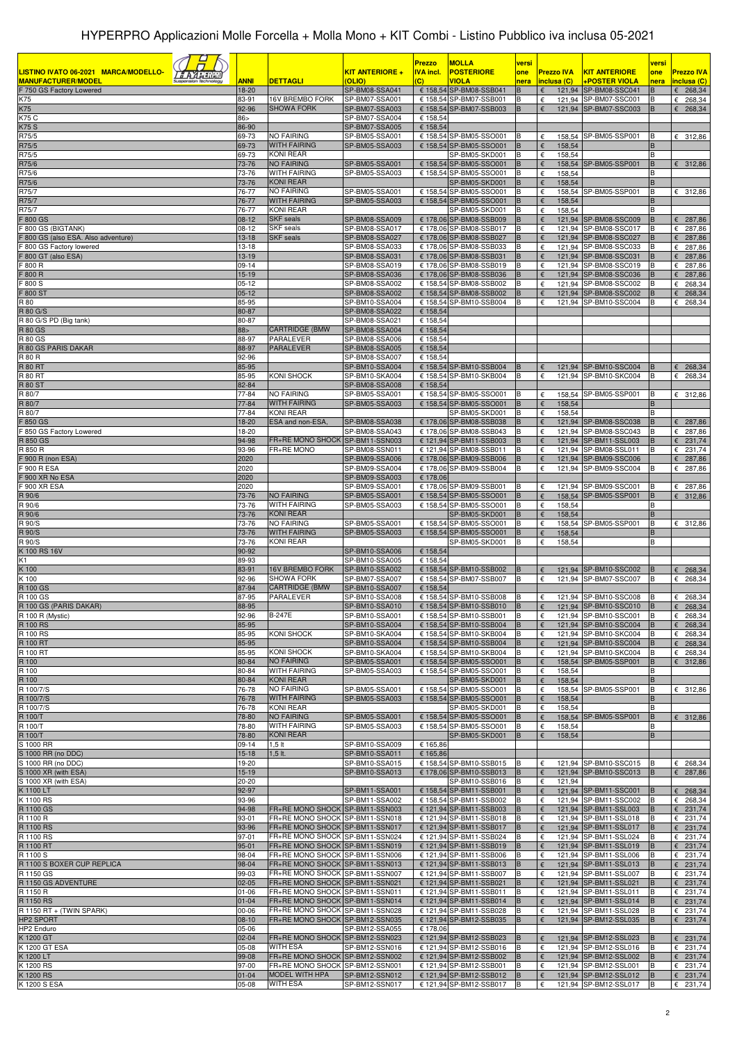# HYPERPRO Applicazioni Molle Forcella + Molla Mono + KIT Combi - Listino Pubblico iva inclusa 05-2021

| LISTINO IVATO 06-2021 MARCA/MODELLO-MANUFACTURER/MODEL | ANNI | DETTAGLI | KIT ANTERIORE + (OLIO) | Prezzo IVA incl. (C) | MOLLA POSTERIORE VIOLA | versione | Prezzo IVA inclusa (C) | KIT ANTERIORE +POSTER VIOLA | versione | Prezzo IVA inclusa (C) |
|---|---|---|---|---|---|---|---|---|---|---|
| F 750 GS Factory Lowered | 18-20 | | SP-BM08-SSA041 | € 158,54 | SP-BM08-SSB041 | B | € 121,94 | SP-BM08-SSC041 | B | € 268,34 |
| K75 | 83-91 | 16V BREMBO FORK | SP-BM07-SSA001 | € 158,54 | SP-BM07-SSB001 | B | € 121,94 | SP-BM07-SSC001 | B | € 268,34 |
| K75 | 92-96 | SHOWA FORK | SP-BM07-SSA003 | € 158,54 | SP-BM07-SSB003 | B | € 121,94 | SP-BM07-SSC003 | B | € 268,34 |
| K75 C | 86> | | SP-BM07-SSA004 | € 158,54 | | | | | | |
| K75 S | 86-90 | | SP-BM07-SSA005 | € 158,54 | | | | | | |
| R75/5 | 69-73 | NO FAIRING | SP-BM05-SSA001 | € 158,54 | SP-BM05-SSO001 | B | € 158,54 | SP-BM05-SSP001 | B | € 312,86 |
| R75/5 | 69-73 | WITH FAIRING | SP-BM05-SSA003 | € 158,54 | SP-BM05-SSO001 | B | € 158,54 | | B | |
| R75/5 | 69-73 | KONI REAR | | | SP-BM05-SKD001 | B | € 158,54 | | B | |
| R75/6 | 73-76 | NO FAIRING | SP-BM05-SSA001 | € 158,54 | SP-BM05-SSO001 | B | € 158,54 | SP-BM05-SSP001 | B | € 312,86 |
| R75/6 | 73-76 | WITH FAIRING | SP-BM05-SSA003 | € 158,54 | SP-BM05-SSO001 | B | € 158,54 | | B | |
| R75/6 | 73-76 | KONI REAR | | | SP-BM05-SKD001 | B | € 158,54 | | B | |
| R75/7 | 76-77 | NO FAIRING | SP-BM05-SSA001 | € 158,54 | SP-BM05-SSO001 | B | € 158,54 | SP-BM05-SSP001 | B | € 312,86 |
| R75/7 | 76-77 | WITH FAIRING | SP-BM05-SSA003 | € 158,54 | SP-BM05-SSO001 | B | € 158,54 | | B | |
| R75/7 | 76-77 | KONI REAR | | | SP-BM05-SKD001 | B | € 158,54 | | B | |
| F 800 GS | 08-12 | SKF seals | SP-BM08-SSA009 | € 178,06 | SP-BM08-SSB009 | B | € 121,94 | SP-BM08-SSC009 | B | € 287,86 |
| F 800 GS (BIGTANK) | 08-12 | SKF seals | SP-BM08-SSA017 | € 178,06 | SP-BM08-SSB017 | B | € 121,94 | SP-BM08-SSC017 | B | € 287,86 |
| F 800 GS (also ESA. Also adventure) | 13-18 | SKF seals | SP-BM08-SSA027 | € 178,06 | SP-BM08-SSB027 | B | € 121,94 | SP-BM08-SSC027 | B | € 287,86 |
| F 800 GS Factory lowered | 13-18 | | SP-BM08-SSA033 | € 178,06 | SP-BM08-SSB033 | B | € 121,94 | SP-BM08-SSC033 | B | € 287,86 |
| F 800 GT (also ESA) | 13-19 | | SP-BM08-SSA031 | € 178,06 | SP-BM08-SSB031 | B | € 121,94 | SP-BM08-SSC031 | B | € 287,86 |
| F 800 R | 09-14 | | SP-BM08-SSA019 | € 178,06 | SP-BM08-SSB019 | B | € 121,94 | SP-BM08-SSC019 | B | € 287,86 |
| F 800 R | 15-19 | | SP-BM08-SSA036 | € 178,06 | SP-BM08-SSB036 | B | € 121,94 | SP-BM08-SSC036 | B | € 287,86 |
| F 800 S | 05-12 | | SP-BM08-SSA002 | € 158,54 | SP-BM08-SSB002 | B | € 121,94 | SP-BM08-SSC002 | B | € 268,34 |
| F 800 ST | 05-12 | | SP-BM08-SSA002 | € 158,54 | SP-BM08-SSB002 | B | € 121,94 | SP-BM08-SSC002 | B | € 268,34 |
| R 80 | 85-95 | | SP-BM10-SSA004 | € 158,54 | SP-BM10-SSB004 | B | € 121,94 | SP-BM10-SSC004 | B | € 268,34 |
| R 80 G/S | 80-87 | | SP-BM08-SSA022 | € 158,54 | | | | | | |
| R 80 G/S PD (Big tank) | 80-87 | | SP-BM08-SSA021 | € 158,54 | | | | | | |
| R 80 GS | 88> | CARTRIDGE (BMW | SP-BM08-SSA004 | € 158,54 | | | | | | |
| R 80 GS | 88-97 | PARALEVER | SP-BM08-SSA006 | € 158,54 | | | | | | |
| R 80 GS PARIS DAKAR | 88-97 | PARALEVER | SP-BM08-SSA005 | € 158,54 | | | | | | |
| R 80 R | 92-96 | | SP-BM08-SSA007 | € 158,54 | | | | | | |
| R 80 RT | 85-95 | | SP-BM10-SSA004 | € 158,54 | SP-BM10-SSB004 | B | € 121,94 | SP-BM10-SSC004 | B | € 268,34 |
| R 80 RT | 85-95 | KONI SHOCK | SP-BM10-SKA004 | € 158,54 | SP-BM10-SKB004 | B | € 121,94 | SP-BM10-SKC004 | B | € 268,34 |
| R 80 ST | 82-84 | | SP-BM08-SSA008 | € 158,54 | | | | | | |
| R 80/7 | 77-84 | NO FAIRING | SP-BM05-SSA001 | € 158,54 | SP-BM05-SSO001 | B | € 158,54 | SP-BM05-SSP001 | B | € 312,86 |
| R 80/7 | 77-84 | WITH FAIRING | SP-BM05-SSA003 | € 158,54 | SP-BM05-SSO001 | B | € 158,54 | | B | |
| R 80/7 | 77-84 | KONI REAR | | | SP-BM05-SKD001 | B | € 158,54 | | B | |
| F 850 GS | 18-20 | ESA and non-ESA, | SP-BM08-SSA038 | € 178,06 | SP-BM08-SSB038 | B | € 121,94 | SP-BM08-SSC038 | B | € 287,86 |
| F 850 GS Factory Lowered | 18-20 | | SP-BM08-SSA043 | € 178,06 | SP-BM08-SSB043 | B | € 121,94 | SP-BM08-SSC043 | B | € 287,86 |
| R 850 GS | 94-98 | FR+RE MONO SHOCK | SP-BM11-SSN003 | € 121,94 | SP-BM11-SSB003 | B | € 121,94 | SP-BM11-SSL003 | B | € 231,74 |
| R 850 R | 93-96 | FR+RE MONO | SP-BM08-SSN011 | € 121,94 | SP-BM08-SSB011 | B | € 121,94 | SP-BM08-SSL011 | B | € 231,74 |
| F 900 R (non ESA) | 2020 | | SP-BM09-SSA006 | € 178,06 | SP-BM09-SSB006 | B | € 121,94 | SP-BM09-SSC006 | | € 287,86 |
| F 900 R ESA | 2020 | | SP-BM09-SSA004 | € 178,06 | SP-BM09-SSB004 | B | € 121,94 | SP-BM09-SSC004 | B | € 287,86 |
| F 900 XR No ESA | 2020 | | SP-BM09-SSA003 | € 178,06 | | | | | | |
| F 900 XR ESA | 2020 | | SP-BM09-SSA001 | € 178,06 | SP-BM09-SSB001 | B | € 121,94 | SP-BM09-SSC001 | B | € 287,86 |
| R 90/6 | 73-76 | NO FAIRING | SP-BM05-SSA001 | € 158,54 | SP-BM05-SSO001 | B | € 158,54 | SP-BM05-SSP001 | B | € 312,86 |
| R 90/6 | 73-76 | WITH FAIRING | SP-BM05-SSA003 | € 158,54 | SP-BM05-SSO001 | B | € 158,54 | | B | |
| R 90/6 | 73-76 | KONI REAR | | | SP-BM05-SKD001 | B | € 158,54 | | B | |
| R 90/S | 73-76 | NO FAIRING | SP-BM05-SSA001 | € 158,54 | SP-BM05-SSO001 | B | € 158,54 | SP-BM05-SSP001 | B | € 312,86 |
| R 90/S | 73-76 | WITH FAIRING | SP-BM05-SSA003 | € 158,54 | SP-BM05-SSO001 | B | € 158,54 | | B | |
| R 90/S | 73-76 | KONI REAR | | | SP-BM05-SKD001 | B | € 158,54 | | B | |
| K 100 RS 16V | 90-92 | | SP-BM10-SSA006 | € 158,54 | | | | | | |
| K1 | 89-93 | | SP-BM10-SSA005 | € 158,54 | | | | | | |
| K 100 | 83-91 | 16V BREMBO FORK | SP-BM10-SSA002 | € 158,54 | SP-BM10-SSB002 | B | € 121,94 | SP-BM10-SSC002 | B | € 268,34 |
| K 100 | 92-96 | SHOWA FORK | SP-BM07-SSA007 | € 158,54 | SP-BM07-SSB007 | B | € 121,94 | SP-BM07-SSC007 | B | € 268,34 |
| R 100 GS | 87-94 | CARTRIDGE (BMW | SP-BM10-SSA007 | € 158,54 | | | | | | |
| R 100 GS | 87-95 | PARALEVER | SP-BM10-SSA008 | € 158,54 | SP-BM10-SSB008 | B | € 121,94 | SP-BM10-SSC008 | B | € 268,34 |
| R 100 GS (PARIS DAKAR) | 88-95 | | SP-BM10-SSA010 | € 158,54 | SP-BM10-SSB010 | B | € 121,94 | SP-BM10-SSC010 | B | € 268,34 |
| R 100 R (Mystic) | 92-96 | B-247E | SP-BM10-SSA001 | € 158,54 | SP-BM10-SSB001 | B | € 121,94 | SP-BM10-SSC001 | B | € 268,34 |
| R 100 RS | 85-95 | | SP-BM10-SSA004 | € 158,54 | SP-BM10-SSB004 | B | € 121,94 | SP-BM10-SSC004 | B | € 268,34 |
| R 100 RS | 85-95 | KONI SHOCK | SP-BM10-SKA004 | € 158,54 | SP-BM10-SKB004 | B | € 121,94 | SP-BM10-SKC004 | B | € 268,34 |
| R 100 RT | 85-95 | | SP-BM10-SSA004 | € 158,54 | SP-BM10-SSB004 | B | € 121,94 | SP-BM10-SSC004 | B | € 268,34 |
| R 100 RT | 85-95 | KONI SHOCK | SP-BM10-SKA004 | € 158,54 | SP-BM10-SKB004 | B | € 121,94 | SP-BM10-SKC004 | B | € 268,34 |
| R 100 | 80-84 | NO FAIRING | SP-BM05-SSA001 | € 158,54 | SP-BM05-SSO001 | B | € 158,54 | SP-BM05-SSP001 | B | € 312,86 |
| R 100 | 80-84 | WITH FAIRING | SP-BM05-SSA003 | € 158,54 | SP-BM05-SSO001 | B | € 158,54 | | B | |
| R 100 | 80-84 | KONI REAR | | | SP-BM05-SKD001 | B | € 158,54 | | B | |
| R 100/7/S | 76-78 | NO FAIRING | SP-BM05-SSA001 | € 158,54 | SP-BM05-SSO001 | B | € 158,54 | SP-BM05-SSP001 | B | € 312,86 |
| R 100/7/S | 76-78 | WITH FAIRING | SP-BM05-SSA003 | € 158,54 | SP-BM05-SSO001 | B | € 158,54 | | B | |
| R 100/7/S | 76-78 | KONI REAR | | | SP-BM05-SKD001 | B | € 158,54 | | B | |
| R 100/T | 78-80 | NO FAIRING | SP-BM05-SSA001 | € 158,54 | SP-BM05-SSO001 | B | € 158,54 | SP-BM05-SSP001 | B | € 312,86 |
| R 100/T | 78-80 | WITH FAIRING | SP-BM05-SSA003 | € 158,54 | SP-BM05-SSO001 | B | € 158,54 | | B | |
| R 100/T | 78-80 | KONI REAR | | | SP-BM05-SKD001 | B | € 158,54 | | B | |
| S 1000 RR | 09-14 | 1,5 lt | SP-BM10-SSA009 | € 165,86 | | | | | | |
| S 1000 RR (no DDC) | 15-18 | 1,5 lt. | SP-BM10-SSA011 | € 165,86 | | | | | | |
| S 1000 RR (no DDC) | 19-20 | | SP-BM10-SSA015 | € 158,54 | SP-BM10-SSB015 | B | € 121,94 | SP-BM10-SSC015 | B | € 268,34 |
| S 1000 XR (with ESA) | 15-19 | | SP-BM10-SSA013 | € 178,06 | SP-BM10-SSB013 | B | € 121,94 | SP-BM10-SSC013 | B | € 287,86 |
| S 1000 XR (with ESA) | 20-20 | | | | SP-BM10-SSB016 | B | € 121,94 | | | |
| K 1100 LT | 92-97 | | SP-BM11-SSA001 | € 158,54 | SP-BM11-SSB001 | B | € 121,94 | SP-BM11-SSC001 | B | € 268,34 |
| K 1100 RS | 93-96 | | SP-BM11-SSA002 | € 158,54 | SP-BM11-SSB002 | B | € 121,94 | SP-BM11-SSC002 | B | € 268,34 |
| R 1100 GS | 94-98 | FR+RE MONO SHOCK | SP-BM11-SSN003 | € 121,94 | SP-BM11-SSB003 | B | € 121,94 | SP-BM11-SSL003 | B | € 231,74 |
| R 1100 R | 93-01 | FR+RE MONO SHOCK | SP-BM11-SSN018 | € 121,94 | SP-BM11-SSB018 | B | € 121,94 | SP-BM11-SSL018 | B | € 231,74 |
| R 1100 RS | 93-96 | FR+RE MONO SHOCK | SP-BM11-SSN017 | € 121,94 | SP-BM11-SSB017 | B | € 121,94 | SP-BM11-SSL017 | B | € 231,74 |
| R 1100 RS | 97-01 | FR+RE MONO SHOCK | SP-BM11-SSN024 | € 121,94 | SP-BM11-SSB024 | B | € 121,94 | SP-BM11-SSL024 | B | € 231,74 |
| R 1100 RT | 95-01 | FR+RE MONO SHOCK | SP-BM11-SSN019 | € 121,94 | SP-BM11-SSB019 | B | € 121,94 | SP-BM11-SSL019 | B | € 231,74 |
| R 1100 S | 98-04 | FR+RE MONO SHOCK | SP-BM11-SSN006 | € 121,94 | SP-BM11-SSB006 | B | € 121,94 | SP-BM11-SSL006 | B | € 231,74 |
| R 1100 S BOXER CUP REPLICA | 98-04 | FR+RE MONO SHOCK | SP-BM11-SSN013 | € 121,94 | SP-BM11-SSB013 | B | € 121,94 | SP-BM11-SSL013 | B | € 231,74 |
| R 1150 GS | 99-03 | FR+RE MONO SHOCK | SP-BM11-SSN007 | € 121,94 | SP-BM11-SSB007 | B | € 121,94 | SP-BM11-SSL007 | B | € 231,74 |
| R 1150 GS ADVENTURE | 02-05 | FR+RE MONO SHOCK | SP-BM11-SSN021 | € 121,94 | SP-BM11-SSB021 | B | € 121,94 | SP-BM11-SSL021 | B | € 231,74 |
| R 1150 R | 01-06 | FR+RE MONO SHOCK | SP-BM11-SSN011 | € 121,94 | SP-BM11-SSB011 | B | € 121,94 | SP-BM11-SSL011 | B | € 231,74 |
| R 1150 RS | 01-04 | FR+RE MONO SHOCK | SP-BM11-SSN014 | € 121,94 | SP-BM11-SSB014 | B | € 121,94 | SP-BM11-SSL014 | B | € 231,74 |
| R 1150 RT + (TWIN SPARK) | 00-06 | FR+RE MONO SHOCK | SP-BM11-SSN028 | € 121,94 | SP-BM11-SSB028 | B | € 121,94 | SP-BM11-SSL028 | B | € 231,74 |
| HP2 SPORT | 08-10 | FR+RE MONO SHOCK | SP-BM12-SSN035 | € 121,94 | SP-BM12-SSB035 | B | € 121,94 | SP-BM12-SSL035 | B | € 231,74 |
| HP2 Enduro | 05-06 | | SP-BM12-SSA055 | € 178,06 | | | | | | |
| K 1200 GT | 02-04 | FR+RE MONO SHOCK | SP-BM12-SSN023 | € 121,94 | SP-BM12-SSB023 | B | € 121,94 | SP-BM12-SSL023 | B | € 231,74 |
| K 1200 GT ESA | 05-08 | WITH ESA | SP-BM12-SSN016 | € 121,94 | SP-BM12-SSB016 | B | € 121,94 | SP-BM12-SSL016 | B | € 231,74 |
| K 1200 LT | 99-08 | FR+RE MONO SHOCK | SP-BM12-SSN002 | € 121,94 | SP-BM12-SSB002 | B | € 121,94 | SP-BM12-SSL002 | B | € 231,74 |
| K 1200 RS | 97-00 | FR+RE MONO SHOCK | SP-BM12-SSN001 | € 121,94 | SP-BM12-SSB001 | B | € 121,94 | SP-BM12-SSL001 | B | € 231,74 |
| K 1200 RS | 01-04 | MODEL WITH HPA | SP-BM12-SSN012 | € 121,94 | SP-BM12-SSB012 | B | € 121,94 | SP-BM12-SSL012 | B | € 231,74 |
| K 1200 S ESA | 05-08 | WITH ESA | SP-BM12-SSN017 | € 121,94 | SP-BM12-SSB017 | B | € 121,94 | SP-BM12-SSL017 | B | € 231,74 |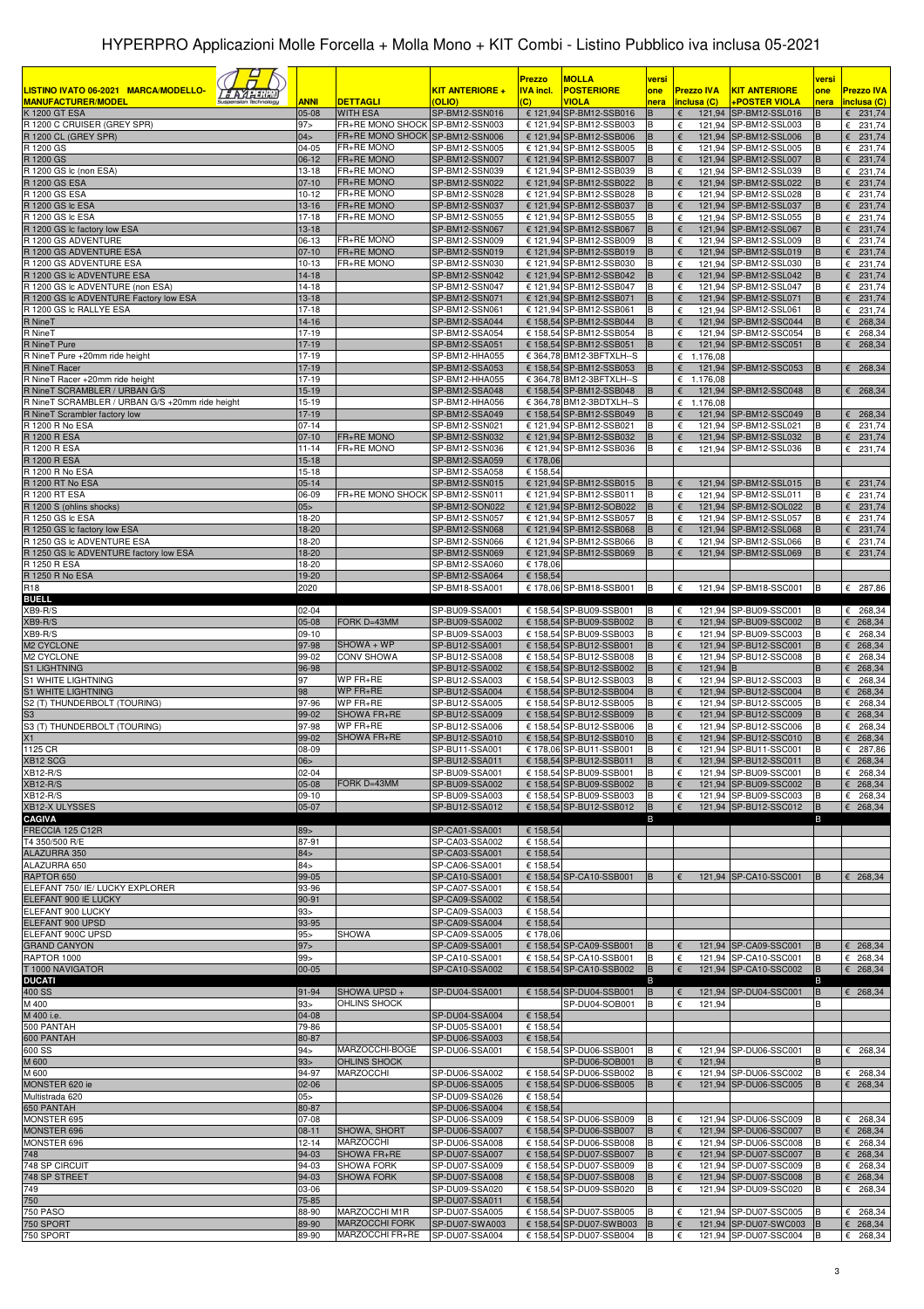# HYPERPRO Applicazioni Molle Forcella + Molla Mono + KIT Combi - Listino Pubblico iva inclusa 05-2021

| LISTINO IVATO 06-2021 MARCA/MODELLO-MANUFACTURER/MODEL | ANNI | DETTAGLI | KIT ANTERIORE + (OLIO) | Prezzo IVA incl. (C) | MOLLA POSTERIORE VIOLA | versione nera | Prezzo IVA inclusa (C) | KIT ANTERIORE +POSTER VIOLA | versione nera | Prezzo IVA inclusa (C) |
|---|---|---|---|---|---|---|---|---|---|---|
| K 1200 GT ESA | 05-08 | WITH ESA | SP-BM12-SSN016 | € 121,94 | SP-BM12-SSB016 | B | € 121,94 | SP-BM12-SSL016 | B | € 231,74 |
| R 1200 C CRUISER (GREY SPR) | 97> | FR+RE MONO SHOCK | SP-BM12-SSN003 | € 121,94 | SP-BM12-SSB003 | B | € 121,94 | SP-BM12-SSL003 | B | € 231,74 |
| R 1200 CL (GREY SPR) | 04> | FR+RE MONO SHOCK | SP-BM12-SSN006 | € 121,94 | SP-BM12-SSB006 | B | € 121,94 | SP-BM12-SSL006 | B | € 231,74 |
| R 1200 GS | 04-05 | FR+RE MONO | SP-BM12-SSN005 | € 121,94 | SP-BM12-SSB005 | B | € 121,94 | SP-BM12-SSL005 | B | € 231,74 |
| R 1200 GS | 06-12 | FR+RE MONO | SP-BM12-SSN007 | € 121,94 | SP-BM12-SSB007 | B | € 121,94 | SP-BM12-SSL007 | B | € 231,74 |
| R 1200 GS lc (non ESA) | 13-18 | FR+RE MONO | SP-BM12-SSN039 | € 121,94 | SP-BM12-SSB039 | B | € 121,94 | SP-BM12-SSL039 | B | € 231,74 |
| R 1200 GS ESA | 07-10 | FR+RE MONO | SP-BM12-SSN022 | € 121,94 | SP-BM12-SSB022 | B | € 121,94 | SP-BM12-SSL022 | B | € 231,74 |
| R 1200 GS ESA | 10-12 | FR+RE MONO | SP-BM12-SSN028 | € 121,94 | SP-BM12-SSB028 | B | € 121,94 | SP-BM12-SSL028 | B | € 231,74 |
| R 1200 GS lc ESA | 13-16 | FR+RE MONO | SP-BM12-SSN037 | € 121,94 | SP-BM12-SSB037 | B | € 121,94 | SP-BM12-SSL037 | B | € 231,74 |
| R 1200 GS lc ESA | 17-18 | FR+RE MONO | SP-BM12-SSN055 | € 121,94 | SP-BM12-SSB055 | B | € 121,94 | SP-BM12-SSL055 | B | € 231,74 |
| R 1200 GS lc factory low ESA | 13-18 | | SP-BM12-SSN067 | € 121,94 | SP-BM12-SSB067 | B | € 121,94 | SP-BM12-SSL067 | B | € 231,74 |
| R 1200 GS ADVENTURE | 06-13 | FR+RE MONO | SP-BM12-SSN009 | € 121,94 | SP-BM12-SSB009 | B | € 121,94 | SP-BM12-SSL009 | B | € 231,74 |
| R 1200 GS ADVENTURE ESA | 07-10 | FR+RE MONO | SP-BM12-SSN019 | € 121,94 | SP-BM12-SSB019 | B | € 121,94 | SP-BM12-SSL019 | B | € 231,74 |
| R 1200 GS ADVENTURE ESA | 10-13 | FR+RE MONO | SP-BM12-SSN030 | € 121,94 | SP-BM12-SSB030 | B | € 121,94 | SP-BM12-SSL030 | B | € 231,74 |
| R 1200 GS lc ADVENTURE ESA | 14-18 | | SP-BM12-SSN042 | € 121,94 | SP-BM12-SSB042 | B | € 121,94 | SP-BM12-SSL042 | B | € 231,74 |
| R 1200 GS lc ADVENTURE (non ESA) | 14-18 | | SP-BM12-SSN047 | € 121,94 | SP-BM12-SSB047 | B | € 121,94 | SP-BM12-SSL047 | B | € 231,74 |
| R 1200 GS lc ADVENTURE Factory low ESA | 13-18 | | SP-BM12-SSN071 | € 121,94 | SP-BM12-SSB071 | B | € 121,94 | SP-BM12-SSL071 | B | € 231,74 |
| R 1200 GS lc RALLYE ESA | 17-18 | | SP-BM12-SSN061 | € 121,94 | SP-BM12-SSB061 | B | € 121,94 | SP-BM12-SSL061 | B | € 231,74 |
| R NineT | 14-16 | | SP-BM12-SSA044 | € 158,54 | SP-BM12-SSB044 | B | € 121,94 | SP-BM12-SSC044 | B | € 268,34 |
| R NineT | 17-19 | | SP-BM12-SSA054 | € 158,54 | SP-BM12-SSB054 | B | € 121,94 | SP-BM12-SSC054 | B | € 268,34 |
| R NineT Pure | 17-19 | | SP-BM12-SSA051 | € 158,54 | SP-BM12-SSB051 | B | € 121,94 | SP-BM12-SSC051 | B | € 268,34 |
| R NineT Pure +20mm ride height | 17-19 | | SP-BM12-HHA055 | € 364,78 | BM12-3BFTXLH--S | | € 1.176,08 | | | |
| R NineT Racer | 17-19 | | SP-BM12-SSA053 | € 158,54 | SP-BM12-SSB053 | B | € 121,94 | SP-BM12-SSC053 | B | € 268,34 |
| R NineT Racer +20mm ride height | 17-19 | | SP-BM12-HHA055 | € 364,78 | BM12-3BFTXLH--S | | € 1.176,08 | | | |
| R NineT SCRAMBLER / URBAN G/S | 15-19 | | SP-BM12-SSA048 | € 158,54 | SP-BM12-SSB048 | B | € 121,94 | SP-BM12-SSC048 | B | € 268,34 |
| R NineT SCRAMBLER / URBAN G/S +20mm ride height | 15-19 | | SP-BM12-HHA056 | € 364,78 | BM12-3BDTXLH--S | | € 1.176,08 | | | |
| R NineT Scrambler factory low | 17-19 | | SP-BM12-SSA049 | € 158,54 | SP-BM12-SSB049 | B | € 121,94 | SP-BM12-SSC049 | B | € 268,34 |
| R 1200 R No ESA | 07-14 | | SP-BM12-SSN021 | € 121,94 | SP-BM12-SSB021 | B | € 121,94 | SP-BM12-SSL021 | B | € 231,74 |
| R 1200 R ESA | 07-10 | FR+RE MONO | SP-BM12-SSN032 | € 121,94 | SP-BM12-SSB032 | B | € 121,94 | SP-BM12-SSL032 | B | € 231,74 |
| R 1200 R ESA | 11-14 | FR+RE MONO | SP-BM12-SSN036 | € 121,94 | SP-BM12-SSB036 | B | € 121,94 | SP-BM12-SSL036 | B | € 231,74 |
| R 1200 R ESA | 15-18 | | SP-BM12-SSA059 | € 178,06 | | | | | | |
| R 1200 R No ESA | 15-18 | | SP-BM12-SSA058 | € 158,54 | | | | | | |
| R 1200 RT No ESA | 05-14 | | SP-BM12-SSN015 | € 121,94 | SP-BM12-SSB015 | B | € 121,94 | SP-BM12-SSL015 | B | € 231,74 |
| R 1200 RT ESA | 06-09 | FR+RE MONO SHOCK | SP-BM12-SSN011 | € 121,94 | SP-BM12-SSB011 | B | € 121,94 | SP-BM12-SSL011 | B | € 231,74 |
| R 1200 S (ohlins shocks) | 05> | | SP-BM12-SON022 | € 121,94 | SP-BM12-SOB022 | B | € 121,94 | SP-BM12-SOL022 | B | € 231,74 |
| R 1250 GS lc ESA | 18-20 | | SP-BM12-SSN057 | € 121,94 | SP-BM12-SSB057 | B | € 121,94 | SP-BM12-SSL057 | B | € 231,74 |
| R 1250 GS lc factory low ESA | 18-20 | | SP-BM12-SSN068 | € 121,94 | SP-BM12-SSB068 | B | € 121,94 | SP-BM12-SSL068 | B | € 231,74 |
| R 1250 GS lc ADVENTURE ESA | 18-20 | | SP-BM12-SSN066 | € 121,94 | SP-BM12-SSB066 | B | € 121,94 | SP-BM12-SSL066 | B | € 231,74 |
| R 1250 GS lc ADVENTURE factory low ESA | 18-20 | | SP-BM12-SSN069 | € 121,94 | SP-BM12-SSB069 | B | € 121,94 | SP-BM12-SSL069 | B | € 231,74 |
| R 1250 R ESA | 18-20 | | SP-BM12-SSA060 | € 178,06 | | | | | | |
| R 1250 R No ESA | 19-20 | | SP-BM12-SSA064 | € 158,54 | | | | | | |
| R18 | 2020 | | SP-BM18-SSA001 | € 178,06 | SP-BM18-SSB001 | B | € 121,94 | SP-BM18-SSC001 | B | € 287,86 |
| **BUELL** | | | | | | | | | | |
| XB9-R/S | 02-04 | | SP-BU09-SSA001 | € 158,54 | SP-BU09-SSB001 | B | € 121,94 | SP-BU09-SSC001 | B | € 268,34 |
| XB9-R/S | 05-08 | FORK D=43MM | SP-BU09-SSA002 | € 158,54 | SP-BU09-SSB002 | B | € 121,94 | SP-BU09-SSC002 | B | € 268,34 |
| XB9-R/S | 09-10 | | SP-BU09-SSA003 | € 158,54 | SP-BU09-SSB003 | B | € 121,94 | SP-BU09-SSC003 | B | € 268,34 |
| M2 CYCLONE | 97-98 | SHOWA + WP | SP-BU12-SSA001 | € 158,54 | SP-BU12-SSB001 | B | € 121,94 | SP-BU12-SSC001 | B | € 268,34 |
| M2 CYCLONE | 99-02 | CONV SHOWA | SP-BU12-SSA008 | € 158,54 | SP-BU12-SSB008 | B | € 121,94 | SP-BU12-SSC008 | B | € 268,34 |
| S1 LIGHTNING | 96-98 | | SP-BU12-SSA002 | € 158,54 | SP-BU12-SSB002 | B | € 121,94 | B | B | € 268,34 |
| S1 WHITE LIGHTNING | 97 | WP FR+RE | SP-BU12-SSA003 | € 158,54 | SP-BU12-SSB003 | B | € 121,94 | SP-BU12-SSC003 | B | € 268,34 |
| S1 WHITE LIGHTNING | 98 | WP FR+RE | SP-BU12-SSA004 | € 158,54 | SP-BU12-SSB004 | B | € 121,94 | SP-BU12-SSC004 | B | € 268,34 |
| S2 (T) THUNDERBOLT (TOURING) | 97-96 | WP FR+RE | SP-BU12-SSA005 | € 158,54 | SP-BU12-SSB005 | B | € 121,94 | SP-BU12-SSC005 | B | € 268,34 |
| S3 | 99-02 | SHOWA FR+RE | SP-BU12-SSA009 | € 158,54 | SP-BU12-SSB009 | B | € 121,94 | SP-BU12-SSC009 | B | € 268,34 |
| S3 (T) THUNDERBOLT (TOURING) | 97-98 | WP FR+RE | SP-BU12-SSA006 | € 158,54 | SP-BU12-SSB006 | B | € 121,94 | SP-BU12-SSC006 | B | € 268,34 |
| X1 | 99-02 | SHOWA FR+RE | SP-BU12-SSA010 | € 158,54 | SP-BU12-SSB010 | B | € 121,94 | SP-BU12-SSC010 | B | € 268,34 |
| 1125 CR | 08-09 | | SP-BU11-SSA001 | € 178,06 | SP-BU11-SSB001 | B | € 121,94 | SP-BU11-SSC001 | B | € 287,86 |
| XB12 SCG | 06> | | SP-BU12-SSA011 | € 158,54 | SP-BU12-SSB011 | B | € 121,94 | SP-BU12-SSC011 | B | € 268,34 |
| XB12-R/S | 02-04 | | SP-BU09-SSA001 | € 158,54 | SP-BU09-SSB001 | B | € 121,94 | SP-BU09-SSC001 | B | € 268,34 |
| XB12-R/S | 05-08 | FORK D=43MM | SP-BU09-SSA002 | € 158,54 | SP-BU09-SSB002 | B | € 121,94 | SP-BU09-SSC002 | B | € 268,34 |
| XB12-R/S | 09-10 | | SP-BU09-SSA003 | € 158,54 | SP-BU09-SSB003 | B | € 121,94 | SP-BU09-SSC003 | B | € 268,34 |
| XB12-X ULYSSES | 05-07 | | SP-BU12-SSA012 | € 158,54 | SP-BU12-SSB012 | B | € 121,94 | SP-BU12-SSC012 | B | € 268,34 |
| **CAGIVA** | | | | | | B | | | B | |
| FRECCIA 125 C12R | 89> | | SP-CA01-SSA001 | € 158,54 | | | | | | |
| T4 350/500 R/E | 87-91 | | SP-CA03-SSA002 | € 158,54 | | | | | | |
| ALAZURRA 350 | 84> | | SP-CA03-SSA001 | € 158,54 | | | | | | |
| ALAZURRA 650 | 84> | | SP-CA06-SSA001 | € 158,54 | | | | | | |
| RAPTOR 650 | 99-05 | | SP-CA10-SSA001 | € 158,54 | SP-CA10-SSB001 | B | € 121,94 | SP-CA10-SSC001 | B | € 268,34 |
| ELEFANT 750/ IE/ LUCKY EXPLORER | 93-96 | | SP-CA07-SSA001 | € 158,54 | | | | | | |
| ELEFANT 900 IE LUCKY | 90-91 | | SP-CA09-SSA002 | € 158,54 | | | | | | |
| ELEFANT 900 LUCKY | 93> | | SP-CA09-SSA003 | € 158,54 | | | | | | |
| ELEFANT 900 UPSD | 93-95 | | SP-CA09-SSA004 | € 158,54 | | | | | | |
| ELEFANT 900C UPSD | 95> | SHOWA | SP-CA09-SSA005 | € 178,06 | | | | | | |
| GRAND CANYON | 97> | | SP-CA09-SSA001 | € 158,54 | SP-CA09-SSB001 | B | € 121,94 | SP-CA09-SSC001 | B | € 268,34 |
| RAPTOR 1000 | 99> | | SP-CA10-SSA001 | € 158,54 | SP-CA10-SSB001 | B | € 121,94 | SP-CA10-SSC001 | B | € 268,34 |
| T 1000 NAVIGATOR | 00-05 | | SP-CA10-SSA002 | € 158,54 | SP-CA10-SSB002 | B | € 121,94 | SP-CA10-SSC002 | B | € 268,34 |
| **DUCATI** | | | | | | B | | | B | |
| 400 SS | 91-94 | SHOWA UPSD + | SP-DU04-SSA001 | € 158,54 | SP-DU04-SSB001 | B | € 121,94 | SP-DU04-SSC001 | B | € 268,34 |
| M 400 | 93> | OHLINS SHOCK | | | SP-DU04-SOB001 | B | € 121,94 | | B | |
| M 400 i.e. | 04-08 | | SP-DU04-SSA004 | € 158,54 | | | | | | |
| 500 PANTAH | 79-86 | | SP-DU05-SSA001 | € 158,54 | | | | | | |
| 600 PANTAH | 80-87 | | SP-DU06-SSA003 | € 158,54 | | | | | | |
| 600 SS | 94> | MARZOCCHI-BOGE | SP-DU06-SSA001 | € 158,54 | SP-DU06-SSB001 | B | € 121,94 | SP-DU06-SSC001 | B | € 268,34 |
| M 600 | 93> | OHLINS SHOCK | | | SP-DU06-SOB001 | B | € 121,94 | | B | |
| M 600 | 94-97 | MARZOCCHI | SP-DU06-SSA002 | € 158,54 | SP-DU06-SSB002 | B | € 121,94 | SP-DU06-SSC002 | B | € 268,34 |
| MONSTER 620 ie | 02-06 | | SP-DU06-SSA005 | € 158,54 | SP-DU06-SSB005 | B | € 121,94 | SP-DU06-SSC005 | B | € 268,34 |
| Multistrada 620 | 05> | | SP-DU09-SSA026 | € 158,54 | | | | | | |
| 650 PANTAH | 80-87 | | SP-DU06-SSA004 | € 158,54 | | | | | | |
| MONSTER 695 | 07-08 | | SP-DU06-SSA009 | € 158,54 | SP-DU06-SSB009 | B | € 121,94 | SP-DU06-SSC009 | B | € 268,34 |
| MONSTER 696 | 08-11 | SHOWA, SHORT | SP-DU06-SSA007 | € 158,54 | SP-DU06-SSB007 | B | € 121,94 | SP-DU06-SSC007 | B | € 268,34 |
| MONSTER 696 | 12-14 | MARZOCCHI | SP-DU06-SSA008 | € 158,54 | SP-DU06-SSB008 | B | € 121,94 | SP-DU06-SSC008 | B | € 268,34 |
| 748 | 94-03 | SHOWA FR+RE | SP-DU07-SSA007 | € 158,54 | SP-DU07-SSB007 | B | € 121,94 | SP-DU07-SSC007 | B | € 268,34 |
| 748 SP CIRCUIT | 94-03 | SHOWA FORK | SP-DU07-SSA009 | € 158,54 | SP-DU07-SSB009 | B | € 121,94 | SP-DU07-SSC009 | B | € 268,34 |
| 748 SP STREET | 94-03 | SHOWA FORK | SP-DU07-SSA008 | € 158,54 | SP-DU07-SSB008 | B | € 121,94 | SP-DU07-SSC008 | B | € 268,34 |
| 749 | 03-06 | | SP-DU09-SSA020 | € 158,54 | SP-DU09-SSB020 | B | € 121,94 | SP-DU09-SSC020 | B | € 268,34 |
| 750 | 75-85 | | SP-DU07-SSA011 | € 158,54 | | | | | | |
| 750 PASO | 88-90 | MARZOCCHI M1R | SP-DU07-SSA005 | € 158,54 | SP-DU07-SSB005 | B | € 121,94 | SP-DU07-SSC005 | B | € 268,34 |
| 750 SPORT | 89-90 | MARZOCCHI FORK | SP-DU07-SWA003 | € 158,54 | SP-DU07-SWB003 | B | € 121,94 | SP-DU07-SWC003 | B | € 268,34 |
| 750 SPORT | 89-90 | MARZOCCHI FR+RE | SP-DU07-SSA004 | € 158,54 | SP-DU07-SSB004 | B | € 121,94 | SP-DU07-SSC004 | B | € 268,34 |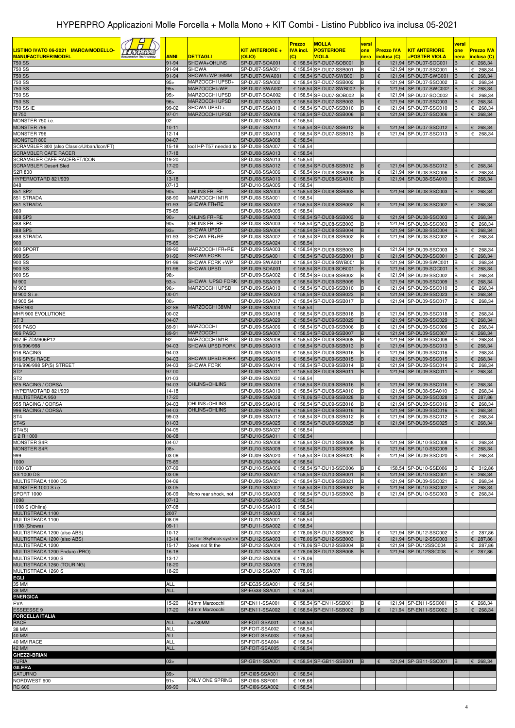# HYPERPRO Applicazioni Molle Forcella + Molla Mono + KIT Combi - Listino Pubblico iva inclusa 05-2021

| LISTINO IVATO 06-2021 MARCA/MODELLO-MANUFACTURER/MODEL | ANNI | DETTAGLI | KIT ANTERIORE + (OLIO) | Prezzo IVA incl. (C) | MOLLA POSTERIORE VIOLA | versione nera | Prezzo IVA inclusa (C) | KIT ANTERIORE +POSTER VIOLA | versione nera | Prezzo IVA inclusa (C) |
|---|---|---|---|---|---|---|---|---|---|---|
| 750 SS | 91-94 | SHOWA+OHLINS | SP-DU07-SOA001 | € 158,54 | SP-DU07-SOB001 | B | € 121,94 | SP-DU07-SOC001 | B | € 268,34 |
| 750 SS | 91-94 | SHOWA | SP-DU07-SSA001 | € 158,54 | SP-DU07-SSB001 | B | € 121,94 | SP-DU07-SSC001 | B | € 268,34 |
| 750 SS | 91-94 | SHOWA+WP 36MM | SP-DU07-SWA001 | € 158,54 | SP-DU07-SWB001 | B | € 121,94 | SP-DU07-SWC001 | B | € 268,34 |
| 750 SS | 95> | MARZOCCHI UPSD+ | SP-DU07-SSA002 | € 158,54 | SP-DU07-SSB002 | B | € 121,94 | SP-DU07-SSC002 | B | € 268,34 |
| 750 SS | 95> | MARZOCCHI+WP | SP-DU07-SWA002 | € 158,54 | SP-DU07-SWB002 | B | € 121,94 | SP-DU07-SWC002 | B | € 268,34 |
| 750 SS | 95> | MARZOCCHI UPSD | SP-DU07-SOA002 | € 158,54 | SP-DU07-SOB002 | B | € 121,94 | SP-DU07-SOC002 | B | € 268,34 |
| 750 SS | 96> | MARZOCCHI UPSD | SP-DU07-SSA003 | € 158,54 | SP-DU07-SSB003 | B | € 121,94 | SP-DU07-SSC003 | B | € 268,34 |
| 750 SS IE | 99-02 | SHOWA UPSD + | SP-DU07-SSA010 | € 158,54 | SP-DU07-SSB010 | B | € 121,94 | SP-DU07-SSC010 | B | € 268,34 |
| M 750 | 97-01 | MARZOCCHI UPSD | SP-DU07-SSA006 | € 158,54 | SP-DU07-SSB006 | B | € 121,94 | SP-DU07-SSC006 | B | € 268,34 |
| MONSTER 750 i.e. | 02 | | SP-DU07-SSA014 | € 158,54 | | | | | | |
| MONSTER 796 | 10-11 | | SP-DU07-SSA012 | € 158,54 | SP-DU07-SSB012 | B | € 121,94 | SP-DU07-SSC012 | B | € 268,34 |
| MONSTER 796 | 12-14 | | SP-DU07-SSA013 | € 158,54 | SP-DU07-SSB013 | B | € 121,94 | SP-DU07-SSC013 | B | € 268,34 |
| MONSTER 800 | 04-07 | | SP-DU08-SSA008 | € 158,54 | | | | | | |
| SCRAMBLER 800 (also Classic/Urban/Icon/FT) | 15-18 | tool HP-T57 needed to | SP-DU08-SSA007 | € 158,54 | | | | | | |
| SCRAMBLER CAFE RACER | 17-18 | | SP-DU08-SSA013 | € 158,54 | | | | | | |
| SCRAMBLER CAFE RACER/FT/ICON | 19-20 | | SP-DU08-SSA013 | € 158,54 | | | | | | |
| SCRAMBLER Desert Sled | 17-20 | | SP-DU08-SSA012 | € 158,54 | SP-DU08-SSB012 | B | € 121,94 | SP-DU08-SSC012 | B | € 268,34 |
| S2R 800 | 05> | | SP-DU08-SSA006 | € 158,54 | SP-DU08-SSB006 | B | € 121,94 | SP-DU08-SSC006 | B | € 268,34 |
| HYPERMOTARD 821/939 | 13-18 | | SP-DU08-SSA010 | € 158,54 | SP-DU08-SSA010 | B | € 121,94 | SP-DU08-SSA010 | B | € 268,34 |
| 848 | 07-13 | | SP-DU10-SSA005 | € 158,54 | | | | | | |
| 851 SP2 | 90> | OHLINS FR+RE | SP-DU08-SSA003 | € 158,54 | SP-DU08-SSB003 | B | € 121,94 | SP-DU08-SSC003 | B | € 268,34 |
| 851 STRADA | 88-90 | MARZOCCHI M1R | SP-DU08-SSA001 | € 158,54 | | | | | | |
| 851 STRADA | 91-93 | SHOWA FR+RE | SP-DU08-SSA002 | € 158,54 | SP-DU08-SSB002 | B | € 121,94 | SP-DU08-SSC002 | B | € 268,34 |
| 860 | 75-85 | | SP-DU08-SSA005 | € 158,54 | | | | | | |
| 888 SP3 | 90> | OHLINS FR+RE | SP-DU08-SSA003 | € 158,54 | SP-DU08-SSB003 | B | € 121,94 | SP-DU08-SSC003 | B | € 268,34 |
| 888 SP4 | 90> | OHLINS FR+RE | SP-DU08-SSA003 | € 158,54 | SP-DU08-SSB003 | B | € 121,94 | SP-DU08-SSC003 | B | € 268,34 |
| 888 SP5 | 93> | SHOWA UPSD | SP-DU08-SSA004 | € 158,54 | SP-DU08-SSB004 | B | € 121,94 | SP-DU08-SSC004 | B | € 268,34 |
| 888 STRADA | 91-93 | SHOWA FR+RE | SP-DU08-SSA002 | € 158,54 | SP-DU08-SSB002 | B | € 121,94 | SP-DU08-SSC002 | B | € 268,34 |
| 900 | 75-85 | | SP-DU09-SSA024 | € 158,54 | | | | | | |
| 900 SPORT | 89-90 | MARZOCCHI FR+RE | SP-DU09-SSA003 | € 158,54 | SP-DU09-SSB003 | B | € 121,94 | SP-DU09-SSC003 | B | € 268,34 |
| 900 SS | 91-96 | SHOWA FORK | SP-DU09-SSA001 | € 158,54 | SP-DU09-SSB001 | B | € 121,94 | SP-DU09-SSC001 | B | € 268,34 |
| 900 SS | 91-96 | SHOWA FORK +WP | SP-DU09-SWA001 | € 158,54 | SP-DU09-SWB001 | B | € 121,94 | SP-DU09-SWC001 | B | € 268,34 |
| 900 SS | 91-96 | SHOWA UPSD | SP-DU09-SOA001 | € 158,54 | SP-DU09-SOB001 | B | € 121,94 | SP-DU09-SOC001 | B | € 268,34 |
| 900 SS | 98> | | SP-DU09-SSA002 | € 158,54 | SP-DU09-SSB002 | B | € 121,94 | SP-DU09-SSC002 | B | € 268,34 |
| M 900 | 93-> | SHOWA UPSD FORK | SP-DU09-SSA009 | € 158,54 | SP-DU09-SSB009 | B | € 121,94 | SP-DU09-SSC009 | B | € 268,34 |
| M 900 | 96> | MARZOCCHI UPSD | SP-DU09-SSA010 | € 158,54 | SP-DU09-SSB010 | B | € 121,94 | SP-DU09-SSC010 | B | € 268,34 |
| M 900 S i.e. | 00-01 | | SP-DU09-SSA023 | € 158,54 | SP-DU09-SSB023 | B | € 121,94 | SP-DU09-SSC023 | B | € 268,34 |
| M 900 S4 | 00> | | SP-DU09-SSA017 | € 158,54 | SP-DU09-SSB017 | B | € 121,94 | SP-DU09-SSC017 | B | € 268,34 |
| MHR 900 | 82-86 | MARZOCCHI 38MM | SP-DU09-SSA004 | € 158,54 | | | | | | |
| MHR 900 EVOLUTIONE | 00-02 | | SP-DU09-SSA018 | € 158,54 | SP-DU09-SSB018 | B | € 121,94 | SP-DU09-SSC018 | B | € 268,34 |
| ST 3 | 04-07 | | SP-DU09-SSA029 | € 158,54 | SP-DU09-SSB029 | B | € 121,94 | SP-DU09-SSC029 | B | € 268,34 |
| 906 PASO | 89-91 | MARZOCCHI | SP-DU09-SSA006 | € 158,54 | SP-DU09-SSB006 | B | € 121,94 | SP-DU09-SSC006 | B | € 268,34 |
| 906 PASO | 89-91 | MARZOCCHI | SP-DU09-SSA007 | € 158,54 | SP-DU09-SSB007 | B | € 121,94 | SP-DU09-SSC007 | B | € 268,34 |
| 907 IE ZDM906P12 | 92 | MARZOCCHI M1R | SP-DU09-SSA008 | € 158,54 | SP-DU09-SSB008 | B | € 121,94 | SP-DU09-SSC008 | B | € 268,34 |
| 916/996/998 | 94-03 | SHOWA UPSD FORK | SP-DU09-SSA013 | € 158,54 | SP-DU09-SSB013 | B | € 121,94 | SP-DU09-SSC013 | B | € 268,34 |
| 916 RACING | 94-03 | | SP-DU09-SSA016 | € 158,54 | SP-DU09-SSB016 | B | € 121,94 | SP-DU09-SSC016 | B | € 268,34 |
| 916 SP(S) RACE | 94-03 | SHOWA UPSD FORK | SP-DU09-SSA015 | € 158,54 | SP-DU09-SSB015 | B | € 121,94 | SP-DU09-SSC015 | B | € 268,34 |
| 916/996/998 SP(S) STREET | 94-03 | SHOWA FORK | SP-DU09-SSA014 | € 158,54 | SP-DU09-SSB014 | B | € 121,94 | SP-DU09-SSC014 | B | € 268,34 |
| ST2 | 97-00 | | SP-DU09-SSA011 | € 158,54 | SP-DU09-SSB011 | B | € 121,94 | SP-DU09-SSC011 | B | € 268,34 |
| ST2 | 01-03 | | SP-DU09-SSA032 | € 158,54 | | | | | | |
| 925 RACING / CORSA | 94-03 | OHLINS+OHLINS | SP-DU09-SSA016 | € 158,54 | SP-DU09-SSB016 | B | € 121,94 | SP-DU09-SSC016 | B | € 268,34 |
| HYPERMOTARD 821/939 | 14-18 | | SP-DU08-SSA010 | € 158,54 | SP-DU08-SSA010 | B | € 121,94 | SP-DU08-SSA010 | B | € 268,34 |
| MULTISTRADA 950 | 17-20 | | SP-DU09-SSA028 | € 178,06 | SP-DU09-SSB028 | B | € 121,94 | SP-DU09-SSC028 | B | € 287,86 |
| 955 RACING / CORSA | 94-03 | OHLINS+OHLINS | SP-DU09-SSA016 | € 158,54 | SP-DU09-SSB016 | B | € 121,94 | SP-DU09-SSC016 | B | € 268,34 |
| 996 RACING / CORSA | 94-03 | OHLINS+OHLINS | SP-DU09-SSA016 | € 158,54 | SP-DU09-SSB016 | B | € 121,94 | SP-DU09-SSC016 | B | € 268,34 |
| ST4 | 99-03 | | SP-DU09-SSA012 | € 158,54 | SP-DU09-SSB012 | B | € 121,94 | SP-DU09-SSC012 | B | € 268,34 |
| ST4S | 01-03 | | SP-DU09-SSA025 | € 158,54 | SP-DU09-SSB025 | B | € 121,94 | SP-DU09-SSC025 | B | € 268,34 |
| ST4(S) | 04-05 | | SP-DU09-SSA027 | € 158,54 | | | | | | |
| S 2 R 1000 | 06-08 | | SP-DU10-SSA011 | € 158,54 | | | | | | |
| MONSTER S4R | 04-07 | | SP-DU10-SSA008 | € 158,54 | SP-DU10-SSB008 | B | € 121,94 | SP-DU10-SSC008 | B | € 268,34 |
| MONSTER S4R | 08> | | SP-DU10-SSA009 | € 158,54 | SP-DU10-SSB009 | B | € 121,94 | SP-DU10-SSC009 | B | € 268,34 |
| 999 | 03-06 | | SP-DU09-SSA020 | € 158,54 | SP-DU09-SSB020 | B | € 121,94 | SP-DU09-SSC020 | B | € 268,34 |
| 1000 | 75-85 | | SP-DU10-SSA004 | € 158,54 | | | | | | |
| 1000 GT | 07-09 | | SP-DU10-SSA006 | € 158,54 | SP-DU10-SSD006 | B | € 158,54 | SP-DU10-SSE006 | B | € 312,86 |
| SS 1000 DS | 03-06 | | SP-DU10-SSA001 | € 158,54 | SP-DU10-SSB001 | B | € 121,94 | SP-DU10-SSC001 | B | € 268,34 |
| MULTISTRADA 1000 DS | 04-06 | | SP-DU09-SSA021 | € 158,54 | SP-DU09-SSB021 | B | € 121,94 | SP-DU09-SSC021 | B | € 268,34 |
| MONSTER 1000 S.i.e. | 03-05 | | SP-DU10-SSA002 | € 158,54 | SP-DU10-SSB002 | B | € 121,94 | SP-DU10-SSC002 | B | € 268,34 |
| SPORT 1000 | 06-09 | Mono rear shock, not | SP-DU10-SSA003 | € 158,54 | SP-DU10-SSB003 | B | € 121,94 | SP-DU10-SSC003 | B | € 268,34 |
| 1098 | 07-13 | | SP-DU10-SSA005 | € 158,54 | | | | | | |
| 1098 S (Ohlins) | 07-08 | | SP-DU10-SSA010 | € 158,54 | | | | | | |
| MULTISTRADA 1100 | 2007 | | SP-DU11-SSA003 | € 158,54 | | | | | | |
| MULTISTRADA 1100 | 08-09 | | SP-DU11-SSA001 | € 158,54 | | | | | | |
| 1198 (Showa) | 09-11 | | SP-DU11-SSA002 | € 158,54 | | | | | | |
| MULTISTRADA 1200 (also ABS) | 10-12 | | SP-DU12-SSA002 | € 178,06 | SP-DU12-SSB002 | B | € 121,94 | SP-DU12-SSC002 | B | € 287,86 |
| MULTISTRADA 1200 (also ABS) | 13-14 | not for Skyhook system | SP-DU12-SSA003 | € 178,06 | SP-DU12-SSB003 | B | € 121,94 | SP-DU12-SSC003 | B | € 287,86 |
| MULTISTRADA 1200 | 15-17 | Does not fit the | SP-DU12-SSA004 | € 178,06 | SP-DU12-SSB004 | B | € 121,94 | SP-DU12SSC004 | B | € 287,86 |
| MULTISTRADA 1200 Enduro (PRO) | 16-18 | | SP-DU12-SSA008 | € 178,06 | SP-DU12-SSB008 | B | € 121,94 | SP-DU12SSC008 | B | € 287,86 |
| MULTISTRADA 1200 S | 13-17 | | SP-DU12-SSA006 | € 178,06 | | | | | | |
| MULTISTRADA 1260 (TOURING) | 18-20 | | SP-DU12-SSA005 | € 178,06 | | | | | | |
| MULTISTRADA 1260 S | 18-20 | | SP-DU12-SSA007 | € 178,06 | | | | | | |
| **EGLI** | | | | | | | | | | |
| 35 MM | ALL | | SP-EG35-SSA001 | € 158,54 | | | | | | |
| 38 MM | ALL | | SP-EG38-SSA001 | € 158,54 | | | | | | |
| **ENERGICA** | | | | | | | | | | |
| EVA | 15-20 | 43mm Marzocchi | SP-EN11-SSA001 | € 158,54 | SP-EN11-SSB001 | B | € 121,94 | SP-EN11-SSC001 | B | € 268,34 |
| ESSEESSE 9 | 17-20 | 43mm Marzocchi | SP-EN11-SSA002 | € 158,54 | SP-EN11-SSB002 | B | € 121,94 | SP-EN11-SSC002 | B | € 268,34 |
| **FORCELLA ITALIA** | | | | | | | | | | |
| RACE | ALL | L=780MM | SP-FOIT-SSA001 | € 158,54 | | | | | | |
| 38 MM | ALL | | SP-FOIT-SSA002 | € 158,54 | | | | | | |
| 40 MM | ALL | | SP-FOIT-SSA003 | € 158,54 | | | | | | |
| 40 MM RACE | ALL | | SP-FOIT-SSA004 | € 158,54 | | | | | | |
| 42 MM | ALL | | SP-FOIT-SSA005 | € 158,54 | | | | | | |
| **GHEZZI-BRIAN** | | | | | | | | | | |
| FURIA | 03> | | SP-GB11-SSA001 | € 158,54 | SP-GB11-SSB001 | B | € 121,94 | SP-GB11-SSC001 | B | € 268,34 |
| **GILERA** | | | | | | | | | | |
| SATURNO | 89> | | SP-GI05-SSA001 | € 158,54 | | | | | | |
| NORDWEST 600 | 91> | ONLY ONE SPRING | SP-GI06-SSF001 | € 109,68 | | | | | | |
| RC 600 | 89-90 | | SP-GI06-SSA002 | € 158,54 | | | | | | |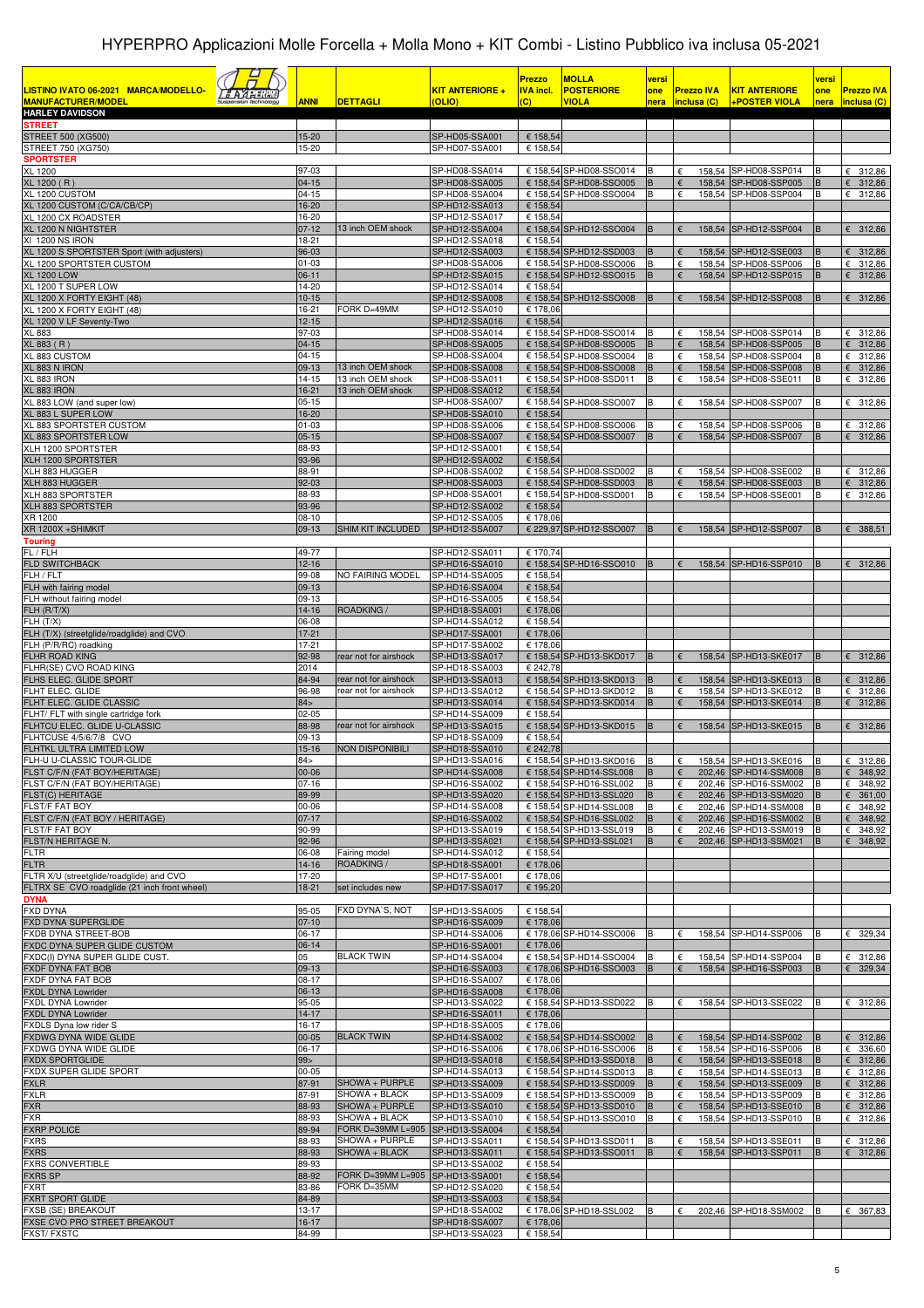# HYPERPRO Applicazioni Molle Forcella + Molla Mono + KIT Combi - Listino Pubblico iva inclusa 05-2021

| LISTINO IVATO 06-2021 MARCA/MODELLO-MANUFACTURER/MODEL | ANNI | DETTAGLI | KIT ANTERIORE + (OLIO) | Prezzo IVA incl. (C) | MOLLA POSTERIORE VIOLA | versione nera | Prezzo IVA inclusa (C) | KIT ANTERIORE +POSTER VIOLA | versione nera | Prezzo IVA inclusa (C) |
|---|---|---|---|---|---|---|---|---|---|---|
| **HARLEY DAVIDSON** | | | | | | | | | | |
| **STREET** | | | | | | | | | | |
| STREET 500 (XG500) | 15-20 | | SP-HD05-SSA001 | € 158,54 | | | | | | |
| STREET 750 (XG750) | 15-20 | | SP-HD07-SSA001 | € 158,54 | | | | | | |
| **SPORTSTER** | | | | | | | | | | |
| XL 1200 | 97-03 | | SP-HD08-SSA014 | € 158,54 | SP-HD08-SSO014 | B | € 158,54 | SP-HD08-SSP014 | B | € 312,86 |
| XL 1200 ( R ) | 04-15 | | SP-HD08-SSA005 | € 158,54 | SP-HD08-SSO005 | B | € 158,54 | SP-HD08-SSP005 | B | € 312,86 |
| XL 1200 CUSTOM | 04-15 | | SP-HD08-SSA004 | € 158,54 | SP-HD08-SSO004 | B | € 158,54 | SP-HD08-SSP004 | B | € 312,86 |
| XL 1200 CUSTOM (C/CA/CB/CP) | 16-20 | | SP-HD12-SSA013 | € 158,54 | | | | | | |
| XL 1200 CX ROADSTER | 16-20 | | SP-HD12-SSA017 | € 158,54 | | | | | | |
| XL 1200 N NIGHTSTER | 07-12 | 13 inch OEM shock | SP-HD12-SSA004 | € 158,54 | SP-HD12-SSO004 | B | € 158,54 | SP-HD12-SSP004 | B | € 312,86 |
| XI 1200 NS IRON | 18-21 | | SP-HD12-SSA018 | € 158,54 | | | | | | |
| XL 1200 S SPORTSTER Sport (with adjusters) | 96-03 | | SP-HD12-SSA003 | € 158,54 | SP-HD12-SSD003 | B | € 158,54 | SP-HD12-SSE003 | B | € 312,86 |
| XL 1200 SPORTSTER CUSTOM | 01-03 | | SP-HD08-SSA006 | € 158,54 | SP-HD08-SSO006 | B | € 158,54 | SP-HD08-SSP006 | B | € 312,86 |
| XL 1200 LOW | 06-11 | | SP-HD12-SSA015 | € 158,54 | SP-HD12-SSO015 | B | € 158,54 | SP-HD12-SSP015 | B | € 312,86 |
| XL 1200 T SUPER LOW | 14-20 | | SP-HD12-SSA014 | € 158,54 | | | | | | |
| XL 1200 X FORTY EIGHT (48) | 10-15 | | SP-HD12-SSA008 | € 158,54 | SP-HD12-SSO008 | B | € 158,54 | SP-HD12-SSP008 | B | € 312,86 |
| XL 1200 X FORTY EIGHT (48) | 16-21 | FORK D=49MM | SP-HD12-SSA010 | € 178,06 | | | | | | |
| XL 1200 V LF Seventy-Two | 12-15 | | SP-HD12-SSA016 | € 158,54 | | | | | | |
| XL 883 | 97-03 | | SP-HD08-SSA014 | € 158,54 | SP-HD08-SSO014 | B | € 158,54 | SP-HD08-SSP014 | B | € 312,86 |
| XL 883 ( R ) | 04-15 | | SP-HD08-SSA005 | € 158,54 | SP-HD08-SSO005 | B | € 158,54 | SP-HD08-SSP005 | B | € 312,86 |
| XL 883 CUSTOM | 04-15 | | SP-HD08-SSA004 | € 158,54 | SP-HD08-SSO004 | B | € 158,54 | SP-HD08-SSP004 | B | € 312,86 |
| XL 883 N IRON | 09-13 | 13 inch OEM shock | SP-HD08-SSA008 | € 158,54 | SP-HD08-SSO008 | B | € 158,54 | SP-HD08-SSP008 | B | € 312,86 |
| XL 883 IRON | 14-15 | 13 inch OEM shock | SP-HD08-SSA011 | € 158,54 | SP-HD08-SSD011 | B | € 158,54 | SP-HD08-SSE011 | B | € 312,86 |
| XL 883 IRON | 16-21 | 13 inch OEM shock | SP-HD08-SSA012 | € 158,54 | | | | | | |
| XL 883 LOW (and super low) | 05-15 | | SP-HD08-SSA007 | € 158,54 | SP-HD08-SSO007 | B | € 158,54 | SP-HD08-SSP007 | B | € 312,86 |
| XL 883 L SUPER LOW | 16-20 | | SP-HD08-SSA010 | € 158,54 | | | | | | |
| XL 883 SPORTSTER CUSTOM | 01-03 | | SP-HD08-SSA006 | € 158,54 | SP-HD08-SSO006 | B | € 158,54 | SP-HD08-SSP006 | B | € 312,86 |
| XL 883 SPORTSTER LOW | 05-15 | | SP-HD08-SSA007 | € 158,54 | SP-HD08-SSO007 | B | € 158,54 | SP-HD08-SSP007 | B | € 312,86 |
| XLH 1200 SPORTSTER | 88-93 | | SP-HD12-SSA001 | € 158,54 | | | | | | |
| XLH 1200 SPORTSTER | 93-96 | | SP-HD12-SSA002 | € 158,54 | | | | | | |
| XLH 883 HUGGER | 88-91 | | SP-HD08-SSA002 | € 158,54 | SP-HD08-SSD002 | B | € 158,54 | SP-HD08-SSE002 | B | € 312,86 |
| XLH 883 HUGGER | 92-03 | | SP-HD08-SSA003 | € 158,54 | SP-HD08-SSD003 | B | € 158,54 | SP-HD08-SSE003 | B | € 312,86 |
| XLH 883 SPORTSTER | 88-93 | | SP-HD08-SSA001 | € 158,54 | SP-HD08-SSD001 | B | € 158,54 | SP-HD08-SSE001 | B | € 312,86 |
| XLH 883 SPORTSTER | 93-96 | | SP-HD12-SSA002 | € 158,54 | | | | | | |
| XR 1200 | 08-10 | | SP-HD12-SSA005 | € 178,06 | | | | | | |
| XR 1200X +SHIMKIT | 09-13 | SHIM KIT INCLUDED | SP-HD12-SSA007 | € 229,97 | SP-HD12-SSO007 | B | € 158,54 | SP-HD12-SSP007 | B | € 388,51 |
| **Touring** | | | | | | | | | | |
| FL / FLH | 49-77 | | SP-HD12-SSA011 | € 170,74 | | | | | | |
| FLD SWITCHBACK | 12-16 | | SP-HD16-SSA010 | € 158,54 | SP-HD16-SSO010 | B | € 158,54 | SP-HD16-SSP010 | B | € 312,86 |
| FLH / FLT | 99-08 | NO FAIRING MODEL | SP-HD14-SSA005 | € 158,54 | | | | | | |
| FLH with fairing model | 09-13 | | SP-HD16-SSA004 | € 158,54 | | | | | | |
| FLH without fairing model | 09-13 | | SP-HD16-SSA005 | € 158,54 | | | | | | |
| FLH (R/T/X) | 14-16 | ROADKING / | SP-HD18-SSA001 | € 178,06 | | | | | | |
| FLH (T/X) | 06-08 | | SP-HD14-SSA012 | € 158,54 | | | | | | |
| FLH (T/X) (streetglide/roadglide) and CVO | 17-21 | | SP-HD17-SSA001 | € 178,06 | | | | | | |
| FLH (P/R/RC) roadking | 17-21 | | SP-HD17-SSA002 | € 178,06 | | | | | | |
| FLHR ROAD KING | 92-98 | rear not for airshock | SP-HD13-SSA017 | € 158,54 | SP-HD13-SKD017 | B | € 158,54 | SP-HD13-SKE017 | B | € 312,86 |
| FLHR(SE) CVO ROAD KING | 2014 | | SP-HD18-SSA003 | € 242,78 | | | | | | |
| FLHS ELEC. GLIDE SPORT | 84-94 | rear not for airshock | SP-HD13-SSA013 | € 158,54 | SP-HD13-SKD013 | B | € 158,54 | SP-HD13-SKE013 | B | € 312,86 |
| FLHT ELEC. GLIDE | 96-98 | rear not for airshock | SP-HD13-SSA012 | € 158,54 | SP-HD13-SKD012 | B | € 158,54 | SP-HD13-SKE012 | B | € 312,86 |
| FLHT ELEC. GLIDE CLASSIC | 84> | | SP-HD13-SSA014 | € 158,54 | SP-HD13-SKD014 | B | € 158,54 | SP-HD13-SKE014 | B | € 312,86 |
| FLHT/ FLT with single cartridge fork | 02-05 | | SP-HD14-SSA009 | € 158,54 | | | | | | |
| FLHTCU ELEC. GLIDE U-CLASSIC | 88-98 | rear not for airshock | SP-HD13-SSA015 | € 158,54 | SP-HD13-SKD015 | B | € 158,54 | SP-HD13-SKE015 | B | € 312,86 |
| FLHTCUSE 4/5/6/7/8 CVO | 09-13 | | SP-HD18-SSA009 | € 158,54 | | | | | | |
| FLHTKL ULTRA LIMITED LOW | 15-16 | NON DISPONIBILI | SP-HD18-SSA010 | € 242,78 | | | | | | |
| FLH-U U-CLASSIC TOUR-GLIDE | 84> | | SP-HD13-SSA016 | € 158,54 | SP-HD13-SKD016 | B | € 158,54 | SP-HD13-SKE016 | B | € 312,86 |
| FLST C/F/N (FAT BOY/HERITAGE) | 00-06 | | SP-HD14-SSA008 | € 158,54 | SP-HD14-SSL008 | B | € 202,46 | SP-HD14-SSM008 | B | € 348,92 |
| FLST C/F/N (FAT BOY/HERITAGE) | 07-16 | | SP-HD16-SSA002 | € 158,54 | SP-HD16-SSL002 | B | € 202,46 | SP-HD16-SSM002 | B | € 348,92 |
| FLST(C) HERITAGE | 89-99 | | SP-HD13-SSA020 | € 158,54 | SP-HD13-SSL020 | B | € 202,46 | SP-HD13-SSM020 | B | € 361,00 |
| FLST/F FAT BOY | 00-06 | | SP-HD14-SSA008 | € 158,54 | SP-HD14-SSL008 | B | € 202,46 | SP-HD14-SSM008 | B | € 348,92 |
| FLST C/F/N (FAT BOY / HERITAGE) | 07-17 | | SP-HD16-SSA002 | € 158,54 | SP-HD16-SSL002 | B | € 202,46 | SP-HD16-SSM002 | B | € 348,92 |
| FLST/F FAT BOY | 90-99 | | SP-HD13-SSA019 | € 158,54 | SP-HD13-SSL019 | B | € 202,46 | SP-HD13-SSM019 | B | € 348,92 |
| FLSTN HERITAGE N. | 92-96 | | SP-HD13-SSA021 | € 158,54 | SP-HD13-SSL021 | B | € 202,46 | SP-HD13-SSM021 | B | € 348,92 |
| FLTR | 06-08 | Fairing model | SP-HD14-SSA012 | € 158,54 | | | | | | |
| FLTR | 14-16 | ROADKING / | SP-HD18-SSA001 | € 178,06 | | | | | | |
| FLTR X/U (streetglide/roadglide) and CVO | 17-20 | | SP-HD17-SSA001 | € 178,06 | | | | | | |
| FLTRX SE CVO roadglide (21 inch front wheel) | 18-21 | set includes new | SP-HD17-SSA017 | € 195,20 | | | | | | |
| **DYNA** | | | | | | | | | | |
| FXD DYNA | 95-05 | FXD DYNA`S, NOT | SP-HD13-SSA005 | € 158,54 | | | | | | |
| FXD DYNA SUPERGLIDE | 07-10 | | SP-HD16-SSA009 | € 178,06 | | | | | | |
| FXDB DYNA STREET-BOB | 06-17 | | SP-HD14-SSA006 | € 178,06 | SP-HD14-SSO006 | B | € 158,54 | SP-HD14-SSP006 | B | € 329,34 |
| FXDC DYNA SUPER GLIDE CUSTOM | 06-14 | | SP-HD16-SSA001 | € 178,06 | | | | | | |
| FXDC(I) DYNA SUPER GLIDE CUST. | 05 | BLACK TWIN | SP-HD14-SSA004 | € 158,54 | SP-HD14-SSO004 | B | € 158,54 | SP-HD14-SSP004 | B | € 312,86 |
| FXDF DYNA FAT BOB | 09-13 | | SP-HD16-SSA003 | € 178,06 | SP-HD16-SSO003 | B | € 158,54 | SP-HD16-SSP003 | B | € 329,34 |
| FXDF DYNA FAT BOB | 08-17 | | SP-HD16-SSA007 | € 178,06 | | | | | | |
| FXDL DYNA Lowrider | 06-13 | | SP-HD16-SSA008 | € 178,06 | | | | | | |
| FXDL DYNA Lowrider | 95-05 | | SP-HD13-SSA022 | € 158,54 | SP-HD13-SSD022 | B | € 158,54 | SP-HD13-SSE022 | B | € 312,86 |
| FXDL DYNA Lowrider | 14-17 | | SP-HD16-SSA011 | € 178,06 | | | | | | |
| FXDLS Dyna low rider S | 16-17 | | SP-HD18-SSA005 | € 178,06 | | | | | | |
| FXDWG DYNA WIDE GLIDE | 00-05 | BLACK TWIN | SP-HD14-SSA002 | € 158,54 | SP-HD14-SSO002 | B | € 158,54 | SP-HD14-SSP002 | B | € 312,86 |
| FXDWG DYNA WIDE GLIDE | 06-17 | | SP-HD16-SSA006 | € 178,06 | SP-HD16-SSO006 | B | € 158,54 | SP-HD16-SSP006 | B | € 336,60 |
| FXDX SPORTGLIDE | 99> | | SP-HD13-SSA018 | € 158,54 | SP-HD13-SSD018 | B | € 158,54 | SP-HD13-SSE018 | B | € 312,86 |
| FXDX SUPER GLIDE SPORT | 00-05 | | SP-HD14-SSA013 | € 158,54 | SP-HD14-SSD013 | B | € 158,54 | SP-HD14-SSE013 | B | € 312,86 |
| FXLR | 87-91 | SHOWA + PURPLE | SP-HD13-SSA009 | € 158,54 | SP-HD13-SSD009 | B | € 158,54 | SP-HD13-SSE009 | B | € 312,86 |
| FXLR | 87-91 | SHOWA + BLACK | SP-HD13-SSA009 | € 158,54 | SP-HD13-SSO009 | B | € 158,54 | SP-HD13-SSP009 | B | € 312,86 |
| FXR | 88-93 | SHOWA + PURPLE | SP-HD13-SSA010 | € 158,54 | SP-HD13-SSD010 | B | € 158,54 | SP-HD13-SSE010 | B | € 312,86 |
| FXR | 88-93 | SHOWA + BLACK | SP-HD13-SSA010 | € 158,54 | SP-HD13-SSO010 | B | € 158,54 | SP-HD13-SSP010 | B | € 312,86 |
| FXRP POLICE | 89-94 | FORK D=39MM L=905 | SP-HD13-SSA004 | € 158,54 | | | | | | |
| FXRS | 88-93 | SHOWA + PURPLE | SP-HD13-SSA011 | € 158,54 | SP-HD13-SSD011 | B | € 158,54 | SP-HD13-SSE011 | B | € 312,86 |
| FXRS | 88-93 | SHOWA + BLACK | SP-HD13-SSA011 | € 158,54 | SP-HD13-SSO011 | B | € 158,54 | SP-HD13-SSP011 | B | € 312,86 |
| FXRS CONVERTIBLE | 89-93 | | SP-HD13-SSA002 | € 158,54 | | | | | | |
| FXRS SP | 88-92 | FORK D=39MM L=905 | SP-HD13-SSA001 | € 158,54 | | | | | | |
| FXRT | 83-86 | FORK D=35MM | SP-HD12-SSA020 | € 158,54 | | | | | | |
| FXRT SPORT GLIDE | 84-89 | | SP-HD13-SSA003 | € 158,54 | | | | | | |
| FXSB (SE) BREAKOUT | 13-17 | | SP-HD18-SSA002 | € 178,06 | SP-HD18-SSL002 | B | € 202,46 | SP-HD18-SSM002 | B | € 367,83 |
| FXSE CVO PRO STREET BREAKOUT | 16-17 | | SP-HD18-SSA007 | € 178,06 | | | | | | |
| FXST/ FXSTC | 84-99 | | SP-HD13-SSA023 | € 158,54 | | | | | | |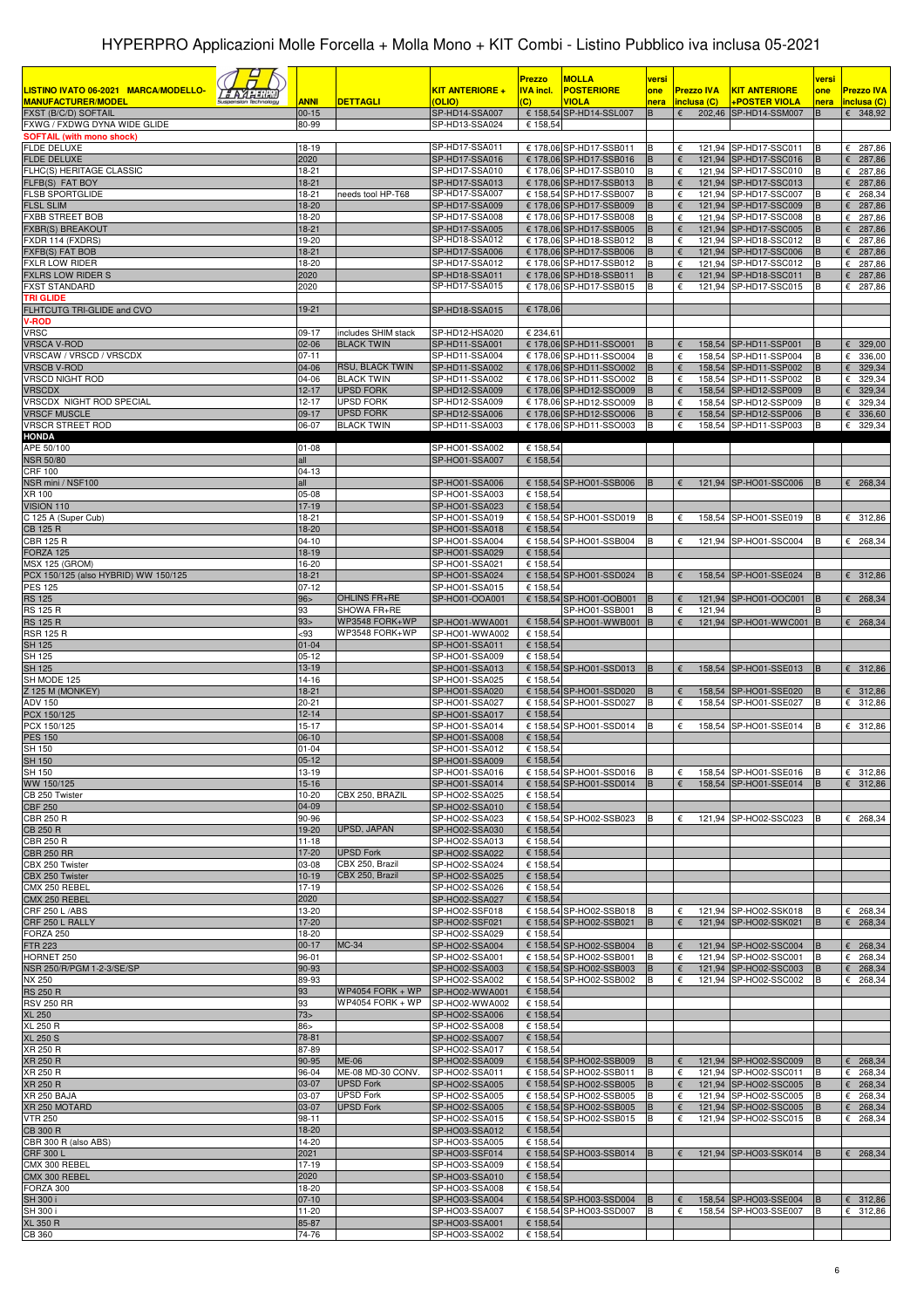# HYPERPRO Applicazioni Molle Forcella + Molla Mono + KIT Combi - Listino Pubblico iva inclusa 05-2021

| LISTINO IVATO 06-2021 MARCA/MODELLO-MANUFACTURER/MODEL | ANNI | DETTAGLI | KIT ANTERIORE + (OLIO) | Prezzo IVA incl. (C) | MOLLA POSTERIORE VIOLA | versi one nera | Prezzo IVA inclusa (C) | KIT ANTERIORE +POSTER VIOLA | versi one nera | Prezzo IVA inclusa (C) |
|---|---|---|---|---|---|---|---|---|---|---|
| FXST (B/C/D) SOFTAIL | 00-15 | | SP-HD14-SSA007 | € 158,54 | SP-HD14-SSL007 | B | € 202,46 | SP-HD14-SSM007 | B | € 348,92 |
| FXWG / FXDWG DYNA WIDE GLIDE | 80-99 | | SP-HD13-SSA024 | € 158,54 | | | | | | |
| **SOFTAIL (with mono shock)** | | | | | | | | | | |
| FLDE DELUXE | 18-19 | | SP-HD17-SSA011 | € 178,06 | SP-HD17-SSB011 | B | € 121,94 | SP-HD17-SSC011 | B | € 287,86 |
| FLDE DELUXE | 2020 | | SP-HD17-SSA016 | € 178,06 | SP-HD17-SSB016 | B | € 121,94 | SP-HD17-SSC016 | B | € 287,86 |
| FLHC(S) HERITAGE CLASSIC | 18-21 | | SP-HD17-SSA010 | € 178,06 | SP-HD17-SSB010 | B | € 121,94 | SP-HD17-SSC010 | B | € 287,86 |
| FLFB(S) FAT BOY | 18-21 | | SP-HD17-SSA013 | € 178,06 | SP-HD17-SSB013 | B | € 121,94 | SP-HD17-SSC013 | B | € 287,86 |
| FLSB SPORTGLIDE | 18-21 | needs tool HP-T68 | SP-HD17-SSA007 | € 158,54 | SP-HD17-SSB007 | B | € 121,94 | SP-HD17-SSC007 | B | € 268,34 |
| FLSL SLIM | 18-20 | | SP-HD17-SSA009 | € 178,06 | SP-HD17-SSB009 | B | € 121,94 | SP-HD17-SSC009 | B | € 287,86 |
| FXBB STREET BOB | 18-20 | | SP-HD17-SSA008 | € 178,06 | SP-HD17-SSB008 | B | € 121,94 | SP-HD17-SSC008 | B | € 287,86 |
| FXBR(S) BREAKOUT | 18-21 | | SP-HD17-SSA005 | € 178,06 | SP-HD17-SSB005 | B | € 121,94 | SP-HD17-SSC005 | B | € 287,86 |
| FXDR 114 (FXDRS) | 19-20 | | SP-HD18-SSA012 | € 178,06 | SP-HD18-SSB012 | B | € 121,94 | SP-HD18-SSC012 | B | € 287,86 |
| FXFB(S) FAT BOB | 18-21 | | SP-HD17-SSA006 | € 178,06 | SP-HD17-SSB006 | B | € 121,94 | SP-HD17-SSC006 | B | € 287,86 |
| FXLR LOW RIDER | 18-20 | | SP-HD17-SSA012 | € 178,06 | SP-HD17-SSB012 | B | € 121,94 | SP-HD17-SSC012 | B | € 287,86 |
| FXLRS LOW RIDER S | 2020 | | SP-HD18-SSA011 | € 178,06 | SP-HD18-SSB011 | B | € 121,94 | SP-HD18-SSC011 | B | € 287,86 |
| FXST STANDARD | 2020 | | SP-HD17-SSA015 | € 178,06 | SP-HD17-SSB015 | B | € 121,94 | SP-HD17-SSC015 | B | € 287,86 |
| **TRI GLIDE** | | | | | | | | | | |
| FLHTCUTG TRI-GLIDE and CVO | 19-21 | | SP-HD18-SSA015 | € 178,06 | | | | | | |
| **V-ROD** | | | | | | | | | | |
| VRSC | 09-17 | includes SHIM stack | SP-HD12-HSA020 | € 234,61 | | | | | | |
| VRSCA V-ROD | 02-06 | BLACK TWIN | SP-HD11-SSA001 | € 178,06 | SP-HD11-SSO001 | B | € 158,54 | SP-HD11-SSP001 | B | € 329,00 |
| VRSCAW / VRSCD / VRSCDX | 07-11 | | SP-HD11-SSA004 | € 178,06 | SP-HD11-SSO004 | B | € 158,54 | SP-HD11-SSP004 | B | € 336,00 |
| VRSCB V-ROD | 04-06 | RSU, BLACK TWIN | SP-HD11-SSA002 | € 178,06 | SP-HD11-SSO002 | B | € 158,54 | SP-HD11-SSP002 | B | € 329,34 |
| VRSCD NIGHT ROD | 04-06 | BLACK TWIN | SP-HD11-SSA002 | € 178,06 | SP-HD11-SSO002 | B | € 158,54 | SP-HD11-SSP002 | B | € 329,34 |
| VRSCDX | 12-17 | UPSD FORK | SP-HD12-SSA009 | € 178,06 | SP-HD12-SSO009 | B | € 158,54 | SP-HD12-SSP009 | B | € 329,34 |
| VRSCDX NIGHT ROD SPECIAL | 12-17 | UPSD FORK | SP-HD12-SSA009 | € 178,06 | SP-HD12-SSO009 | B | € 158,54 | SP-HD12-SSP009 | B | € 329,34 |
| VRSCF MUSCLE | 09-17 | UPSD FORK | SP-HD12-SSA006 | € 178,06 | SP-HD12-SSO006 | B | € 158,54 | SP-HD12-SSP006 | B | € 336,60 |
| VRSCR STREET ROD | 06-07 | BLACK TWIN | SP-HD11-SSA003 | € 178,06 | SP-HD11-SSO003 | B | € 158,54 | SP-HD11-SSP003 | B | € 329,34 |
| **HONDA** | | | | | | | | | | |
| APE 50/100 | 01-08 | | SP-HO01-SSA002 | € 158,54 | | | | | | |
| NSR 50/80 | all | | SP-HO01-SSA007 | € 158,54 | | | | | | |
| CRF 100 | 04-13 | | | | | | | | | |
| NSR mini / NSF100 | all | | SP-HO01-SSA006 | € 158,54 | SP-HO01-SSB006 | B | € 121,94 | SP-HO01-SSC006 | B | € 268,34 |
| XR 100 | 05-08 | | SP-HO01-SSA003 | € 158,54 | | | | | | |
| VISION 110 | 17-19 | | SP-HO01-SSA023 | € 158,54 | | | | | | |
| C 125 A (Super Cub) | 18-21 | | SP-HO01-SSA019 | € 158,54 | SP-HO01-SSD019 | B | € 158,54 | SP-HO01-SSE019 | B | € 312,86 |
| CB 125 R | 18-20 | | SP-HO01-SSA018 | € 158,54 | | | | | | |
| CBR 125 R | 04-10 | | SP-HO01-SSA004 | € 158,54 | SP-HO01-SSB004 | B | € 121,94 | SP-HO01-SSC004 | B | € 268,34 |
| FORZA 125 | 18-19 | | SP-HO01-SSA029 | € 158,54 | | | | | | |
| MSX 125 (GROM) | 16-20 | | SP-HO01-SSA021 | € 158,54 | | | | | | |
| PCX 150/125 (also HYBRID) WW 150/125 | 18-21 | | SP-HO01-SSA024 | € 158,54 | SP-HO01-SSD024 | B | € 158,54 | SP-HO01-SSE024 | B | € 312,86 |
| PES 125 | 07-12 | | SP-HO01-SSA015 | € 158,54 | | | | | | |
| RS 125 | 96> | OHLINS FR+RE | SP-HO01-OOA001 | € 158,54 | SP-HO01-OOB001 | B | € 121,94 | SP-HO01-OOC001 | B | € 268,34 |
| RS 125 R | 93 | SHOWA FR+RE | | | SP-HO01-SSB001 | B | € 121,94 | | B | |
| RS 125 R | 93> | WP3548 FORK+WP | SP-HO01-WWA001 | € 158,54 | SP-HO01-WWB001 | B | € 121,94 | SP-HO01-WWC001 | B | € 268,34 |
| RSR 125 R | <93 | WP3548 FORK+WP | SP-HO01-WWA002 | € 158,54 | | | | | | |
| SH 125 | 01-04 | | SP-HO01-SSA011 | € 158,54 | | | | | | |
| SH 125 | 05-12 | | SP-HO01-SSA009 | € 158,54 | | | | | | |
| SH 125 | 13-19 | | SP-HO01-SSA013 | € 158,54 | SP-HO01-SSD013 | B | € 158,54 | SP-HO01-SSE013 | B | € 312,86 |
| SH MODE 125 | 14-16 | | SP-HO01-SSA025 | € 158,54 | | | | | | |
| Z 125 M (MONKEY) | 18-21 | | SP-HO01-SSA020 | € 158,54 | SP-HO01-SSD020 | B | € 158,54 | SP-HO01-SSE020 | B | € 312,86 |
| ADV 150 | 20-21 | | SP-HO01-SSA027 | € 158,54 | SP-HO01-SSD027 | B | € 158,54 | SP-HO01-SSE027 | B | € 312,86 |
| PCX 150/125 | 12-14 | | SP-HO01-SSA017 | € 158,54 | | | | | | |
| PCX 150/125 | 15-17 | | SP-HO01-SSA014 | € 158,54 | SP-HO01-SSD014 | B | € 158,54 | SP-HO01-SSE014 | B | € 312,86 |
| PES 150 | 06-10 | | SP-HO01-SSA008 | € 158,54 | | | | | | |
| SH 150 | 01-04 | | SP-HO01-SSA012 | € 158,54 | | | | | | |
| SH 150 | 05-12 | | SP-HO01-SSA009 | € 158,54 | | | | | | |
| SH 150 | 13-19 | | SP-HO01-SSA016 | € 158,54 | SP-HO01-SSD016 | B | € 158,54 | SP-HO01-SSE016 | B | € 312,86 |
| WW 150/125 | 15-16 | | SP-HO01-SSA014 | € 158,54 | SP-HO01-SSD014 | B | € 158,54 | SP-HO01-SSE014 | B | € 312,86 |
| CB 250 Twister | 10-20 | CBX 250, BRAZIL | SP-HO02-SSA025 | € 158,54 | | | | | | |
| CBF 250 | 04-09 | | SP-HO02-SSA010 | € 158,54 | | | | | | |
| CBR 250 R | 90-96 | | SP-HO02-SSA023 | € 158,54 | SP-HO02-SSB023 | B | € 121,94 | SP-HO02-SSC023 | B | € 268,34 |
| CB 250 R | 19-20 | UPSD, JAPAN | SP-HO02-SSA030 | € 158,54 | | | | | | |
| CBR 250 R | 11-18 | | SP-HO02-SSA013 | € 158,54 | | | | | | |
| CBR 250 RR | 17-20 | UPSD Fork | SP-HO02-SSA022 | € 158,54 | | | | | | |
| CBX 250 Twister | 03-08 | CBX 250, Brazil | SP-HO02-SSA024 | € 158,54 | | | | | | |
| CBX 250 Twister | 10-19 | CBX 250, Brazil | SP-HO02-SSA025 | € 158,54 | | | | | | |
| CMX 250 REBEL | 17-19 | | SP-HO02-SSA026 | € 158,54 | | | | | | |
| CMX 250 REBEL | 2020 | | SP-HO02-SSA027 | € 158,54 | | | | | | |
| CRF 250 L /ABS | 13-20 | | SP-HO02-SSF018 | € 158,54 | SP-HO02-SSB018 | B | € 121,94 | SP-HO02-SSK018 | B | € 268,34 |
| CRF 250 L RALLY | 17-20 | | SP-HO02-SSF021 | € 158,54 | SP-HO02-SSB021 | B | € 121,94 | SP-HO02-SSK021 | B | € 268,34 |
| FORZA 250 | 18-20 | | SP-HO02-SSA029 | € 158,54 | | | | | | |
| FTR 223 | 00-17 | MC-34 | SP-HO02-SSA004 | € 158,54 | SP-HO02-SSB004 | B | € 121,94 | SP-HO02-SSC004 | B | € 268,34 |
| HORNET 250 | 96-01 | | SP-HO02-SSA001 | € 158,54 | SP-HO02-SSB001 | B | € 121,94 | SP-HO02-SSC001 | B | € 268,34 |
| NSR 250/R/PGM 1-2-3/SE/SP | 90-93 | | SP-HO02-SSA003 | € 158,54 | SP-HO02-SSB003 | B | € 121,94 | SP-HO02-SSC003 | B | € 268,34 |
| NX 250 | 89-93 | | SP-HO02-SSA002 | € 158,54 | SP-HO02-SSB002 | B | € 121,94 | SP-HO02-SSC002 | B | € 268,34 |
| RS 250 R | 93 | WP4054 FORK + WP | SP-HO02-WWA001 | € 158,54 | | | | | | |
| RSV 250 RR | 93 | WP4054 FORK + WP | SP-HO02-WWA002 | € 158,54 | | | | | | |
| XL 250 | 73> | | SP-HO02-SSA006 | € 158,54 | | | | | | |
| XL 250 R | 86> | | SP-HO02-SSA008 | € 158,54 | | | | | | |
| XL 250 S | 78-81 | | SP-HO02-SSA007 | € 158,54 | | | | | | |
| XR 250 R | 87-89 | | SP-HO02-SSA017 | € 158,54 | | | | | | |
| XR 250 R | 90-95 | ME-06 | SP-HO02-SSA009 | € 158,54 | SP-HO02-SSB009 | B | € 121,94 | SP-HO02-SSC009 | B | € 268,34 |
| XR 250 R | 96-04 | ME-08 MD-30 CONV. | SP-HO02-SSA011 | € 158,54 | SP-HO02-SSB011 | B | € 121,94 | SP-HO02-SSC011 | B | € 268,34 |
| XR 250 R | 03-07 | UPSD Fork | SP-HO02-SSA005 | € 158,54 | SP-HO02-SSB005 | B | € 121,94 | SP-HO02-SSC005 | B | € 268,34 |
| XR 250 BAJA | 03-07 | UPSD Fork | SP-HO02-SSA005 | € 158,54 | SP-HO02-SSB005 | B | € 121,94 | SP-HO02-SSC005 | B | € 268,34 |
| XR 250 MOTARD | 03-07 | UPSD Fork | SP-HO02-SSA005 | € 158,54 | SP-HO02-SSB005 | B | € 121,94 | SP-HO02-SSC005 | B | € 268,34 |
| VTR 250 | 98-11 | | SP-HO02-SSA015 | € 158,54 | SP-HO02-SSB015 | B | € 121,94 | SP-HO02-SSC015 | B | € 268,34 |
| CB 300 R | 18-20 | | SP-HO03-SSA012 | € 158,54 | | | | | | |
| CBR 300 R (also ABS) | 14-20 | | SP-HO03-SSA005 | € 158,54 | | | | | | |
| CRF 300 L | 2021 | | SP-HO03-SSF014 | € 158,54 | SP-HO03-SSB014 | B | € 121,94 | SP-HO03-SSK014 | B | € 268,34 |
| CMX 300 REBEL | 17-19 | | SP-HO03-SSA009 | € 158,54 | | | | | | |
| CMX 300 REBEL | 2020 | | SP-HO03-SSA010 | € 158,54 | | | | | | |
| FORZA 300 | 18-20 | | SP-HO03-SSA008 | € 158,54 | | | | | | |
| SH 300 i | 07-10 | | SP-HO03-SSA004 | € 158,54 | SP-HO03-SSD004 | B | € 158,54 | SP-HO03-SSE004 | B | € 312,86 |
| SH 300 i | 11-20 | | SP-HO03-SSA007 | € 158,54 | SP-HO03-SSD007 | B | € 158,54 | SP-HO03-SSE007 | B | € 312,86 |
| XL 350 R | 85-87 | | SP-HO03-SSA001 | € 158,54 | | | | | | |
| CB 360 | 74-76 | | SP-HO03-SSA002 | € 158,54 | | | | | | |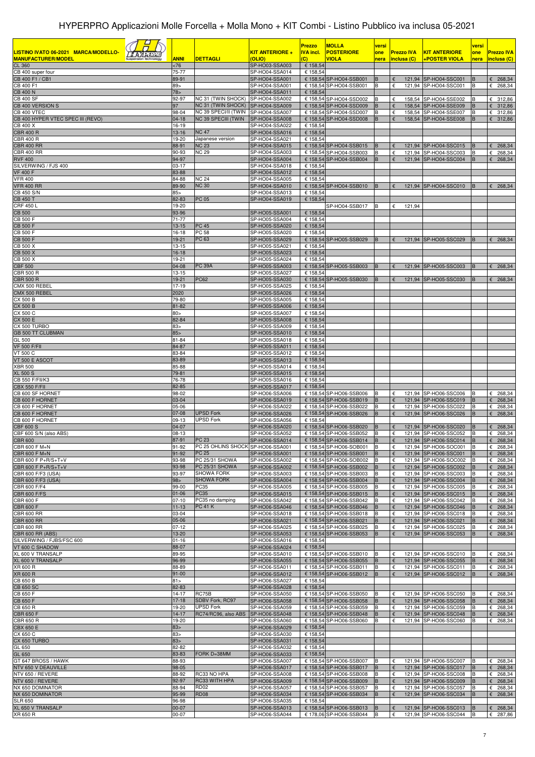# HYPERPRO Applicazioni Molle Forcella + Molla Mono + KIT Combi - Listino Pubblico iva inclusa 05-2021

| LISTINO IVATO 06-2021 MARCA/MODELLO-MANUFACTURER/MODEL | ANNI | DETTAGLI | KIT ANTERIORE + (OLIO) | Prezzo IVA incl. (C) | MOLLA POSTERIORE VIOLA | versi one nera | Prezzo IVA inclusa (C) | KIT ANTERIORE +POSTER VIOLA | versi one nera | Prezzo IVA inclusa (C) |
|---|---|---|---|---|---|---|---|---|---|---|
| CL 360 | <76 | | SP-HO03-SSA003 | € 158,54 | | | | | | |
| CB 400 super four | 75-77 | | SP-HO04-SSA014 | € 158,54 | | | | | | |
| CB 400 F1 / CB1 | 89-91 | | SP-HO04-SSA001 | € 158,54 | SP-HO04-SSB001 | B | € 121,94 | SP-HO04-SSC001 | B | € 268,34 |
| CB 400 F1 | 89> | | SP-HO04-SSA001 | € 158,54 | SP-HO04-SSB001 | B | € 121,94 | SP-HO04-SSC001 | B | € 268,34 |
| CB 400 N | 78> | | SP-HO04-SSA011 | € 158,54 | | | | | | |
| CB 400 SF | 92-97 | NC 31 (TWIN SHOCK) | SP-HO04-SSA002 | € 158,54 | SP-HO04-SSD002 | B | € 158,54 | SP-HO04-SSE002 | B | € 312,86 |
| CB 400 VERSION S | 97 | NC 31 (TWIN SHOCK) | SP-HO04-SSA009 | € 158,54 | SP-HO04-SSD009 | B | € 158,54 | SP-HO04-SSE009 | B | € 312,86 |
| CB 400 VTEC | 98-04 | NC 39 SPECI/II (TWIN | SP-HO04-SSA007 | € 158,54 | SP-HO04-SSD007 | B | € 158,54 | SP-HO04-SSE007 | B | € 312,86 |
| CB 400 HYPER VTEC SPEC III (REVO) | 04-18 | NC 39 SPECIII (TWIN | SP-HO04-SSA008 | € 158,54 | SP-HO04-SSD008 | B | € 158,54 | SP-HO04-SSE008 | B | € 312,86 |
| CB 400 X | 16-19 | | SP-HO04-SSA022 | € 158,54 | | | | | | |
| CBR 400 R | 13-16 | NC 47 | SP-HO04-SSA016 | € 158,54 | | | | | | |
| CBR 400 R | 19-20 | Japanese version | SP-HO04-SSA021 | € 158,54 | | | | | | |
| CBR 400 RR | 88-91 | NC 23 | SP-HO04-SSA015 | € 158,54 | SP-HO04-SSB015 | B | € 121,94 | SP-HO04-SSC015 | B | € 268,34 |
| CBR 400 RR | 90-93 | NC 29 | SP-HO04-SSA003 | € 158,54 | SP-HO04-SSB003 | B | € 121,94 | SP-HO04-SSC003 | B | € 268,34 |
| RVF 400 | 94-97 | | SP-HO04-SSA004 | € 158,54 | SP-HO04-SSB004 | B | € 121,94 | SP-HO04-SSC004 | B | € 268,34 |
| SILVERWING / FJS 400 | 03-17 | | SP-HO04-SSA018 | € 158,54 | | | | | | |
| VF 400 F | 83-88 | | SP-HO04-SSA012 | € 158,54 | | | | | | |
| VFR 400 | 84-88 | NC 24 | SP-HO04-SSA005 | € 158,54 | | | | | | |
| VFR 400 RR | 89-90 | NC 30 | SP-HO04-SSA010 | € 158,54 | SP-HO04-SSB010 | B | € 121,94 | SP-HO04-SSC010 | B | € 268,34 |
| CB 450 S/N | 85> | | SP-HO04-SSA013 | € 158,54 | | | | | | |
| CB 450 T | 82-83 | PC 05 | SP-HO04-SSA019 | € 158,54 | | | | | | |
| CRF 450 L | 19-20 | | | | SP-HO04-SSB017 | B | € 121,94 | | | |
| CB 500 | 93-96 | | SP-HO05-SSA001 | € 158,54 | | | | | | |
| CB 500 F | 71-77 | | SP-HO05-SSA004 | € 158,54 | | | | | | |
| CB 500 F | 13-15 | PC 45 | SP-HO05-SSA020 | € 158,54 | | | | | | |
| CB 500 F | 16-18 | PC 58 | SP-HO05-SSA020 | € 158,54 | | | | | | |
| CB 500 F | 19-21 | PC 63 | SP-HO05-SSA029 | € 158,54 | SP-HO05-SSB029 | B | € 121,94 | SP-HO05-SSC029 | B | € 268,34 |
| CB 500 X | 13-15 | | SP-HO05-SSA021 | € 158,54 | | | | | | |
| CB 500 X | 16-18 | | SP-HO05-SSA023 | € 158,54 | | | | | | |
| CB 500 X | 19-21 | | SP-HO05-SSA024 | € 158,54 | | | | | | |
| CBF 500 | 04-08 | PC 39A | SP-HO05-SSA003 | € 158,54 | SP-HO05-SSB003 | B | € 121,94 | SP-HO05-SSC003 | B | € 268,34 |
| CBR 500 R | 13-15 | | SP-HO05-SSA027 | € 158,54 | | | | | | |
| CBR 500 R | 19-21 | PC62 | SP-HO05-SSA030 | € 158,54 | SP-HO05-SSB030 | B | € 121,94 | SP-HO05-SSC030 | B | € 268,34 |
| CMX 500 REBEL | 17-19 | | SP-HO05-SSA025 | € 158,54 | | | | | | |
| CMX 500 REBEL | 2020 | | SP-HO05-SSA026 | € 158,54 | | | | | | |
| CX 500 B | 79-80 | | SP-HO05-SSA005 | € 158,54 | | | | | | |
| CX 500 B | 81-82 | | SP-HO05-SSA006 | € 158,54 | | | | | | |
| CX 500 C | 80> | | SP-HO05-SSA007 | € 158,54 | | | | | | |
| CX 500 E | 82-84 | | SP-HO05-SSA008 | € 158,54 | | | | | | |
| CX 500 TURBO | 83> | | SP-HO05-SSA009 | € 158,54 | | | | | | |
| GB 500 TT CLUBMAN | 85> | | SP-HO05-SSA010 | € 158,54 | | | | | | |
| GL 500 | 81-84 | | SP-HO05-SSA018 | € 158,54 | | | | | | |
| VF 500 F/FII | 84-87 | | SP-HO05-SSA011 | € 158,54 | | | | | | |
| VT 500 C | 83-84 | | SP-HO05-SSA012 | € 158,54 | | | | | | |
| VT 500 E ASCOT | 83-89 | | SP-HO05-SSA013 | € 158,54 | | | | | | |
| XBR 500 | 85-88 | | SP-HO05-SSA014 | € 158,54 | | | | | | |
| XL 500 S | 79-81 | | SP-HO05-SSA015 | € 158,54 | | | | | | |
| CB 550 F/FII/K3 | 76-78 | | SP-HO05-SSA016 | € 158,54 | | | | | | |
| CBX 550 F/FII | 82-85 | | SP-HO05-SSA017 | € 158,54 | | | | | | |
| CB 600 SF HORNET | 98-02 | | SP-HO06-SSA006 | € 158,54 | SP-HO06-SSB006 | B | € 121,94 | SP-HO06-SSC006 | B | € 268,34 |
| CB 600 F HORNET | 03-04 | | SP-HO06-SSA019 | € 158,54 | SP-HO06-SSB019 | B | € 121,94 | SP-HO06-SSC019 | B | € 268,34 |
| CB 600 F HORNET | 05-06 | | SP-HO06-SSA022 | € 158,54 | SP-HO06-SSB022 | B | € 121,94 | SP-HO06-SSC022 | B | € 268,34 |
| CB 600 F HORNET | 07-08 | UPSD Fork | SP-HO06-SSA026 | € 158,54 | SP-HO06-SSB026 | B | € 121,94 | SP-HO06-SSC026 | B | € 268,34 |
| CB 600 F HORNET | 09-13 | UPSD Fork | SP-HO06-SSA056 | € 158,54 | | | | | | |
| CBF 600 S | 04-07 | | SP-HO06-SSA020 | € 158,54 | SP-HO06-SSB020 | B | € 121,94 | SP-HO06-SSC020 | B | € 268,34 |
| CBF 600 S/N (also ABS) | 08-13 | | SP-HO06-SSA052 | € 158,54 | SP-HO06-SSB052 | B | € 121,94 | SP-HO06-SSC052 | B | € 268,34 |
| CBR 600 | 87-91 | PC 23 | SP-HO06-SSA014 | € 158,54 | SP-HO06-SSB014 | B | € 121,94 | SP-HO06-SSC014 | B | € 268,34 |
| CBR 600 F M+N | 91-92 | PC 25 OHLINS SHOCK | SP-HO06-SSA001 | € 158,54 | SP-HO06-SOB001 | B | € 121,94 | SP-HO06-SOC001 | B | € 268,34 |
| CBR 600 F M+N | 91-92 | PC 25 | SP-HO06-SSA001 | € 158,54 | SP-HO06-SSB001 | B | € 121,94 | SP-HO06-SSC001 | B | € 268,34 |
| CBR 600 F P+R/S+T+V | 93-98 | PC 25/31 SHOWA | SP-HO06-SSA002 | € 158,54 | SP-HO06-SOB002 | B | € 121,94 | SP-HO06-SOC002 | B | € 268,34 |
| CBR 600 F P+R/S+T+V | 93-98 | PC 25/31 SHOWA | SP-HO06-SSA002 | € 158,54 | SP-HO06-SSB002 | B | € 121,94 | SP-HO06-SSC002 | B | € 268,34 |
| CBR 600 F/F3 (USA) | 93-97 | SHOWA FORK | SP-HO06-SSA003 | € 158,54 | SP-HO06-SSB003 | B | € 121,94 | SP-HO06-SSC003 | B | € 268,34 |
| CBR 600 F/F3 (USA) | 98> | SHOWA FORK | SP-HO06-SSA004 | € 158,54 | SP-HO06-SSB004 | B | € 121,94 | SP-HO06-SSC004 | B | € 268,34 |
| CBR 600 F/F4 | 99-00 | PC35 | SP-HO06-SSA005 | € 158,54 | SP-HO06-SSB005 | B | € 121,94 | SP-HO06-SSC005 | B | € 268,34 |
| CBR 600 F/FS | 01-06 | PC35 | SP-HO06-SSA015 | € 158,54 | SP-HO06-SSB015 | B | € 121,94 | SP-HO06-SSC015 | B | € 268,34 |
| CBR 600 F | 07-10 | PC35 no damping | SP-HO06-SSA042 | € 158,54 | SP-HO06-SSB042 | B | € 121,94 | SP-HO06-SSC042 | B | € 268,34 |
| CBR 600 F | 11-13 | PC 41 K | SP-HO06-SSA046 | € 158,54 | SP-HO06-SSB046 | B | € 121,94 | SP-HO06-SSC046 | B | € 268,34 |
| CBR 600 RR | 03-04 | | SP-HO06-SSA018 | € 158,54 | SP-HO06-SSB018 | B | € 121,94 | SP-HO06-SSC018 | B | € 268,34 |
| CBR 600 RR | 05-06 | | SP-HO06-SSA021 | € 158,54 | SP-HO06-SSB021 | B | € 121,94 | SP-HO06-SSC021 | B | € 268,34 |
| CBR 600 RR | 07-12 | | SP-HO06-SSA025 | € 158,54 | SP-HO06-SSB025 | B | € 121,94 | SP-HO06-SSC025 | B | € 268,34 |
| CBR 600 RR (ABS) | 13-20 | | SP-HO06-SSA053 | € 158,54 | SP-HO06-SSB053 | B | € 121,94 | SP-HO06-SSC053 | B | € 268,34 |
| SILVERWING / FJBS/FSC 600 | 01-16 | | SP-HO06-SSA016 | € 158,54 | | | | | | |
| VT 600 C SHADOW | 88-07 | | SP-HO06-SSA024 | € 158,54 | | | | | | |
| XL 600 V TRANSALP | 89-95 | | SP-HO06-SSA010 | € 158,54 | SP-HO06-SSB010 | B | € 121,94 | SP-HO06-SSC010 | B | € 268,34 |
| XL 600 V TRANSALP | 96-99 | | SP-HO06-SSA055 | € 158,54 | SP-HO06-SSB055 | B | € 121,94 | SP-HO06-SSC055 | B | € 268,34 |
| XR 600 R | 88-89 | | SP-HO06-SSA011 | € 158,54 | SP-HO06-SSB011 | B | € 121,94 | SP-HO06-SSC011 | B | € 268,34 |
| XR 600 R | 91-00 | | SP-HO06-SSA012 | € 158,54 | SP-HO06-SSB012 | B | € 121,94 | SP-HO06-SSC012 | B | € 268,34 |
| CB 650 B | 81> | | SP-HO06-SSA027 | € 158,54 | | | | | | |
| CB 650 SC | 82-83 | | SP-HO06-SSA028 | € 158,54 | | | | | | |
| CB 650 F | 14-17 | RC75B | SP-HO06-SSA050 | € 158,54 | SP-HO06-SSB050 | B | € 121,94 | SP-HO06-SSC050 | B | € 268,34 |
| CB 650 F | 17-18 | SDBV Fork, RC97 | SP-HO06-SSA058 | € 158,54 | SP-HO06-SSB058 | B | € 121,94 | SP-HO06-SSC058 | B | € 268,34 |
| CB 650 R | 19-20 | UPSD Fork | SP-HO06-SSA059 | € 158,54 | SP-HO06-SSB059 | B | € 121,94 | SP-HO06-SSC059 | B | € 268,34 |
| CBR 650 F | 14-17 | RC74/RC96, also ABS | SP-HO06-SSA048 | € 158,54 | SP-HO06-SSB048 | B | € 121,94 | SP-HO06-SSC048 | B | € 268,34 |
| CBR 650 R | 19-20 | | SP-HO06-SSA060 | € 158,54 | SP-HO06-SSB060 | B | € 121,94 | SP-HO06-SSC060 | B | € 268,34 |
| CBX 650 E | 83> | | SP-HO06-SSA029 | € 158,54 | | | | | | |
| CX 650 C | 83> | | SP-HO06-SSA030 | € 158,54 | | | | | | |
| CX 650 TURBO | 83> | | SP-HO06-SSA031 | € 158,54 | | | | | | |
| GL 650 | 82-82 | | SP-HO06-SSA032 | € 158,54 | | | | | | |
| GL 650 | 83-83 | FORK D=38MM | SP-HO06-SSA033 | € 158,54 | | | | | | |
| GT 647 BROSS / HAWK | 88-93 | | SP-HO06-SSA007 | € 158,54 | SP-HO06-SSB007 | B | € 121,94 | SP-HO06-SSC007 | B | € 268,34 |
| NTV 650 V DEAUVILLE | 98-05 | | SP-HO06-SSA017 | € 158,54 | SP-HO06-SSB017 | B | € 121,94 | SP-HO06-SSC017 | B | € 268,34 |
| NTV 650 / REVERE | 88-92 | RC33 NO HPA | SP-HO06-SSA008 | € 158,54 | SP-HO06-SSB008 | B | € 121,94 | SP-HO06-SSC008 | B | € 268,34 |
| NTV 650 / REVERE | 92-97 | RC33 WITH HPA | SP-HO06-SSA009 | € 158,54 | SP-HO06-SSB009 | B | € 121,94 | SP-HO06-SSC009 | B | € 268,34 |
| NX 650 DOMINATOR | 88-94 | RD02 | SP-HO06-SSA057 | € 158,54 | SP-HO06-SSB057 | B | € 121,94 | SP-HO06-SSC057 | B | € 268,34 |
| NX 650 DOMINATOR | 95-99 | RD08 | SP-HO06-SSA034 | € 158,54 | SP-HO06-SSB034 | B | € 121,94 | SP-HO06-SSC034 | B | € 268,34 |
| SLR 650 | 96-98 | | SP-HO06-SSA035 | € 158,54 | | | | | | |
| XL 650 V TRANSALP | 00-07 | | SP-HO06-SSA013 | € 158,54 | SP-HO06-SSB013 | B | € 121,94 | SP-HO06-SSC013 | B | € 268,34 |
| XR 650 R | 00-07 | | SP-HO06-SSA044 | € 178,06 | SP-HO06-SSB044 | B | € 121,94 | SP-HO06-SSC044 | B | € 287,86 |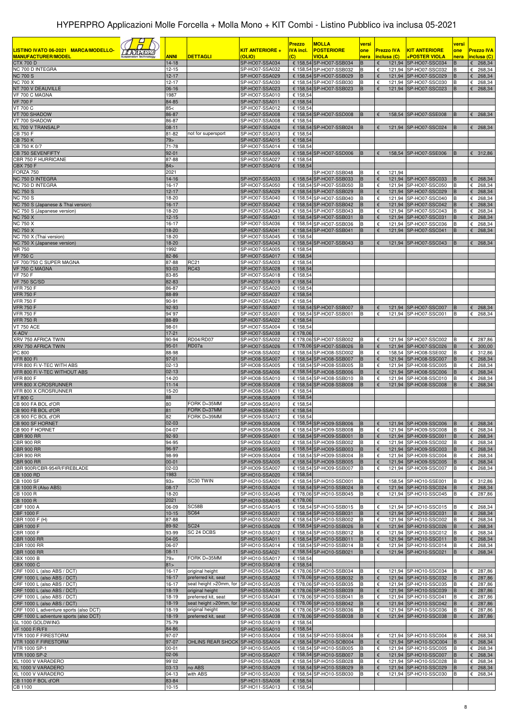# HYPERPRO Applicazioni Molle Forcella + Molla Mono + KIT Combi - Listino Pubblico iva inclusa 05-2021

| LISTINO IVATO 06-2021 MARCA/MODELLO-MANUFACTURER/MODEL | ANNI | DETTAGLI | KIT ANTERIORE + (OLIO) | Prezzo IVA incl. (C) | MOLLA POSTERIORE VIOLA | versione nera | Prezzo IVA inclusa (C) | KIT ANTERIORE +POSTER VIOLA | versione nera | Prezzo IVA inclusa (C) |
|---|---|---|---|---|---|---|---|---|---|---|
| CTX 700 D | 14-18 | | SP-HO07-SSA034 | € 158,54 | SP-HO07-SSB034 | B | € 121,94 | SP-HO07-SSC034 | B | € 268,34 |
| NC 700 D INTEGRA | 12-15 | | SP-HO07-SSA032 | € 158,54 | SP-HO07-SSB032 | B | € 121,94 | SP-HO07-SSC032 | B | € 268,34 |
| NC 700 S | 12-17 | | SP-HO07-SSA029 | € 158,54 | SP-HO07-SSB029 | B | € 121,94 | SP-HO07-SSC029 | B | € 268,34 |
| NC 700 X | 12-17 | | SP-HO07-SSA030 | € 158,54 | SP-HO07-SSB030 | B | € 121,94 | SP-HO07-SSC030 | B | € 268,34 |
| NT 700 V DEAUVILLE | 06-16 | | SP-HO07-SSA023 | € 158,54 | SP-HO07-SSB023 | B | € 121,94 | SP-HO07-SSC023 | B | € 268,34 |
| VF 700 C MAGNA | 1987 | | SP-HO07-SSA010 | € 158,54 | | | | | | |
| VF 700 F | 84-85 | | SP-HO07-SSA011 | € 158,54 | | | | | | |
| VT 700 C | 85< | | SP-HO07-SSA012 | € 158,54 | | | | | | |
| VT 700 SHADOW | 86-87 | | SP-HO07-SSA008 | € 158,54 | SP-HO07-SSD008 | B | € 158,54 | SP-HO07-SSE008 | B | € 268,34 |
| VT 700 SHADOW | 86-87 | | SP-HO07-SSA008 | € 158,54 | | | | | | |
| XL 700 V TRANSALP | 08-11 | | SP-HO07-SSA024 | € 158,54 | SP-HO07-SSB024 | B | € 121,94 | SP-HO07-SSC024 | B | € 268,34 |
| CB 750 F | 81-82 | not for supersport | SP-HO07-SSA013 | € 158,54 | | | | | | |
| CB 750 K | 79> | | SP-HO07-SSA015 | € 158,54 | | | | | | |
| CB 750 K 0/7 | 71-78 | | SP-HO07-SSA014 | € 158,54 | | | | | | |
| CB 750 SEVENFIFTY | 92-01 | | SP-HO07-SSA006 | € 158,54 | SP-HO07-SSD006 | B | € 158,54 | SP-HO07-SSE006 | B | € 312,86 |
| CBR 750 F HURRICANE | 87-88 | | SP-HO07-SSA027 | € 158,54 | | | | | | |
| CBX 750 F | 84> | | SP-HO07-SSA016 | € 158,54 | | | | | | |
| FORZA 750 | 2021 | | | | SP-HO07-SSB048 | B | € 121,94 | | | |
| NC 750 D INTEGRA | 14-16 | | SP-HO07-SSA033 | € 158,54 | SP-HO07-SSB033 | B | € 121,94 | SP-HO07-SSC033 | B | € 268,34 |
| NC 750 D INTEGRA | 16-17 | | SP-HO07-SSA050 | € 158,54 | SP-HO07-SSB050 | B | € 121,94 | SP-HO07-SSC050 | B | € 268,34 |
| NC 750 S | 12-17 | | SP-HO07-SSA029 | € 158,54 | SP-HO07-SSB029 | B | € 121,94 | SP-HO07-SSC029 | B | € 268,34 |
| NC 750 S | 18-20 | | SP-HO07-SSA040 | € 158,54 | SP-HO07-SSB040 | B | € 121,94 | SP-HO07-SSC040 | B | € 268,34 |
| NC 750 S (Japanese & Thai version) | 16-17 | | SP-HO07-SSA042 | € 158,54 | SP-HO07-SSB042 | B | € 121,94 | SP-HO07-SSC042 | B | € 268,34 |
| NC 750 S (Japanese version) | 18-20 | | SP-HO07-SSA043 | € 158,54 | SP-HO07-SSB043 | B | € 121,94 | SP-HO07-SSC043 | B | € 268,34 |
| NC 750 X | 12-15 | | SP-HO07-SSA031 | € 158,54 | SP-HO07-SSB031 | B | € 121,94 | SP-HO07-SSC031 | B | € 268,34 |
| NC 750 X | 16-17 | | SP-HO07-SSA036 | € 158,54 | SP-HO07-SSB036 | B | € 121,94 | SP-HO07-SSC036 | B | € 268,34 |
| NC 750 X | 18-20 | | SP-HO07-SSA041 | € 158,54 | SP-HO07-SSB041 | B | € 121,94 | SP-HO07-SSC041 | B | € 268,34 |
| NC 750 X (Thai version) | 18-20 | | SP-HO07-SSA045 | € 158,54 | | | | | | |
| NC 750 X (Japanese version) | 18-20 | | SP-HO07-SSA043 | € 158,54 | SP-HO07-SSB043 | B | € 121,94 | SP-HO07-SSC043 | B | € 268,34 |
| NR 750 | 1992 | | SP-HO07-SSA005 | € 158,54 | | | | | | |
| VF 750 C | 82-86 | | SP-HO07-SSA017 | € 158,54 | | | | | | |
| VF 700/750 C SUPER MAGNA | 87-88 | RC21 | SP-HO07-SSA003 | € 158,54 | | | | | | |
| VF 750 C MAGNA | 93-03 | RC43 | SP-HO07-SSA028 | € 158,54 | | | | | | |
| VF 750 F | 83-85 | | SP-HO07-SSA018 | € 158,54 | | | | | | |
| VF 750 SC/SD | 82-83 | | SP-HO07-SSA019 | € 158,54 | | | | | | |
| VFR 750 F | 86-87 | | SP-HO07-SSA020 | € 158,54 | | | | | | |
| VFR 750 F | 88-89 | | SP-HO07-SSA037 | € 158,54 | | | | | | |
| VFR 750 F | 90-91 | | SP-HO07-SSA021 | € 158,54 | | | | | | |
| VFR 750 F | 92-93 | | SP-HO07-SSA007 | € 158,54 | SP-HO07-SSB007 | B | € 121,94 | SP-HO07-SSC007 | B | € 268,34 |
| VFR 750 F | 94`97 | | SP-HO07-SSA001 | € 158,54 | SP-HO07-SSB001 | B | € 121,94 | SP-HO07-SSC001 | B | € 268,34 |
| VFR 750 R | 88-89 | | SP-HO07-SSA022 | € 158,54 | | | | | | |
| VT 750 ACE | 98-01 | | SP-HO07-SSA004 | € 158,54 | | | | | | |
| X-ADV | 17-21 | | SP-HO07-SSA038 | € 178,06 | | | | | | |
| XRV 750 AFRICA TWIN | 90-94 | RD04/RD07 | SP-HO07-SSA002 | € 178,06 | SP-HO07-SSB002 | B | € 121,94 | SP-HO07-SSC002 | B | € 287,86 |
| XRV 750 AFRICA TWIN | 95-01 | RD07a | SP-HO07-SSA026 | € 178,06 | SP-HO07-SSB026 | B | € 121,94 | SP-HO07-SSC026 | B | € 300,00 |
| PC 800 | 88-98 | | SP-HO08-SSA002 | € 158,54 | SP-HO08-SSD002 | B | € 158,54 | SP-HO08-SSE002 | B | € 312,86 |
| VFR 800 Fi | 97-01 | | SP-HO08-SSA007 | € 158,54 | SP-HO08-SSB007 | B | € 121,94 | SP-HO08-SSC007 | B | € 268,34 |
| VFR 800 Fi V-TEC WITH ABS | 02-13 | | SP-HO08-SSA005 | € 158,54 | SP-HO08-SSB005 | B | € 121,94 | SP-HO08-SSC005 | B | € 268,34 |
| VFR 800 Fi V-TEC WITHOUT ABS | 02-13 | | SP-HO08-SSA006 | € 158,54 | SP-HO08-SSB006 | B | € 121,94 | SP-HO08-SSC006 | B | € 268,34 |
| VFR 800 F | 14-20 | | SP-HO08-SSA010 | € 158,54 | SP-HO08-SSB010 | B | € 121,94 | SP-HO08-SSC010 | B | € 268,34 |
| VFR 800 X CROSRUNNER | 11-14 | | SP-HO08-SSA008 | € 158,54 | SP-HO08-SSB008 | B | € 121,94 | SP-HO08-SSC008 | B | € 268,34 |
| VFR 800 X CROSRUNNER | 15-20 | | SP-HO08-SSA011 | € 158,54 | | | | | | |
| VT 800 C | 88 | | SP-HO08-SSA009 | € 158,54 | | | | | | |
| CB 900 FA BOL d'OR | 80 | FORK D=35MM | SP-HO09-SSA010 | € 158,54 | | | | | | |
| CB 900 FB BOL d'OR | 81 | FORK D=37MM | SP-HO09-SSA011 | € 158,54 | | | | | | |
| CB 900 FC BOL d'OR | 82 | FORK D=39MM | SP-HO09-SSA012 | € 158,54 | | | | | | |
| CB 900 SF HORNET | 02-03 | | SP-HO09-SSA006 | € 158,54 | SP-HO09-SSB006 | B | € 121,94 | SP-HO09-SSC006 | B | € 268,34 |
| CB 900 F HORNET | 04-07 | | SP-HO09-SSA008 | € 158,54 | SP-HO09-SSB008 | B | € 121,94 | SP-HO09-SSC008 | B | € 268,34 |
| CBR 900 RR | 92-93 | | SP-HO09-SSA001 | € 158,54 | SP-HO09-SSB001 | B | € 121,94 | SP-HO09-SSC001 | B | € 268,34 |
| CBR 900 RR | 94-95 | | SP-HO09-SSA002 | € 158,54 | SP-HO09-SSB002 | B | € 121,94 | SP-HO09-SSC002 | B | € 268,34 |
| CBR 900 RR | 96-97 | | SP-HO09-SSA003 | € 158,54 | SP-HO09-SSB003 | B | € 121,94 | SP-HO09-SSC003 | B | € 268,34 |
| CBR 900 RR | 98-99 | | SP-HO09-SSA004 | € 158,54 | SP-HO09-SSB004 | B | € 121,94 | SP-HO09-SSC004 | B | € 268,34 |
| CBR 900 RR | 00-01 | | SP-HO09-SSA005 | € 158,54 | SP-HO09-SSB005 | B | € 121,94 | SP-HO09-SSC005 | B | € 268,34 |
| CBR 900R/CBR-954R/FIREBLADE | 02-03 | | SP-HO09-SSA007 | € 158,54 | SP-HO09-SSB007 | B | € 121,94 | SP-HO09-SSC007 | B | € 268,34 |
| CB 1000 RD | 1983 | | SP-HO10-SSA020 | € 158,54 | | | | | | |
| CB 1000 SF | 93> | SC30 TWIN | SP-HO10-SSA001 | € 158,54 | SP-HO10-SSD001 | B | € 158,54 | SP-HO10-SSE001 | B | € 312,86 |
| CB 1000 R (Also ABS) | 08-17 | | SP-HO10-SSA024 | € 158,54 | SP-HO10-SSB024 | B | € 121,94 | SP-HO10-SSC024 | B | € 268,34 |
| CB 1000 R | 18-20 | | SP-HO10-SSA045 | € 178,06 | SP-HO10-SSB045 | B | € 121,94 | SP-HO10-SSC045 | B | € 287,86 |
| CB 1000 R | 2021 | | SP-HO10-SSA045 | € 178,06 | | | | | | |
| CBF 1000 A | 06-09 | SC58B | SP-HO10-SSA015 | € 158,54 | SP-HO10-SSB015 | B | € 121,94 | SP-HO10-SSC015 | B | € 268,34 |
| CBF 1000 F | 10-15 | SC64 | SP-HO10-SSA031 | € 158,54 | SP-HO10-SSB031 | B | € 121,94 | SP-HO10-SSC031 | B | € 268,34 |
| CBR 1000 F (H) | 87-88 | | SP-HO10-SSA002 | € 158,54 | SP-HO10-SSB002 | B | € 121,94 | SP-HO10-SSC002 | B | € 268,34 |
| CBR 1000 F | 89-92 | SC24 | SP-HO10-SSA026 | € 158,54 | SP-HO10-SSB026 | B | € 121,94 | SP-HO10-SSC026 | B | € 268,34 |
| CBR 1000 F | 93-99 | SC 24 DCBS | SP-HO10-SSA012 | € 158,54 | SP-HO10-SSB012 | B | € 121,94 | SP-HO10-SSC012 | B | € 268,34 |
| CBR 1000 RR | 04-05 | | SP-HO10-SSA011 | € 158,54 | SP-HO10-SSB011 | B | € 121,94 | SP-HO10-SSC011 | B | € 268,34 |
| CBR 1000 RR | 06-07 | | SP-HO10-SSA014 | € 158,54 | SP-HO10-SSB014 | B | € 121,94 | SP-HO10-SSC014 | B | € 268,34 |
| CBR 1000 RR | 08-11 | | SP-HO10-SSA021 | € 158,54 | SP-HO10-SSB021 | B | € 121,94 | SP-HO10-SSC021 | B | € 268,34 |
| CBX 1000 B | 79> | FORK D=35MM | SP-HO10-SSA017 | € 158,54 | | | | | | |
| CBX 1000 C | 81> | | SP-HO10-SSA018 | € 158,54 | | | | | | |
| CRF 1000 L (also ABS / DCT) | 16-17 | original height | SP-HO10-SSA034 | € 178,06 | SP-HO10-SSB034 | B | € 121,94 | SP-HO10-SSC034 | B | € 287,86 |
| CRF 1000 L (also ABS / DCT) | 16-17 | preferred kit, seat | SP-HO10-SSA032 | € 178,06 | SP-HO10-SSB032 | B | € 121,94 | SP-HO10-SSC032 | B | € 287,86 |
| CRF 1000 L (also ABS / DCT) | 16-17 | seat height >20mm, for | SP-HO10-SSA035 | € 178,06 | SP-HO10-SSB035 | B | € 121,94 | SP-HO10-SSC035 | B | € 287,86 |
| CRF 1000 L (also ABS / DCT) | 18-19 | original height | SP-HO10-SSA039 | € 178,06 | SP-HO10-SSB039 | B | € 121,94 | SP-HO10-SSC039 | B | € 287,86 |
| CRF 1000 L (also ABS / DCT) | 18-19 | preferred kit, seat | SP-HO10-SSA041 | € 178,06 | SP-HO10-SSB041 | B | € 121,94 | SP-HO10-SSC041 | B | € 287,86 |
| CRF 1000 L (also ABS / DCT) | 18-19 | seat height >20mm, for | SP-HO10-SSA042 | € 178,06 | SP-HO10-SSB042 | B | € 121,94 | SP-HO10-SSC042 | B | € 287,86 |
| CRF 1000 L adventure sports (also DCT) | 18-19 | original height | SP-HO10-SSA036 | € 178,06 | SP-HO10-SSB036 | B | € 121,94 | SP-HO10-SSC036 | B | € 287,86 |
| CRF 1000 L adventure sports (also DCT) | 18-19 | preferred kit, seat | SP-HO10-SSA038 | € 178,06 | SP-HO10-SSB038 | B | € 121,94 | SP-HO10-SSC038 | B | € 287,86 |
| GL 1000 GOLDWING | 75-79 | | SP-HO10-SSA019 | € 158,54 | | | | | | |
| VF 1000 F/R/FII | 84-86 | | SP-HO10-SSA010 | € 158,54 | | | | | | |
| VTR 1000 F FIRESTORM | 97-07 | | SP-HO10-SSA004 | € 158,54 | SP-HO10-SSB004 | B | € 121,94 | SP-HO10-SSC004 | B | € 268,34 |
| VTR 1000 F FIRESTORM | 97-07 | OHLINS REAR SHOCK | SP-HO10-SSA004 | € 158,54 | SP-HO10-SOB004 | B | € 121,94 | SP-HO10-SOC004 | B | € 268,34 |
| VTR 1000 SP-1 | 00-01 | | SP-HO10-SSA005 | € 158,54 | SP-HO10-SSB005 | B | € 121,94 | SP-HO10-SSC005 | B | € 268,34 |
| VTR 1000 SP-2 | 02-06 | | SP-HO10-SSA007 | € 158,54 | SP-HO10-SSB007 | B | € 121,94 | SP-HO10-SSC007 | B | € 268,34 |
| XL 1000 V VARADERO | 99`02 | | SP-HO10-SSA028 | € 158,54 | SP-HO10-SSB028 | B | € 121,94 | SP-HO10-SSC028 | B | € 268,34 |
| XL 1000 V VARADERO | 03-13 | no ABS | SP-HO10-SSA029 | € 158,54 | SP-HO10-SSB029 | B | € 121,94 | SP-HO10-SSC029 | B | € 268,34 |
| XL 1000 V VARADERO | 04-13 | with ABS | SP-HO10-SSA030 | € 158,54 | SP-HO10-SSB030 | B | € 121,94 | SP-HO10-SSC030 | B | € 268,34 |
| CB 1100 F BOL d'OR | 83-84 | | SP-HO11-SSA008 | € 158,54 | | | | | | |
| CB 1100 | 10-15 | | SP-HO11-SSA013 | € 158,54 | | | | | | |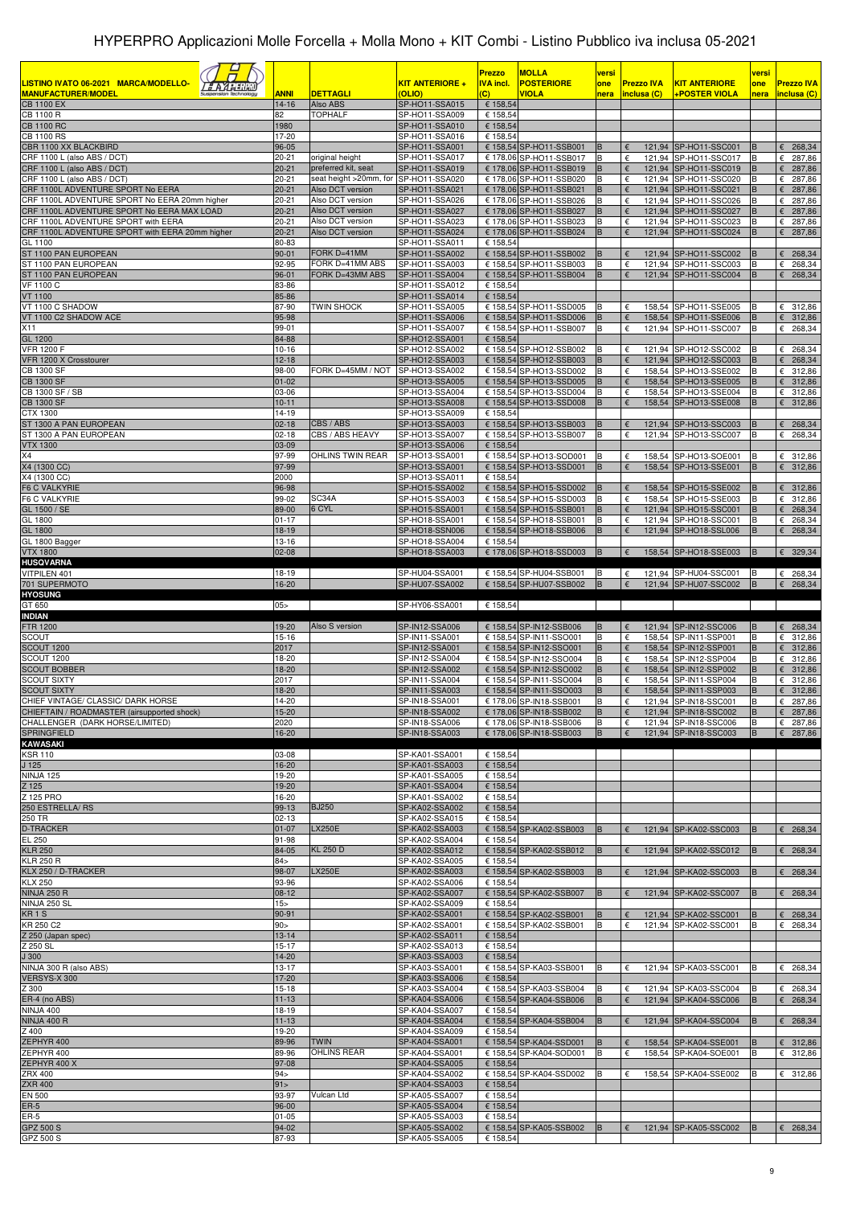# HYPERPRO Applicazioni Molle Forcella + Molla Mono + KIT Combi - Listino Pubblico iva inclusa 05-2021

| LISTINO IVATO 06-2021 MARCA/MODELLO-MANUFACTURER/MODEL | ANNI | DETTAGLI | KIT ANTERIORE + (OLIO) | Prezzo IVA incl. (C) | MOLLA POSTERIORE VIOLA | versione | Prezzo IVA inclusa (C) | KIT ANTERIORE +POSTER VIOLA | versione | Prezzo IVA inclusa (C) |
|---|---|---|---|---|---|---|---|---|---|---|
| CB 1100 EX | 14-16 | Also ABS | SP-HO11-SSA015 | € 158,54 | | | | | | |
| CB 1100 R | 82 | TOPHALF | SP-HO11-SSA009 | € 158,54 | | | | | | |
| CB 1100 RC | 1980 | | SP-HO11-SSA010 | € 158,54 | | | | | | |
| CB 1100 RS | 17-20 | | SP-HO11-SSA016 | € 158,54 | | | | | | |
| CBR 1100 XX BLACKBIRD | 96-05 | | SP-HO11-SSA001 | € 158,54 | SP-HO11-SSB001 | B | € 121,94 | SP-HO11-SSC001 | B | € 268,34 |
| CRF 1100 L (also ABS / DCT) | 20-21 | original height | SP-HO11-SSA017 | € 178,06 | SP-HO11-SSB017 | B | € 121,94 | SP-HO11-SSC017 | B | € 287,86 |
| CRF 1100 L (also ABS / DCT) | 20-21 | preferred kit, seat | SP-HO11-SSA019 | € 178,06 | SP-HO11-SSB019 | B | € 121,94 | SP-HO11-SSC019 | B | € 287,86 |
| CRF 1100 L (also ABS / DCT) | 20-21 | seat height >20mm, for | SP-HO11-SSA020 | € 178,06 | SP-HO11-SSB020 | B | € 121,94 | SP-HO11-SSC020 | B | € 287,86 |
| CRF 1100L ADVENTURE SPORT No EERA | 20-21 | Also DCT version | SP-HO11-SSA021 | € 178,06 | SP-HO11-SSB021 | B | € 121,94 | SP-HO11-SSC021 | B | € 287,86 |
| CRF 1100L ADVENTURE SPORT No EERA 20mm higher | 20-21 | Also DCT version | SP-HO11-SSA026 | € 178,06 | SP-HO11-SSB026 | B | € 121,94 | SP-HO11-SSC026 | B | € 287,86 |
| CRF 1100L ADVENTURE SPORT No EERA MAX LOAD | 20-21 | Also DCT version | SP-HO11-SSA027 | € 178,06 | SP-HO11-SSB027 | B | € 121,94 | SP-HO11-SSC027 | B | € 287,86 |
| CRF 1100L ADVENTURE SPORT with EERA | 20-21 | Also DCT version | SP-HO11-SSA023 | € 178,06 | SP-HO11-SSB023 | B | € 121,94 | SP-HO11-SSC023 | B | € 287,86 |
| CRF 1100L ADVENTURE SPORT with EERA 20mm higher | 20-21 | Also DCT version | SP-HO11-SSA024 | € 178,06 | SP-HO11-SSB024 | B | € 121,94 | SP-HO11-SSC024 | B | € 287,86 |
| GL 1100 | 80-83 | | SP-HO11-SSA011 | € 158,54 | | | | | | |
| ST 1100 PAN EUROPEAN | 90-01 | FORK D=41MM | SP-HO11-SSA002 | € 158,54 | SP-HO11-SSB002 | B | € 121,94 | SP-HO11-SSC002 | B | € 268,34 |
| ST 1100 PAN EUROPEAN | 92-95 | FORK D=41MM ABS | SP-HO11-SSA003 | € 158,54 | SP-HO11-SSB003 | B | € 121,94 | SP-HO11-SSC003 | B | € 268,34 |
| ST 1100 PAN EUROPEAN | 96-01 | FORK D=43MM ABS | SP-HO11-SSA004 | € 158,54 | SP-HO11-SSB004 | B | € 121,94 | SP-HO11-SSC004 | B | € 268,34 |
| VF 1100 C | 83-86 | | SP-HO11-SSA012 | € 158,54 | | | | | | |
| VT 1100 | 85-86 | | SP-HO11-SSA014 | € 158,54 | | | | | | |
| VT 1100 C SHADOW | 87-90 | TWIN SHOCK | SP-HO11-SSA005 | € 158,54 | SP-HO11-SSD005 | B | € 158,54 | SP-HO11-SSE005 | B | € 312,86 |
| VT 1100 C2 SHADOW ACE | 95-98 | | SP-HO11-SSA006 | € 158,54 | SP-HO11-SSD006 | B | € 158,54 | SP-HO11-SSE006 | B | € 312,86 |
| X11 | 99-01 | | SP-HO11-SSA007 | € 158,54 | SP-HO11-SSB007 | B | € 121,94 | SP-HO11-SSC007 | B | € 268,34 |
| GL 1200 | 84-88 | | SP-HO12-SSA001 | € 158,54 | | | | | | |
| VFR 1200 F | 10-16 | | SP-HO12-SSA002 | € 158,54 | SP-HO12-SSB002 | B | € 121,94 | SP-HO12-SSC002 | B | € 268,34 |
| VFR 1200 X Crosstourer | 12-18 | | SP-HO12-SSA003 | € 158,54 | SP-HO12-SSB003 | B | € 121,94 | SP-HO12-SSC003 | B | € 268,34 |
| CB 1300 SF | 98-00 | FORK D=45MM / NOT | SP-HO13-SSA002 | € 158,54 | SP-HO13-SSD002 | B | € 158,54 | SP-HO13-SSE002 | B | € 312,86 |
| CB 1300 SF | 01-02 | | SP-HO13-SSA005 | € 158,54 | SP-HO13-SSD005 | B | € 158,54 | SP-HO13-SSE005 | B | € 312,86 |
| CB 1300 SF / SB | 03-06 | | SP-HO13-SSA004 | € 158,54 | SP-HO13-SSD004 | B | € 158,54 | SP-HO13-SSE004 | B | € 312,86 |
| CB 1300 SF | 10-11 | | SP-HO13-SSA008 | € 158,54 | SP-HO13-SSD008 | B | € 158,54 | SP-HO13-SSE008 | B | € 312,86 |
| CTX 1300 | 14-19 | | SP-HO13-SSA009 | € 158,54 | | | | | | |
| ST 1300 A PAN EUROPEAN | 02-18 | CBS / ABS | SP-HO13-SSA003 | € 158,54 | SP-HO13-SSB003 | B | € 121,94 | SP-HO13-SSC003 | B | € 268,34 |
| ST 1300 A PAN EUROPEAN | 02-18 | CBS / ABS HEAVY | SP-HO13-SSA007 | € 158,54 | SP-HO13-SSB007 | B | € 121,94 | SP-HO13-SSC007 | B | € 268,34 |
| VTX 1300 | 03-09 | | SP-HO13-SSA006 | € 158,54 | | | | | | |
| X4 | 97-99 | OHLINS TWIN REAR | SP-HO13-SSA001 | € 158,54 | SP-HO13-SOD001 | B | € 158,54 | SP-HO13-SOE001 | B | € 312,86 |
| X4 (1300 CC) | 97-99 | | SP-HO13-SSA001 | € 158,54 | SP-HO13-SSD001 | B | € 158,54 | SP-HO13-SSE001 | B | € 312,86 |
| X4 (1300 CC) | 2000 | | SP-HO13-SSA011 | € 158,54 | | | | | | |
| F6 C VALKYRIE | 96-98 | | SP-HO15-SSA002 | € 158,54 | SP-HO15-SSD002 | B | € 158,54 | SP-HO15-SSE002 | B | € 312,86 |
| F6 C VALKYRIE | 99-02 | SC34A | SP-HO15-SSA003 | € 158,54 | SP-HO15-SSD003 | B | € 158,54 | SP-HO15-SSE003 | B | € 312,86 |
| GL 1500 / SE | 89-00 | 6 CYL | SP-HO15-SSA001 | € 158,54 | SP-HO15-SSB001 | B | € 121,94 | SP-HO15-SSC001 | B | € 268,34 |
| GL 1800 | 01-17 | | SP-HO18-SSA001 | € 158,54 | SP-HO18-SSB001 | B | € 121,94 | SP-HO18-SSC001 | B | € 268,34 |
| GL 1800 | 18-19 | | SP-HO18-SSN006 | € 158,54 | SP-HO18-SSB006 | B | € 121,94 | SP-HO18-SSL006 | B | € 268,34 |
| GL 1800 Bagger | 13-16 | | SP-HO18-SSA004 | € 158,54 | | | | | | |
| VTX 1800 | 02-08 | | SP-HO18-SSA003 | € 178,06 | SP-HO18-SSD003 | B | € 158,54 | SP-HO18-SSE003 | B | € 329,34 |
| **HUSQVARNA** | | | | | | | | | | |
| VITPILEN 401 | 18-19 | | SP-HU04-SSA001 | € 158,54 | SP-HU04-SSB001 | B | € 121,94 | SP-HU04-SSC001 | B | € 268,34 |
| 701 SUPERMOTO | 16-20 | | SP-HU07-SSA002 | € 158,54 | SP-HU07-SSB002 | B | € 121,94 | SP-HU07-SSC002 | B | € 268,34 |
| **HYOSUNG** | | | | | | | | | | |
| GT 650 | 05> | | SP-HY06-SSA001 | € 158,54 | | | | | | |
| **INDIAN** | | | | | | | | | | |
| FTR 1200 | 19-20 | Also S version | SP-IN12-SSA006 | € 158,54 | SP-IN12-SSB006 | B | € 121,94 | SP-IN12-SSC006 | B | € 268,34 |
| SCOUT | 15-16 | | SP-IN11-SSA001 | € 158,54 | SP-IN11-SSO001 | B | € 158,54 | SP-IN11-SSP001 | B | € 312,86 |
| SCOUT 1200 | 2017 | | SP-IN12-SSA001 | € 158,54 | SP-IN12-SSO001 | B | € 158,54 | SP-IN12-SSP001 | B | € 312,86 |
| SCOUT 1200 | 18-20 | | SP-IN12-SSA004 | € 158,54 | SP-IN12-SSO004 | B | € 158,54 | SP-IN12-SSP004 | B | € 312,86 |
| SCOUT BOBBER | 18-20 | | SP-IN12-SSA002 | € 158,54 | SP-IN12-SSO002 | B | € 158,54 | SP-IN12-SSP002 | B | € 312,86 |
| SCOUT SIXTY | 2017 | | SP-IN11-SSA004 | € 158,54 | SP-IN11-SSO004 | B | € 158,54 | SP-IN11-SSP004 | B | € 312,86 |
| SCOUT SIXTY | 18-20 | | SP-IN11-SSA003 | € 158,54 | SP-IN11-SSO003 | B | € 158,54 | SP-IN11-SSP003 | B | € 312,86 |
| CHIEF VINTAGE/ CLASSIC/ DARK HORSE | 14-20 | | SP-IN18-SSA001 | € 178,06 | SP-IN18-SSB001 | B | € 121,94 | SP-IN18-SSC001 | B | € 287,86 |
| CHIEFTAIN / ROADMASTER (airsupported shock) | 15-20 | | SP-IN18-SSA002 | € 178,06 | SP-IN18-SSB002 | B | € 121,94 | SP-IN18-SSC002 | B | € 287,86 |
| CHALLENGER (DARK HORSE/LIMITED) | 2020 | | SP-IN18-SSA006 | € 178,06 | SP-IN18-SSB006 | B | € 121,94 | SP-IN18-SSC006 | B | € 287,86 |
| SPRINGFIELD | 16-20 | | SP-IN18-SSA003 | € 178,06 | SP-IN18-SSB003 | B | € 121,94 | SP-IN18-SSC003 | B | € 287,86 |
| **KAWASAKI** | | | | | | | | | | |
| KSR 110 | 03-08 | | SP-KA01-SSA001 | € 158,54 | | | | | | |
| J 125 | 16-20 | | SP-KA01-SSA003 | € 158,54 | | | | | | |
| NINJA 125 | 19-20 | | SP-KA01-SSA005 | € 158,54 | | | | | | |
| Z 125 | 19-20 | | SP-KA01-SSA004 | € 158,54 | | | | | | |
| Z 125 PRO | 16-20 | | SP-KA01-SSA002 | € 158,54 | | | | | | |
| 250 ESTRELLA/ RS | 99-13 | BJ250 | SP-KA02-SSA002 | € 158,54 | | | | | | |
| 250 TR | 02-13 | | SP-KA02-SSA015 | € 158,54 | | | | | | |
| D-TRACKER | 01-07 | LX250E | SP-KA02-SSA003 | € 158,54 | SP-KA02-SSB003 | B | € 121,94 | SP-KA02-SSC003 | B | € 268,34 |
| EL 250 | 91-98 | | SP-KA02-SSA004 | € 158,54 | | | | | | |
| KLR 250 | 84-05 | KL 250 D | SP-KA02-SSA012 | € 158,54 | SP-KA02-SSB012 | B | € 121,94 | SP-KA02-SSC012 | B | € 268,34 |
| KLR 250 R | 84> | | SP-KA02-SSA005 | € 158,54 | | | | | | |
| KLX 250 / D-TRACKER | 98-07 | LX250E | SP-KA02-SSA003 | € 158,54 | SP-KA02-SSB003 | B | € 121,94 | SP-KA02-SSC003 | B | € 268,34 |
| KLX 250 | 93-96 | | SP-KA02-SSA006 | € 158,54 | | | | | | |
| NINJA 250 R | 08-12 | | SP-KA02-SSA007 | € 158,54 | SP-KA02-SSB007 | B | € 121,94 | SP-KA02-SSC007 | B | € 268,34 |
| NINJA 250 SL | 15> | | SP-KA02-SSA009 | € 158,54 | | | | | | |
| KR 1 S | 90-91 | | SP-KA02-SSA001 | € 158,54 | SP-KA02-SSB001 | B | € 121,94 | SP-KA02-SSC001 | B | € 268,34 |
| KR 250 C2 | 90> | | SP-KA02-SSA001 | € 158,54 | SP-KA02-SSB001 | B | € 121,94 | SP-KA02-SSC001 | B | € 268,34 |
| Z 250 (Japan spec) | 13-14 | | SP-KA02-SSA011 | € 158,54 | | | | | | |
| Z 250 SL | 15-17 | | SP-KA02-SSA013 | € 158,54 | | | | | | |
| J 300 | 14-20 | | SP-KA03-SSA003 | € 158,54 | | | | | | |
| NINJA 300 R (also ABS) | 13-17 | | SP-KA03-SSA001 | € 158,54 | SP-KA03-SSB001 | B | € 121,94 | SP-KA03-SSC001 | B | € 268,34 |
| VERSYS-X 300 | 17-20 | | SP-KA03-SSA006 | € 158,54 | | | | | | |
| Z 300 | 15-18 | | SP-KA03-SSA004 | € 158,54 | SP-KA03-SSB004 | B | € 121,94 | SP-KA03-SSC004 | B | € 268,34 |
| ER-4 (no ABS) | 11-13 | | SP-KA04-SSA006 | € 158,54 | SP-KA04-SSB006 | B | € 121,94 | SP-KA04-SSC006 | B | € 268,34 |
| NINJA 400 | 18-19 | | SP-KA04-SSA007 | € 158,54 | | | | | | |
| NINJA 400 R | 11-13 | | SP-KA04-SSA004 | € 158,54 | SP-KA04-SSB004 | B | € 121,94 | SP-KA04-SSC004 | B | € 268,34 |
| Z 400 | 19-20 | | SP-KA04-SSA009 | € 158,54 | | | | | | |
| ZEPHYR 400 | 89-96 | TWIN | SP-KA04-SSA001 | € 158,54 | SP-KA04-SSD001 | B | € 158,54 | SP-KA04-SSE001 | B | € 312,86 |
| ZEPHYR 400 | 89-96 | OHLINS REAR | SP-KA04-SSA001 | € 158,54 | SP-KA04-SOD001 | B | € 158,54 | SP-KA04-SOE001 | B | € 312,86 |
| ZEPHYR 400 X | 97-08 | | SP-KA04-SSA005 | € 158,54 | | | | | | |
| ZRX 400 | 94> | | SP-KA04-SSA002 | € 158,54 | SP-KA04-SSD002 | B | € 158,54 | SP-KA04-SSE002 | B | € 312,86 |
| ZXR 400 | 91> | | SP-KA04-SSA003 | € 158,54 | | | | | | |
| EN 500 | 93-97 | Vulcan Ltd | SP-KA05-SSA007 | € 158,54 | | | | | | |
| ER-5 | 96-00 | | SP-KA05-SSA004 | € 158,54 | | | | | | |
| ER-5 | 01-05 | | SP-KA05-SSA003 | € 158,54 | | | | | | |
| GPZ 500 S | 94-02 | | SP-KA05-SSA002 | € 158,54 | SP-KA05-SSB002 | B | € 121,94 | SP-KA05-SSC002 | B | € 268,34 |
| GPZ 500 S | 87-93 | | SP-KA05-SSA005 | € 158,54 | | | | | | |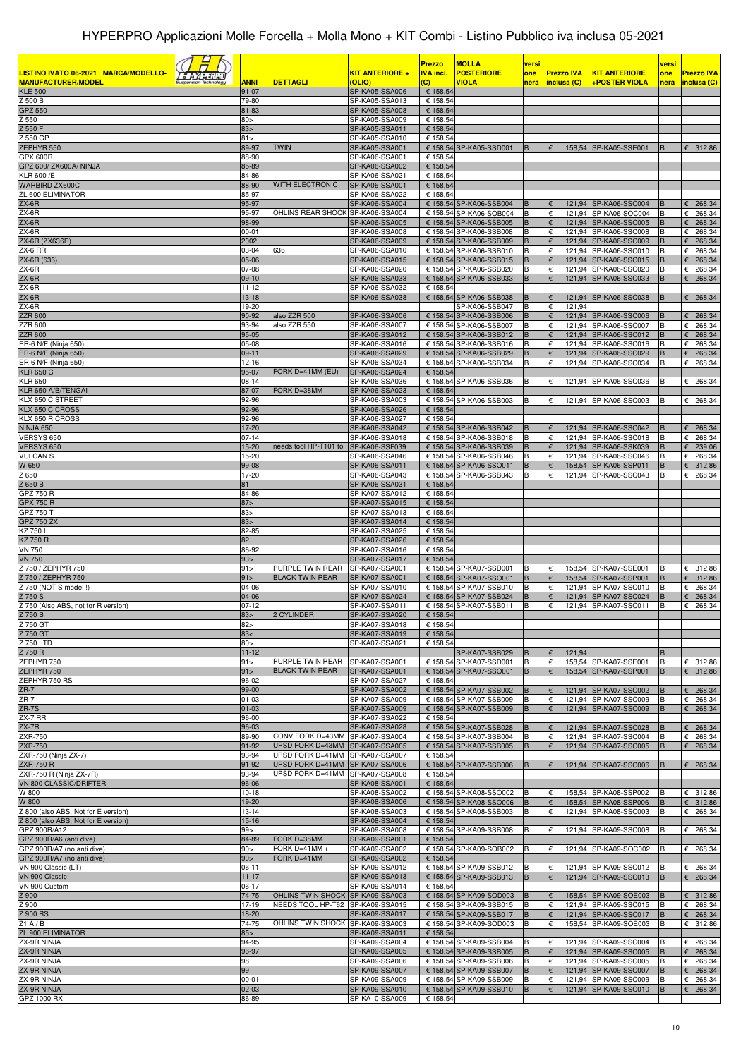# HYPERPRO Applicazioni Molle Forcella + Molla Mono + KIT Combi - Listino Pubblico iva inclusa 05-2021

| LISTINO IVATO 06-2021 MARCA/MODELLO-MANUFACTURER/MODEL | ANNI | DETTAGLI | KIT ANTERIORE + (OLIO) | Prezzo IVA incl. (C) | MOLLA POSTERIORE VIOLA | versione nera | Prezzo IVA inclusa (C) | KIT ANTERIORE +POSTER VIOLA | versione nera | Prezzo IVA inclusa (C) |
|---|---|---|---|---|---|---|---|---|---|---|
| KLE 500 | 91-07 | | SP-KA05-SSA006 | € 158,54 | | | | | | |
| Z 500 B | 79-80 | | SP-KA05-SSA013 | € 158,54 | | | | | | |
| GPZ 550 | 81-83 | | SP-KA05-SSA008 | € 158,54 | | | | | | |
| Z 550 | 80> | | SP-KA05-SSA009 | € 158,54 | | | | | | |
| Z 550 F | 83> | | SP-KA05-SSA011 | € 158,54 | | | | | | |
| Z 550 GP | 81> | | SP-KA05-SSA010 | € 158,54 | | | | | | |
| ZEPHYR 550 | 89-97 | TWIN | SP-KA05-SSA001 | € 158,54 | SP-KA05-SSD001 | B | € 158,54 | SP-KA05-SSE001 | B | € 312,86 |
| GPX 600R | 88-90 | | SP-KA06-SSA001 | € 158,54 | | | | | | |
| GPZ 600/ ZX600A/ NINJA | 85-89 | | SP-KA06-SSA002 | € 158,54 | | | | | | |
| KLR 600 /E | 84-86 | | SP-KA06-SSA021 | € 158,54 | | | | | | |
| WARBIRD ZX600C | 88-90 | WITH ELECTRONIC | SP-KA06-SSA001 | € 158,54 | | | | | | |
| ZL 600 ELIMINATOR | 85-97 | | SP-KA06-SSA022 | € 158,54 | | | | | | |
| ZX-6R | 95-97 | | SP-KA06-SSA004 | € 158,54 | SP-KA06-SSB004 | B | € 121,94 | SP-KA06-SSC004 | B | € 268,34 |
| ZX-6R | 95-97 | OHLINS REAR SHOCK | SP-KA06-SSA004 | € 158,54 | SP-KA06-SOB004 | B | € 121,94 | SP-KA06-SOC004 | B | € 268,34 |
| ZX-6R | 98-99 | | SP-KA06-SSA005 | € 158,54 | SP-KA06-SSB005 | B | € 121,94 | SP-KA06-SSC005 | B | € 268,34 |
| ZX-6R | 00-01 | | SP-KA06-SSA008 | € 158,54 | SP-KA06-SSB008 | B | € 121,94 | SP-KA06-SSC008 | B | € 268,34 |
| ZX-6R (ZX636R) | 2002 | | SP-KA06-SSA009 | € 158,54 | SP-KA06-SSB009 | B | € 121,94 | SP-KA06-SSC009 | B | € 268,34 |
| ZX-6 RR | 03-04 | 636 | SP-KA06-SSA010 | € 158,54 | SP-KA06-SSB010 | B | € 121,94 | SP-KA06-SSC010 | B | € 268,34 |
| ZX-6R (636) | 05-06 | | SP-KA06-SSA015 | € 158,54 | SP-KA06-SSB015 | B | € 121,94 | SP-KA06-SSC015 | B | € 268,34 |
| ZX-6R | 07-08 | | SP-KA06-SSA020 | € 158,54 | SP-KA06-SSB020 | B | € 121,94 | SP-KA06-SSC020 | B | € 268,34 |
| ZX-6R | 09-10 | | SP-KA06-SSA033 | € 158,54 | SP-KA06-SSB033 | B | € 121,94 | SP-KA06-SSC033 | B | € 268,34 |
| ZX-6R | 11-12 | | SP-KA06-SSA032 | € 158,54 | | | | | | |
| ZX-6R | 13-18 | | SP-KA06-SSA038 | € 158,54 | SP-KA06-SSB038 | B | € 121,94 | SP-KA06-SSC038 | B | € 268,34 |
| ZX-6R | 19-20 | | | | SP-KA06-SSB047 | B | € 121,94 | | | |
| ZZR 600 | 90-92 | also ZZR 500 | SP-KA06-SSA006 | € 158,54 | SP-KA06-SSB006 | B | € 121,94 | SP-KA06-SSC006 | B | € 268,34 |
| ZZR 600 | 93-94 | also ZZR 550 | SP-KA06-SSA007 | € 158,54 | SP-KA06-SSB007 | B | € 121,94 | SP-KA06-SSC007 | B | € 268,34 |
| ZZR 600 | 95-05 | | SP-KA06-SSA012 | € 158,54 | SP-KA06-SSB012 | B | € 121,94 | SP-KA06-SSC012 | B | € 268,34 |
| ER-6 N/F (Ninja 650) | 05-08 | | SP-KA06-SSA016 | € 158,54 | SP-KA06-SSB016 | B | € 121,94 | SP-KA06-SSC016 | B | € 268,34 |
| ER-6 N/F (Ninja 650) | 09-11 | | SP-KA06-SSA029 | € 158,54 | SP-KA06-SSB029 | B | € 121,94 | SP-KA06-SSC029 | B | € 268,34 |
| ER-6 N/F (Ninja 650) | 12-16 | | SP-KA06-SSA034 | € 158,54 | SP-KA06-SSB034 | B | € 121,94 | SP-KA06-SSC034 | B | € 268,34 |
| KLR 650 C | 95-07 | FORK D=41MM (EU) | SP-KA06-SSA024 | € 158,54 | | | | | | |
| KLR 650 | 08-14 | | SP-KA06-SSA036 | € 158,54 | SP-KA06-SSB036 | B | € 121,94 | SP-KA06-SSC036 | B | € 268,34 |
| KLR 650 A/B/TENGAI | 87-07 | FORK D=38MM | SP-KA06-SSA023 | € 158,54 | | | | | | |
| KLX 650 C STREET | 92-96 | | SP-KA06-SSA003 | € 158,54 | SP-KA06-SSB003 | B | € 121,94 | SP-KA06-SSC003 | B | € 268,34 |
| KLX 650 C CROSS | 92-96 | | SP-KA06-SSA026 | € 158,54 | | | | | | |
| KLX 650 R CROSS | 92-96 | | SP-KA06-SSA027 | € 158,54 | | | | | | |
| NINJA 650 | 17-20 | | SP-KA06-SSA042 | € 158,54 | SP-KA06-SSB042 | B | € 121,94 | SP-KA06-SSC042 | B | € 268,34 |
| VERSYS 650 | 07-14 | | SP-KA06-SSA018 | € 158,54 | SP-KA06-SSB018 | B | € 121,94 | SP-KA06-SSC018 | B | € 268,34 |
| VERSYS 650 | 15-20 | needs tool HP-T101 to | SP-KA06-SSF039 | € 158,54 | SP-KA06-SSB039 | B | € 121,94 | SP-KA06-SSK039 | B | € 239,06 |
| VULCAN S | 15-20 | | SP-KA06-SSA046 | € 158,54 | SP-KA06-SSB046 | B | € 121,94 | SP-KA06-SSC046 | B | € 268,34 |
| W 650 | 99-08 | | SP-KA06-SSA011 | € 158,54 | SP-KA06-SSO011 | B | € 158,54 | SP-KA06-SSP011 | B | € 312,86 |
| Z 650 | 17-20 | | SP-KA06-SSA043 | € 158,54 | SP-KA06-SSB043 | B | € 121,94 | SP-KA06-SSC043 | B | € 268,34 |
| Z 650 B | 81 | | SP-KA06-SSA031 | € 158,54 | | | | | | |
| GPZ 750 R | 84-86 | | SP-KA07-SSA012 | € 158,54 | | | | | | |
| GPX 750 R | 87> | | SP-KA07-SSA015 | € 158,54 | | | | | | |
| GPZ 750 T | 83> | | SP-KA07-SSA013 | € 158,54 | | | | | | |
| GPZ 750 ZX | 83> | | SP-KA07-SSA014 | € 158,54 | | | | | | |
| KZ 750 L | 82-85 | | SP-KA07-SSA025 | € 158,54 | | | | | | |
| KZ 750 R | 82 | | SP-KA07-SSA026 | € 158,54 | | | | | | |
| VN 750 | 86-92 | | SP-KA07-SSA016 | € 158,54 | | | | | | |
| VN 750 | 93> | | SP-KA07-SSA017 | € 158,54 | | | | | | |
| Z 750 / ZEPHYR 750 | 91> | PURPLE TWIN REAR | SP-KA07-SSA001 | € 158,54 | SP-KA07-SSD001 | B | € 158,54 | SP-KA07-SSE001 | B | € 312,86 |
| Z 750 / ZEPHYR 750 | 91> | BLACK TWIN REAR | SP-KA07-SSA001 | € 158,54 | SP-KA07-SSO001 | B | € 158,54 | SP-KA07-SSP001 | B | € 312,86 |
| Z 750 (NOT S model !) | 04-06 | | SP-KA07-SSA010 | € 158,54 | SP-KA07-SSB010 | B | € 121,94 | SP-KA07-SSC010 | B | € 268,34 |
| Z 750 S | 04-06 | | SP-KA07-SSA024 | € 158,54 | SP-KA07-SSB024 | B | € 121,94 | SP-KA07-SSC024 | B | € 268,34 |
| Z 750 (Also ABS, not for R version) | 07-12 | | SP-KA07-SSA011 | € 158,54 | SP-KA07-SSB011 | B | € 121,94 | SP-KA07-SSC011 | B | € 268,34 |
| Z 750 B | 83> | 2 CYLINDER | SP-KA07-SSA020 | € 158,54 | | | | | | |
| Z 750 GT | 82> | | SP-KA07-SSA018 | € 158,54 | | | | | | |
| Z 750 GT | 83< | | SP-KA07-SSA019 | € 158,54 | | | | | | |
| Z 750 LTD | 80> | | SP-KA07-SSA021 | € 158,54 | | | | | | |
| Z 750 R | 11-12 | | | | SP-KA07-SSB029 | B | € 121,94 | | B | |
| ZEPHYR 750 | 91> | PURPLE TWIN REAR | SP-KA07-SSA001 | € 158,54 | SP-KA07-SSD001 | B | € 158,54 | SP-KA07-SSE001 | B | € 312,86 |
| ZEPHYR 750 | 91> | BLACK TWIN REAR | SP-KA07-SSA001 | € 158,54 | SP-KA07-SSO001 | B | € 158,54 | SP-KA07-SSP001 | B | € 312,86 |
| ZEPHYR 750 RS | 96-02 | | SP-KA07-SSA027 | € 158,54 | | | | | | |
| ZR-7 | 99-00 | | SP-KA07-SSA002 | € 158,54 | SP-KA07-SSB002 | B | € 121,94 | SP-KA07-SSC002 | B | € 268,34 |
| ZR-7 | 01-03 | | SP-KA07-SSA009 | € 158,54 | SP-KA07-SSB009 | B | € 121,94 | SP-KA07-SSC009 | B | € 268,34 |
| ZR-7S | 01-03 | | SP-KA07-SSA009 | € 158,54 | SP-KA07-SSB009 | B | € 121,94 | SP-KA07-SSC009 | B | € 268,34 |
| ZX-7 RR | 96-00 | | SP-KA07-SSA022 | € 158,54 | | | | | | |
| ZX-7R | 96-03 | | SP-KA07-SSA028 | € 158,54 | SP-KA07-SSB028 | B | € 121,94 | SP-KA07-SSC028 | B | € 268,34 |
| ZXR-750 | 89-90 | CONV FORK D=43MM | SP-KA07-SSA004 | € 158,54 | SP-KA07-SSB004 | B | € 121,94 | SP-KA07-SSC004 | B | € 268,34 |
| ZXR-750 | 91-92 | UPSD FORK D=43MM | SP-KA07-SSA005 | € 158,54 | SP-KA07-SSB005 | B | € 121,94 | SP-KA07-SSC005 | B | € 268,34 |
| ZXR-750 (Ninja ZX-7) | 93-94 | UPSD FORK D=41MM | SP-KA07-SSA007 | € 158,54 | | | | | | |
| ZXR-750 R | 91-92 | UPSD FORK D=41MM | SP-KA07-SSA006 | € 158,54 | SP-KA07-SSB006 | B | € 121,94 | SP-KA07-SSC006 | B | € 268,34 |
| ZXR-750 R (Ninja ZX-7R) | 93-94 | UPSD FORK D=41MM | SP-KA07-SSA008 | € 158,54 | | | | | | |
| VN 800 CLASSIC/DRIFTER | 96-06 | | SP-KA08-SSA001 | € 158,54 | | | | | | |
| W 800 | 10-18 | | SP-KA08-SSA002 | € 158,54 | SP-KA08-SSO002 | B | € 158,54 | SP-KA08-SSP002 | B | € 312,86 |
| W 800 | 19-20 | | SP-KA08-SSA006 | € 158,54 | SP-KA08-SSO006 | B | € 158,54 | SP-KA08-SSP006 | B | € 312,86 |
| Z 800 (also ABS, Not for E version) | 13-14 | | SP-KA08-SSA003 | € 158,54 | SP-KA08-SSB003 | B | € 121,94 | SP-KA08-SSC003 | B | € 268,34 |
| Z 800 (also ABS, Not for E version) | 15-16 | | SP-KA08-SSA004 | € 158,54 | | | | | | |
| GPZ 900R/A12 | 99> | | SP-KA09-SSA008 | € 158,54 | SP-KA09-SSB008 | B | € 121,94 | SP-KA09-SSC008 | B | € 268,34 |
| GPZ 900R/A6 (anti dive) | 84-89 | FORK D=38MM | SP-KA09-SSA001 | € 158,54 | | | | | | |
| GPZ 900R/A7 (no anti dive) | 90> | FORK D=41MM + | SP-KA09-SSA002 | € 158,54 | SP-KA09-SOB002 | B | € 121,94 | SP-KA09-SOC002 | B | € 268,34 |
| GPZ 900R/A7 (no anti dive) | 90> | FORK D=41MM | SP-KA09-SSA002 | € 158,54 | | | | | | |
| VN 900 Classic (LT) | 06-11 | | SP-KA09-SSA012 | € 158,54 | SP-KA09-SSB012 | B | € 121,94 | SP-KA09-SSC012 | B | € 268,34 |
| VN 900 Classic | 11-17 | | SP-KA09-SSA013 | € 158,54 | SP-KA09-SSB013 | B | € 121,94 | SP-KA09-SSC013 | B | € 268,34 |
| VN 900 Custom | 06-17 | | SP-KA09-SSA014 | € 158,54 | | | | | | |
| Z 900 | 74-75 | OHLINS TWIN SHOCK | SP-KA09-SSA003 | € 158,54 | SP-KA09-SOD003 | B | € 158,54 | SP-KA09-SOE003 | B | € 312,86 |
| Z 900 | 17-19 | NEEDS TOOL HP-T62 | SP-KA09-SSA015 | € 158,54 | SP-KA09-SSB015 | B | € 121,94 | SP-KA09-SSC015 | B | € 268,34 |
| Z 900 RS | 18-20 | | SP-KA09-SSA017 | € 158,54 | SP-KA09-SSB017 | B | € 121,94 | SP-KA09-SSC017 | B | € 268,34 |
| Z1 A / B | 74-75 | OHLINS TWIN SHOCK | SP-KA09-SSA003 | € 158,54 | SP-KA09-SOD003 | B | € 158,54 | SP-KA09-SOE003 | B | € 312,86 |
| ZL 900 ELIMINATOR | 85> | | SP-KA09-SSA011 | € 158,54 | | | | | | |
| ZX-9R NINJA | 94-95 | | SP-KA09-SSA004 | € 158,54 | SP-KA09-SSB004 | B | € 121,94 | SP-KA09-SSC004 | B | € 268,34 |
| ZX-9R NINJA | 96-97 | | SP-KA09-SSA005 | € 158,54 | SP-KA09-SSB005 | B | € 121,94 | SP-KA09-SSC005 | B | € 268,34 |
| ZX-9R NINJA | 98 | | SP-KA09-SSA006 | € 158,54 | SP-KA09-SSB006 | B | € 121,94 | SP-KA09-SSC005 | B | € 268,34 |
| ZX-9R NINJA | 99 | | SP-KA09-SSA007 | € 158,54 | SP-KA09-SSB007 | B | € 121,94 | SP-KA09-SSC007 | B | € 268,34 |
| ZX-9R NINJA | 00-01 | | SP-KA09-SSA009 | € 158,54 | SP-KA09-SSB009 | B | € 121,94 | SP-KA09-SSC009 | B | € 268,34 |
| ZX-9R NINJA | 02-03 | | SP-KA09-SSA010 | € 158,54 | SP-KA09-SSB010 | B | € 121,94 | SP-KA09-SSC010 | B | € 268,34 |
| GPZ 1000 RX | 86-89 | | SP-KA10-SSA009 | € 158,54 | | | | | | |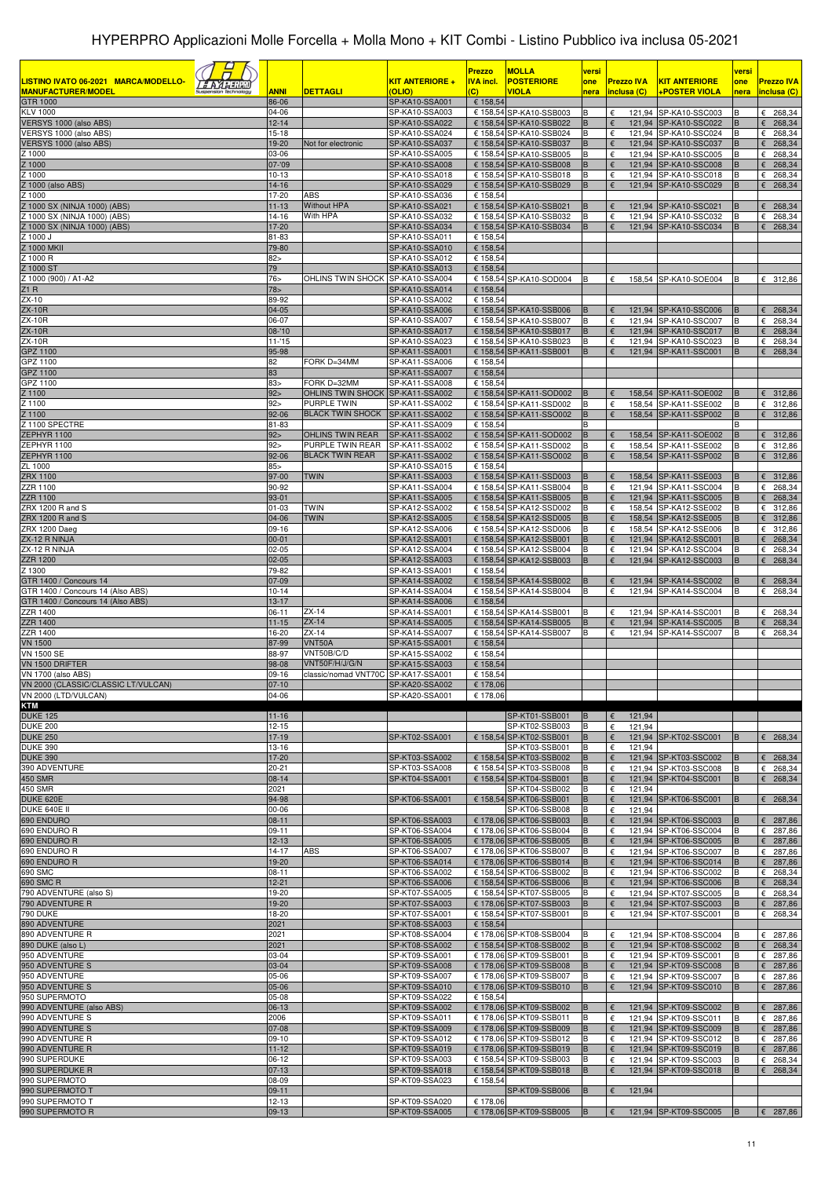| LISTINO IVATO 06-2021 MARCA/MODELLO-MANUFACTURER/MODEL | ANNI | DETTAGLI | KIT ANTERIORE + (OLIO) | Prezzo IVA incl. (C) | MOLLA POSTERIORE VIOLA | versione | Prezzo IVA inclusa (C) | KIT ANTERIORE +POSTER VIOLA | versione | Prezzo IVA inclusa (C) |
|---|---|---|---|---|---|---|---|---|---|---|
| GTR 1000 | 86-06 | | SP-KA10-SSA001 | € 158,54 | | | | | | |
| KLV 1000 | 04-06 | | SP-KA10-SSA003 | € 158,54 | SP-KA10-SSB003 | B | € 121,94 | SP-KA10-SSC003 | B | € 268,34 |
| VERSYS 1000 (also ABS) | 12-14 | | SP-KA10-SSA022 | € 158,54 | SP-KA10-SSB022 | B | € 121,94 | SP-KA10-SSC022 | B | € 268,34 |
| VERSYS 1000 (also ABS) | 15-18 | | SP-KA10-SSA024 | € 158,54 | SP-KA10-SSB024 | B | € 121,94 | SP-KA10-SSC024 | B | € 268,34 |
| VERSYS 1000 (also ABS) | 19-20 | Not for electronic | SP-KA10-SSA037 | € 158,54 | SP-KA10-SSB037 | B | € 121,94 | SP-KA10-SSC037 | B | € 268,34 |
| Z 1000 | 03-06 | | SP-KA10-SSA005 | € 158,54 | SP-KA10-SSB005 | B | € 121,94 | SP-KA10-SSC005 | B | € 268,34 |
| Z 1000 | 07-09 | | SP-KA10-SSA008 | € 158,54 | SP-KA10-SSB008 | B | € 121,94 | SP-KA10-SSC008 | B | € 268,34 |
| Z 1000 | 10-13 | | SP-KA10-SSA018 | € 158,54 | SP-KA10-SSB018 | B | € 121,94 | SP-KA10-SSC018 | B | € 268,34 |
| Z 1000 (also ABS) | 14-16 | | SP-KA10-SSA029 | € 158,54 | SP-KA10-SSB029 | B | € 121,94 | SP-KA10-SSC029 | B | € 268,34 |
| Z 1000 | 17-20 | ABS | SP-KA10-SSA036 | € 158,54 | | | | | | |
| Z 1000 SX (NINJA 1000) (ABS) | 11-13 | Without HPA | SP-KA10-SSA021 | € 158,54 | SP-KA10-SSB021 | B | € 121,94 | SP-KA10-SSC021 | B | € 268,34 |
| Z 1000 SX (NINJA 1000) (ABS) | 14-16 | With HPA | SP-KA10-SSA032 | € 158,54 | SP-KA10-SSB032 | B | € 121,94 | SP-KA10-SSC032 | B | € 268,34 |
| Z 1000 SX (NINJA 1000) (ABS) | 17-20 | | SP-KA10-SSA034 | € 158,54 | SP-KA10-SSB034 | B | € 121,94 | SP-KA10-SSC034 | B | € 268,34 |
| Z 1000 J | 81-83 | | SP-KA10-SSA011 | € 158,54 | | | | | | |
| Z 1000 MKII | 79-80 | | SP-KA10-SSA010 | € 158,54 | | | | | | |
| Z 1000 R | 82> | | SP-KA10-SSA012 | € 158,54 | | | | | | |
| Z 1000 ST | 79 | | SP-KA10-SSA013 | € 158,54 | | | | | | |
| Z 1000 (900) / A1-A2 | 76> | OHLINS TWIN SHOCK | SP-KA10-SSA004 | € 158,54 | SP-KA10-SOD004 | B | € 158,54 | SP-KA10-SOE004 | B | € 312,86 |
| Z1 R | 78> | | SP-KA10-SSA014 | € 158,54 | | | | | | |
| ZX-10 | 89-92 | | SP-KA10-SSA002 | € 158,54 | | | | | | |
| ZX-10R | 04-05 | | SP-KA10-SSA006 | € 158,54 | SP-KA10-SSB006 | B | € 121,94 | SP-KA10-SSC006 | B | € 268,34 |
| ZX-10R | 06-07 | | SP-KA10-SSA007 | € 158,54 | SP-KA10-SSB007 | B | € 121,94 | SP-KA10-SSC007 | B | € 268,34 |
| ZX-10R | 08-'10 | | SP-KA10-SSA017 | € 158,54 | SP-KA10-SSB017 | B | € 121,94 | SP-KA10-SSC017 | B | € 268,34 |
| ZX-10R | 11-'15 | | SP-KA10-SSA023 | € 158,54 | SP-KA10-SSB023 | B | € 121,94 | SP-KA10-SSC023 | B | € 268,34 |
| GPZ 1100 | 95-98 | | SP-KA11-SSA001 | € 158,54 | SP-KA11-SSB001 | B | € 121,94 | SP-KA11-SSC001 | B | € 268,34 |
| GPZ 1100 | 82 | FORK D=34MM | SP-KA11-SSA006 | € 158,54 | | | | | | |
| GPZ 1100 | 83 | | SP-KA11-SSA007 | € 158,54 | | | | | | |
| GPZ 1100 | 83> | FORK D=32MM | SP-KA11-SSA008 | € 158,54 | | | | | | |
| Z 1100 | 92> | OHLINS TWIN SHOCK | SP-KA11-SSA002 | € 158,54 | SP-KA11-SOD002 | B | € 158,54 | SP-KA11-SOE002 | B | € 312,86 |
| Z 1100 | 92> | PURPLE TWIN | SP-KA11-SSA002 | € 158,54 | SP-KA11-SSD002 | B | € 158,54 | SP-KA11-SSE002 | B | € 312,86 |
| Z 1100 | 92-06 | BLACK TWIN SHOCK | SP-KA11-SSA002 | € 158,54 | SP-KA11-SSO002 | B | € 158,54 | SP-KA11-SSP002 | B | € 312,86 |
| Z 1100 SPECTRE | 81-83 | | SP-KA11-SSA009 | € 158,54 | | B | | | B | |
| ZEPHYR 1100 | 92> | OHLINS TWIN REAR | SP-KA11-SSA002 | € 158,54 | SP-KA11-SOD002 | B | € 158,54 | SP-KA11-SOE002 | B | € 312,86 |
| ZEPHYR 1100 | 92> | PURPLE TWIN REAR | SP-KA11-SSA002 | € 158,54 | SP-KA11-SSD002 | B | € 158,54 | SP-KA11-SSE002 | B | € 312,86 |
| ZEPHYR 1100 | 92-06 | BLACK TWIN REAR | SP-KA11-SSA002 | € 158,54 | SP-KA11-SSO002 | B | € 158,54 | SP-KA11-SSP002 | B | € 312,86 |
| ZL 1000 | 85> | | SP-KA10-SSA015 | € 158,54 | | | | | | |
| ZRX 1100 | 97-00 | TWIN | SP-KA11-SSA003 | € 158,54 | SP-KA11-SSD003 | B | € 158,54 | SP-KA11-SSE003 | B | € 312,86 |
| ZZR 1100 | 90-92 | | SP-KA11-SSA004 | € 158,54 | SP-KA11-SSB004 | B | € 121,94 | SP-KA11-SSC004 | B | € 268,34 |
| ZZR 1100 | 93-01 | | SP-KA11-SSA005 | € 158,54 | SP-KA11-SSB005 | B | € 121,94 | SP-KA11-SSC005 | B | € 268,34 |
| ZRX 1200 R and S | 01-03 | TWIN | SP-KA12-SSA002 | € 158,54 | SP-KA12-SSD002 | B | € 158,54 | SP-KA12-SSE002 | B | € 312,86 |
| ZRX 1200 R and S | 04-06 | TWIN | SP-KA12-SSA005 | € 158,54 | SP-KA12-SSD005 | B | € 158,54 | SP-KA12-SSE005 | B | € 312,86 |
| ZRX 1200 Daeg | 09-16 | | SP-KA12-SSA006 | € 158,54 | SP-KA12-SSD006 | B | € 158,54 | SP-KA12-SSE006 | B | € 312,86 |
| ZX-12 R NINJA | 00-01 | | SP-KA12-SSA001 | € 158,54 | SP-KA12-SSB001 | B | € 121,94 | SP-KA12-SSC001 | B | € 268,34 |
| ZX-12 R NINJA | 02-05 | | SP-KA12-SSA004 | € 158,54 | SP-KA12-SSB004 | B | € 121,94 | SP-KA12-SSC004 | B | € 268,34 |
| ZZR 1200 | 02-05 | | SP-KA12-SSA003 | € 158,54 | SP-KA12-SSB003 | B | € 121,94 | SP-KA12-SSC003 | B | € 268,34 |
| Z 1300 | 79-82 | | SP-KA13-SSA001 | € 158,54 | | | | | | |
| GTR 1400 / Concours 14 | 07-09 | | SP-KA14-SSA002 | € 158,54 | SP-KA14-SSB002 | B | € 121,94 | SP-KA14-SSC002 | B | € 268,34 |
| GTR 1400 / Concours 14 (Also ABS) | 10-14 | | SP-KA14-SSA004 | € 158,54 | SP-KA14-SSB004 | B | € 121,94 | SP-KA14-SSC004 | B | € 268,34 |
| GTR 1400 / Concours 14 (Also ABS) | 13-17 | | SP-KA14-SSA006 | € 158,54 | | | | | | |
| ZZR 1400 | 06-11 | ZX-14 | SP-KA14-SSA001 | € 158,54 | SP-KA14-SSB001 | B | € 121,94 | SP-KA14-SSC001 | B | € 268,34 |
| ZZR 1400 | 11-15 | ZX-14 | SP-KA14-SSA005 | € 158,54 | SP-KA14-SSB005 | B | € 121,94 | SP-KA14-SSC005 | B | € 268,34 |
| ZZR 1400 | 16-20 | ZX-14 | SP-KA14-SSA007 | € 158,54 | SP-KA14-SSB007 | B | € 121,94 | SP-KA14-SSC007 | B | € 268,34 |
| VN 1500 | 87-99 | VNT50A | SP-KA15-SSA001 | € 158,54 | | | | | | |
| VN 1500 SE | 88-97 | VNT50B/C/D | SP-KA15-SSA002 | € 158,54 | | | | | | |
| VN 1500 DRIFTER | 98-08 | VNT50F/H/J/G/N | SP-KA15-SSA003 | € 158,54 | | | | | | |
| VN 1700 (also ABS) | 09-16 | classic/nomad VNT70C | SP-KA17-SSA001 | € 158,54 | | | | | | |
| VN 2000 (CLASSIC/CLASSIC LT/VULCAN) | 07-10 | | SP-KA20-SSA002 | € 178,06 | | | | | | |
| VN 2000 (LTD/VULCAN) | 04-06 | | SP-KA20-SSA001 | € 178,06 | | | | | | |
| **KTM** | | | | | | | | | | |
| DUKE 125 | 11-16 | | | | SP-KT01-SSB001 | B | € 121,94 | | | |
| DUKE 200 | 12-15 | | | | SP-KT02-SSB003 | B | € 121,94 | | | |
| DUKE 250 | 17-19 | | SP-KT02-SSA001 | € 158,54 | SP-KT02-SSB001 | B | € 121,94 | SP-KT02-SSC001 | B | € 268,34 |
| DUKE 390 | 13-16 | | | | SP-KT03-SSB001 | B | € 121,94 | | | |
| DUKE 390 | 17-20 | | SP-KT03-SSA002 | € 158,54 | SP-KT03-SSB002 | B | € 121,94 | SP-KT03-SSC002 | B | € 268,34 |
| 390 ADVENTURE | 20-21 | | SP-KT03-SSA008 | € 158,54 | SP-KT03-SSB008 | B | € 121,94 | SP-KT03-SSC008 | B | € 268,34 |
| 450 SMR | 08-14 | | SP-KT04-SSA001 | € 158,54 | SP-KT04-SSB001 | B | € 121,94 | SP-KT04-SSC001 | B | € 268,34 |
| 450 SMR | 2021 | | | | SP-KT04-SSB002 | B | € 121,94 | | | |
| DUKE 620E | 94-98 | | SP-KT06-SSA001 | € 158,54 | SP-KT06-SSB001 | B | € 121,94 | SP-KT06-SSC001 | B | € 268,34 |
| DUKE 640E II | 00-06 | | | | SP-KT06-SSB008 | B | € 121,94 | | | |
| 690 ENDURO | 08-11 | | SP-KT06-SSA003 | € 178,06 | SP-KT06-SSB003 | B | € 121,94 | SP-KT06-SSC003 | B | € 287,86 |
| 690 ENDURO R | 09-11 | | SP-KT06-SSA004 | € 178,06 | SP-KT06-SSB004 | B | € 121,94 | SP-KT06-SSC004 | B | € 287,86 |
| 690 ENDURO R | 12-13 | | SP-KT06-SSA005 | € 178,06 | SP-KT06-SSB005 | B | € 121,94 | SP-KT06-SSC005 | B | € 287,86 |
| 690 ENDURO R | 14-17 | ABS | SP-KT06-SSA007 | € 178,06 | SP-KT06-SSB007 | B | € 121,94 | SP-KT06-SSC007 | B | € 287,86 |
| 690 ENDURO R | 19-20 | | SP-KT06-SSA014 | € 178,06 | SP-KT06-SSB014 | B | € 121,94 | SP-KT06-SSC014 | B | € 287,86 |
| 690 SMC | 08-11 | | SP-KT06-SSA002 | € 158,54 | SP-KT06-SSB002 | B | € 121,94 | SP-KT06-SSC002 | B | € 268,34 |
| 690 SMC R | 12-21 | | SP-KT06-SSA006 | € 158,54 | SP-KT06-SSB006 | B | € 121,94 | SP-KT06-SSC006 | B | € 268,34 |
| 790 ADVENTURE (also S) | 19-20 | | SP-KT07-SSA005 | € 158,54 | SP-KT07-SSB005 | B | € 121,94 | SP-KT07-SSC005 | B | € 268,34 |
| 790 ADVENTURE R | 19-20 | | SP-KT07-SSA003 | € 178,06 | SP-KT07-SSB003 | B | € 121,94 | SP-KT07-SSC003 | B | € 287,86 |
| 790 DUKE | 18-20 | | SP-KT07-SSA001 | € 158,54 | SP-KT07-SSB001 | B | € 121,94 | SP-KT07-SSC001 | B | € 268,34 |
| 890 ADVENTURE | 2021 | | SP-KT08-SSA003 | € 158,54 | | | | | | |
| 890 ADVENTURE R | 2021 | | SP-KT08-SSA004 | € 178,06 | SP-KT08-SSB004 | B | € 121,94 | SP-KT08-SSC004 | B | € 287,86 |
| 890 DUKE (also L) | 2021 | | SP-KT08-SSA002 | € 158,54 | SP-KT08-SSB002 | B | € 121,94 | SP-KT08-SSC002 | B | € 268,34 |
| 950 ADVENTURE | 03-04 | | SP-KT09-SSA001 | € 178,06 | SP-KT09-SSB001 | B | € 121,94 | SP-KT09-SSC001 | B | € 287,86 |
| 950 ADVENTURE S | 03-04 | | SP-KT09-SSA008 | € 178,06 | SP-KT09-SSB008 | B | € 121,94 | SP-KT09-SSC008 | B | € 287,86 |
| 950 ADVENTURE | 05-06 | | SP-KT09-SSA007 | € 178,06 | SP-KT09-SSB007 | B | € 121,94 | SP-KT09-SSC007 | B | € 287,86 |
| 950 ADVENTURE S | 05-06 | | SP-KT09-SSA010 | € 178,06 | SP-KT09-SSB010 | B | € 121,94 | SP-KT09-SSC010 | B | € 287,86 |
| 950 SUPERMOTO | 05-08 | | SP-KT09-SSA022 | € 158,54 | | | | | | |
| 990 ADVENTURE (also ABS) | 06-13 | | SP-KT09-SSA002 | € 178,06 | SP-KT09-SSB002 | B | € 121,94 | SP-KT09-SSC002 | B | € 287,86 |
| 990 ADVENTURE S | 2006 | | SP-KT09-SSA011 | € 178,06 | SP-KT09-SSB011 | B | € 121,94 | SP-KT09-SSC011 | B | € 287,86 |
| 990 ADVENTURE S | 07-08 | | SP-KT09-SSA009 | € 178,06 | SP-KT09-SSB009 | B | € 121,94 | SP-KT09-SSC009 | B | € 287,86 |
| 990 ADVENTURE R | 09-10 | | SP-KT09-SSA012 | € 178,06 | SP-KT09-SSB012 | B | € 121,94 | SP-KT09-SSC012 | B | € 287,86 |
| 990 ADVENTURE R | 11-12 | | SP-KT09-SSA019 | € 178,06 | SP-KT09-SSB019 | B | € 121,94 | SP-KT09-SSC019 | B | € 287,86 |
| 990 SUPERDUKE | 06-12 | | SP-KT09-SSA003 | € 158,54 | SP-KT09-SSB003 | B | € 121,94 | SP-KT09-SSC003 | B | € 268,34 |
| 990 SUPERDUKE R | 07-13 | | SP-KT09-SSA018 | € 158,54 | SP-KT09-SSB018 | B | € 121,94 | SP-KT09-SSC018 | B | € 268,34 |
| 990 SUPERMOTO | 08-09 | | SP-KT09-SSA023 | € 158,54 | | | | | | |
| 990 SUPERMOTO T | 09-11 | | | | SP-KT09-SSB006 | B | € 121,94 | | | |
| 990 SUPERMOTO T | 12-13 | | SP-KT09-SSA020 | € 178,06 | | | | | | |
| 990 SUPERMOTO R | 09-13 | | SP-KT09-SSA005 | € 178,06 | SP-KT09-SSB005 | B | € 121,94 | SP-KT09-SSC005 | B | € 287,86 |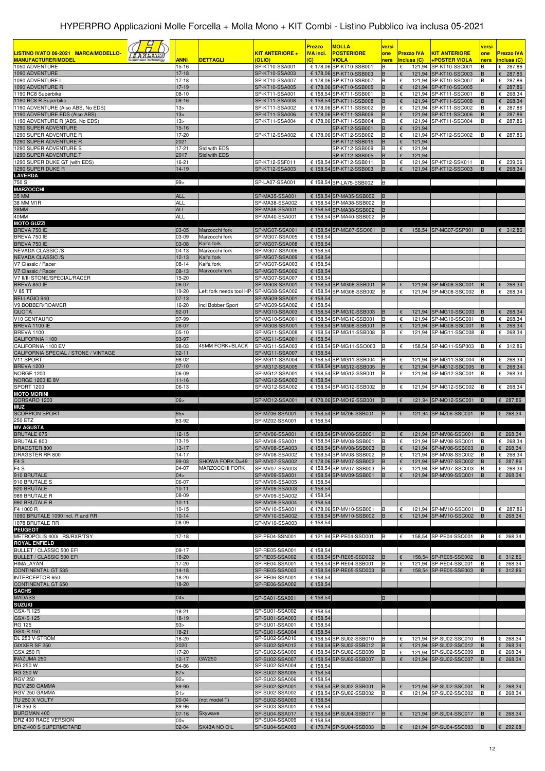# HYPERPRO Applicazioni Molle Forcella + Molla Mono + KIT Combi - Listino Pubblico iva inclusa 05-2021

| LISTINO IVATO 06-2021 MARCA/MODELLO-MANUFACTURER/MODEL | ANNI | DETTAGLI | KIT ANTERIORE + (OLIO) | Prezzo IVA incl. (C) | MOLLA POSTERIORE VIOLA | versione nera | Prezzo IVA inclusa (C) | KIT ANTERIORE +POSTER VIOLA | versione nera | Prezzo IVA inclusa (C) |
|---|---|---|---|---|---|---|---|---|---|---|
| 1050 ADVENTURE | 15-16 | | SP-KT10-SSA001 | € 178,06 | SP-KT10-SSB001 | B | € 121,94 | SP-KT10-SSC001 | B | € 287,86 |
| 1090 ADVENTURE | 17-18 | | SP-KT10-SSA003 | € 178,06 | SP-KT10-SSB003 | B | € 121,94 | SP-KT10-SSC003 | B | € 287,86 |
| 1090 ADVENTURE L | 17-18 | | SP-KT10-SSA007 | € 178,06 | SP-KT10-SSB007 | B | € 121,94 | SP-KT10-SSC007 | B | € 287,86 |
| 1090 ADVENTURE R | 17-19 | | SP-KT10-SSA005 | € 178,06 | SP-KT10-SSB005 | B | € 121,94 | SP-KT10-SSC005 | | € 287,86 |
| 1190 RC8 Superbike | 08-10 | | SP-KT11-SSA001 | € 158,54 | SP-KT11-SSB001 | B | € 121,94 | SP-KT11-SSC001 | B | € 268,34 |
| 1190 RC8 R Superbike | 09-16 | | SP-KT11-SSA008 | € 158,54 | SP-KT11-SSB008 | B | € 121,94 | SP-KT11-SSC008 | B | € 268,34 |
| 1190 ADVENTURE (Also ABS, No EDS) | 13> | | SP-KT11-SSA002 | € 178,06 | SP-KT11-SSB002 | B | € 121,94 | SP-KT11-SSC002 | B | € 287,86 |
| 1190 ADVENTURE EDS (Also ABS) | 13> | | SP-KT11-SSA006 | € 178,06 | SP-KT11-SSB006 | B | € 121,94 | SP-KT11-SSC006 | B | € 287,86 |
| 1190 ADVENTURE R (ABS, No EDS) | 13> | | SP-KT11-SSA004 | € 178,06 | SP-KT11-SSB004 | B | € 121,94 | SP-KT11-SSC004 | B | € 287,86 |
| 1290 SUPER ADVENTURE | 15-16 | | | | SP-KT12-SSB001 | B | € 121,94 | | | |
| 1290 SUPER ADVENTURE R | 17-20 | | SP-KT12-SSA002 | € 178,06 | SP-KT12-SSB002 | B | € 121,94 | SP-KT12-SSC002 | B | € 287,86 |
| 1290 SUPER ADVENTURE R | 2021 | | | | SP-KT12-SSB015 | B | € 121,94 | | | |
| 1290 SUPER ADVENTURE S | 17-21 | Std with EDS | | | SP-KT12-SSB009 | B | € 121,94 | | | |
| 1290 SUPER ADVENTURE T | 2017 | Std with EDS | | | SP-KT12-SSB005 | B | € 121,94 | | | |
| 1290 SUPER DUKE GT (with EDS) | 16-21 | | SP-KT12-SSF011 | € 158,54 | SP-KT12-SSB011 | B | € 121,94 | SP-KT12-SSK011 | B | € 239,06 |
| 1290 SUPER DUKE R | 14-19 | | SP-KT12-SSA003 | € 158,54 | SP-KT12-SSB003 | B | € 121,94 | SP-KT12-SSC003 | B | € 268,34 |
| **LAVERDA** | | | | | | | | | | |
| 750 S | 99> | | SP-LA07-SSA001 | € 158,54 | SP-LA75-SSB002 | B | | | | |
| **MARZOCCHI** | | | | | | | | | | |
| 35 MM | ALL | | SP-MA35-SSA001 | € 158,54 | SP-MA35-SSB002 | B | | | | |
| 38 MM M1R | ALL | | SP-MA38-SSA002 | € 158,54 | SP-MA38-SSB002 | B | | | | |
| 38MM | ALL | | SP-MA38-SSA001 | € 158,54 | SP-MA38-SSB002 | B | | | | |
| 40MM | ALL | | SP-MA40-SSA001 | € 158,54 | SP-MA40-SSB002 | B | | | | |
| **MOTO GUZZI** | | | | | | | | | | |
| BREVA 750 IE | 03-05 | Marzocchi fork | SP-MG07-SSA001 | € 158,54 | SP-MG07-SSO001 | B | € 158,54 | SP-MG07-SSP001 | B | € 312,86 |
| BREVA 750 IE | 03-09 | Marzocchi fork | SP-MG07-SSA005 | € 158,54 | | | | | | |
| BREVA 750 IE | 03-08 | Kaifa fork | SP-MG07-SSA008 | € 158,54 | | | | | | |
| NEVADA CLASSIC /S | 04-13 | Marzocchi fork | SP-MG07-SSA006 | € 158,54 | | | | | | |
| NEVADA CLASSIC /S | 12-13 | Kaifa fork | SP-MG07-SSA009 | € 158,54 | | | | | | |
| V7 Classic / Racer | 08-14 | Kaifa fork | SP-MG07-SSA003 | € 158,54 | | | | | | |
| V7 Classic / Racer | 08-13 | Marzocchi fork | SP-MG07-SSA002 | € 158,54 | | | | | | |
| V7 II/III STONE/SPECIAL/RACER | 15-20 | | SP-MG07-SSA007 | € 158,54 | | | | | | |
| BREVA 850 IE | 06-07 | | SP-MG08-SSA001 | € 158,54 | SP-MG08-SSB001 | B | € 121,94 | SP-MG08-SSC001 | B | € 268,34 |
| V 85 TT | 19-20 | Left fork needs tool HP- | SP-MG08-SSA002 | € 158,54 | SP-MG08-SSB002 | B | € 121,94 | SP-MG08-SSC002 | B | € 268,34 |
| BELLAGIO 940 | 07-13 | | SP-MG09-SSA001 | € 158,54 | | | | | | |
| V9 BOBBER/ROAMER | 16-20 | incl Bobber Sport | SP-MG09-SSA002 | € 158,54 | | | | | | |
| QUOTA | 92-01 | | SP-MG10-SSA003 | € 158,54 | SP-MG10-SSB003 | B | € 121,94 | SP-MG10-SSC003 | B | € 268,34 |
| V10 CENTAURO | 97-99 | | SP-MG10-SSA001 | € 158,54 | SP-MG10-SSB001 | B | € 121,94 | SP-MG10-SSC001 | B | € 268,34 |
| BREVA 1100 IE | 06-07 | | SP-MG08-SSA001 | € 158,54 | SP-MG08-SSB001 | B | € 121,94 | SP-MG08-SSC001 | B | € 268,34 |
| BREVA 1100 | 05-10 | | SP-MG11-SSA008 | € 158,54 | SP-MG11-SSB008 | B | € 121,94 | SP-MG11-SSC008 | B | € 268,34 |
| CALIFORNIA 1100 | 93-97 | | SP-MG11-SSA001 | € 158,54 | | | | | | |
| CALIFORNIA 1100 EV | 98-03 | 45MM FORK+BLACK | SP-MG11-SSA003 | € 158,54 | SP-MG11-SSO003 | B | € 158,54 | SP-MG11-SSP003 | B | € 312,86 |
| CALIFORNIA SPECIAL / STONE / VINTAGE | 02-11 | | SP-MG11-SSA007 | € 158,54 | | | | | | |
| V11 SPORT | 98-02 | | SP-MG11-SSA004 | € 158,54 | SP-MG11-SSB004 | B | € 121,94 | SP-MG11-SSC004 | B | € 268,34 |
| BREVA 1200 | 07-10 | | SP-MG12-SSA005 | € 158,54 | SP-MG12-SSB005 | B | € 121,94 | SP-MG12-SSC005 | B | € 268,34 |
| NORGE 1200 | 06-09 | | SP-MG12-SSA001 | € 158,54 | SP-MG12-SSB001 | B | € 121,94 | SP-MG12-SSC001 | B | € 268,34 |
| NORGE 1200 IE 8V | 11-16 | | SP-MG12-SSA003 | € 158,54 | | | | | | |
| SPORT 1200 | 06-13 | | SP-MG12-SSA002 | € 158,54 | SP-MG12-SSB002 | B | € 121,94 | SP-MG12-SSC002 | B | € 268,34 |
| **MOTO MORINI** | | | | | | | | | | |
| CORSARO 1200 | 06> | | SP-MO12-SSA001 | € 178,06 | SP-MO12-SSB001 | B | € 121,94 | SP-MO12-SSC001 | B | € 287,86 |
| **MUZ** | | | | | | | | | | |
| SCORPION SPORT | 95> | | SP-MZ06-SSA001 | € 158,54 | SP-MZ06-SSB001 | B | € 121,94 | SP-MZ06-SSC001 | B | € 268,34 |
| 250 ETZ | 83-92 | | SP-MZ02-SSA001 | € 158,54 | | | | | | |
| **MV AGUSTA** | | | | | | | | | | |
| BRUTALE 675 | 12-15 | | SP-MV06-SSA001 | € 158,54 | SP-MV06-SSB001 | B | € 121,94 | SP-MV06-SSC001 | B | € 268,34 |
| BRUTALE 800 | 13-15 | | SP-MV08-SSA001 | € 158,54 | SP-MV08-SSB001 | B | € 121,94 | SP-MV08-SSC001 | B | € 268,34 |
| DRAGSTER 800 | 13-17 | | SP-MV08-SSA003 | € 158,54 | SP-MV08-SSB003 | B | € 121,94 | SP-MV08-SSC003 | B | € 268,34 |
| DRAGSTER RR 800 | 14-17 | | SP-MV08-SSA002 | € 158,54 | SP-MV08-SSB002 | B | € 121,94 | SP-MV08-SSC002 | B | € 268,34 |
| F4 S | 99-03 | SHOWA FORK D=49 | SP-MV07-SSA002 | € 178,06 | SP-MV07-SSB002 | B | € 121,94 | SP-MV07-SSC002 | B | € 287,86 |
| F4 S | 04-07 | MARZOCCHI FORK | SP-MV07-SSA003 | € 158,54 | SP-MV07-SSB003 | B | € 121,94 | SP-MV07-SSC003 | B | € 268,34 |
| 910 BRUTALE | 04> | | SP-MV09-SSA001 | € 158,54 | SP-MV09-SSB001 | B | € 121,94 | SP-MV09-SSC001 | B | € 268,34 |
| 910 BRUTALE S | 06-07 | | SP-MV09-SSA005 | € 158,54 | | | | | | |
| 920 BRUTALE | 10-11 | | SP-MV09-SSA003 | € 158,54 | | | | | | |
| 989 BRUTALE R | 08-09 | | SP-MV09-SSA002 | € 158,54 | | | | | | |
| 990 BRUTALE R | 10-11 | | SP-MV09-SSA004 | € 158,54 | | | | | | |
| F4 1000 R | 10-15 | | SP-MV10-SSA001 | € 178,06 | SP-MV10-SSB001 | B | € 121,94 | SP-MV10-SSC001 | B | € 287,86 |
| 1090 BRUTALE 1090 incl. R and RR | 10-14 | | SP-MV10-SSA002 | € 158,54 | SP-MV10-SSB002 | B | € 121,94 | SP-MV10-SSC002 | B | € 268,34 |
| 1078 BRUTALE RR | 08-09 | | SP-MV10-SSA003 | € 158,54 | | | | | | |
| **PEUGEOT** | | | | | | | | | | |
| METROPOLIS 400i RS/RXR/TSY | 17-18 | | SP-PE04-SSN001 | € 121,94 | SP-PE04-SSD001 | B | € 158,54 | SP-PE04-SSQ001 | B | € 268,34 |
| **ROYAL ENFIELD** | | | | | | | | | | |
| BULLET / CLASSIC 500 EFI | 09-17 | | SP-RE05-SSA001 | € 158,54 | | | | | | |
| BULLET / CLASSIC 500 EFI | 18-20 | | SP-RE05-SSA002 | € 158,54 | SP-RE05-SSD002 | B | € 158,54 | SP-RE05-SSE002 | B | € 312,86 |
| HIMALAYAN | 17-20 | | SP-RE04-SSA001 | € 158,54 | SP-RE04-SSB001 | B | € 121,94 | SP-RE04-SSC001 | B | € 268,34 |
| CONTINENTAL GT 535 | 14-18 | | SP-RE05-SSA003 | € 158,54 | SP-RE05-SSD003 | B | € 158,54 | SP-RE05-SSE003 | B | € 312,86 |
| INTERCEPTOR 650 | 18-20 | | SP-RE06-SSA001 | € 158,54 | | | | | | |
| CONTINENTAL GT 650 | 18-20 | | SP-RE06-SSA002 | € 158,54 | | | | | | |
| **SACHS** | | | | | | | | | | |
| MADASS | 04> | | SP-SA01-SSA001 | € 158,54 | | B | | | | |
| **SUZUKI** | | | | | | | | | | |
| GSX-R 125 | 18-21 | | SP-SU01-SSA002 | € 158,54 | | | | | | |
| GSX-S 125 | 18-19 | | SP-SU01-SSA003 | € 158,54 | | | | | | |
| RG 125 | 93> | | SP-SU01-SSA001 | € 158,54 | | | | | | |
| GSX-R 150 | 18-21 | | SP-SU01-SSA004 | € 158,54 | | | | | | |
| DL 250 V-STROM | 18-20 | | SP-SU02-SSA010 | € 158,54 | SP-SU02-SSB010 | B | € 121,94 | SP-SU02-SSC010 | B | € 268,34 |
| GIXXER SF 250 | 2020 | | SP-SU02-SSA012 | € 158,54 | SP-SU02-SSB012 | B | € 121,94 | SP-SU02-SSC012 | B | € 268,34 |
| GSX 250 R | 17-20 | | SP-SU02-SSA009 | € 158,54 | SP-SU02-SSB009 | B | € 121,94 | SP-SU02-SSC009 | B | € 268,34 |
| INAZUMA 250 | 12-17 | GW250 | SP-SU02-SSA007 | € 158,54 | SP-SU02-SSB007 | B | € 121,94 | SP-SU02-SSC007 | B | € 268,34 |
| RG 250 W | 84-86 | | SP-SU02-SSA004 | € 158,54 | | | | | | |
| RG 250 W | 87> | | SP-SU02-SSA005 | € 158,54 | | | | | | |
| RGV 250 | 92> | | SP-SU02-SSA006 | € 158,54 | | | | | | |
| RGV 250 GAMMA | 89-90 | | SP-SU02-SSA001 | € 158,54 | SP-SU02-SSB001 | B | € 121,94 | SP-SU02-SSC001 | B | € 268,34 |
| RGV 250 GAMMA | 91> | | SP-SU02-SSA002 | € 158,54 | SP-SU02-SSB002 | B | € 121,94 | SP-SU02-SSC002 | B | € 268,34 |
| TU 250 X VOLTY | 00-04 | (not model T) | SP-SU02-SSA003 | € 158,54 | | | | | | |
| DR 350 S | 89-96 | | SP-SU03-SSA001 | € 158,54 | | | | | | |
| BURGMAN 400 | 07-16 | Skywave | SP-SU04-SSA017 | € 158,54 | SP-SU04-SSB017 | B | € 121,94 | SP-SU04-SSC017 | B | € 268,34 |
| DRZ 400 RACE VERSION | 00> | | SP-SU04-SSA009 | € 158,54 | | | | | | |
| DR-Z 400 S SUPERMOTARD | 02-04 | SK43A NO OIL | SP-SU04-SSA003 | € 170,74 | SP-SU04-SSB003 | B | € 121,94 | SP-SU04-SSC003 | B | € 292,68 |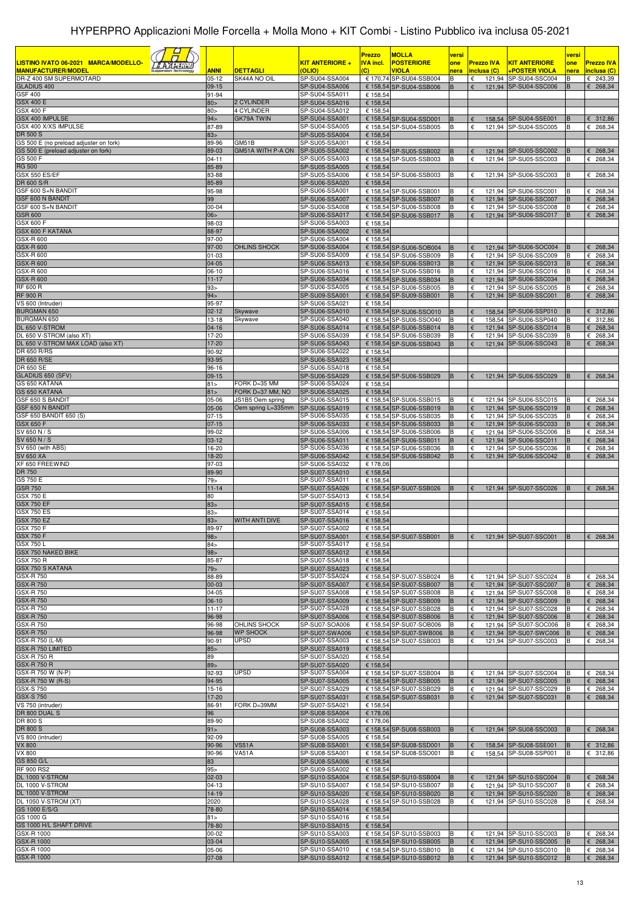# HYPERPRO Applicazioni Molle Forcella + Molla Mono + KIT Combi - Listino Pubblico iva inclusa 05-2021

| LISTINO IVATO 06-2021 MARCA/MODELLO-MANUFACTURER/MODEL | ANNI | DETTAGLI | KIT ANTERIORE + (OLIO) | Prezzo IVA incl. (C) | MOLLA POSTERIORE VIOLA | versione nera | Prezzo IVA inclusa (C) | KIT ANTERIORE +POSTER VIOLA | versione nera | Prezzo IVA inclusa (C) |
|---|---|---|---|---|---|---|---|---|---|---|
| DR-Z 400 SM SUPERMOTARD | 05-12 | SK44A NO OIL | SP-SU04-SSA004 | € 170,74 | SP-SU04-SSB004 | B | € 121,94 | SP-SU04-SSC004 | B | € 243,39 |
| GLADIUS 400 | 09-15 | | SP-SU04-SSA006 | € 158,54 | SP-SU04-SSB006 | B | € 121,94 | SP-SU04-SSC006 | B | € 268,34 |
| GSF 400 | 91-94 | | SP-SU04-SSA011 | € 158,54 | | | | | | |
| GSX 400 E | 80> | 2 CYLINDER | SP-SU04-SSA016 | € 158,54 | | | | | | |
| GSX 400 F | 80> | 4 CYLINDER | SP-SU04-SSA012 | € 158,54 | | | | | | |
| GSX 400 IMPULSE | 94> | GK79A TWIN | SP-SU04-SSA001 | € 158,54 | SP-SU04-SSD001 | B | € 158,54 | SP-SU04-SSE001 | B | € 312,86 |
| GSX 400 X/XS IMPULSE | 87-89 | | SP-SU04-SSA005 | € 158,54 | SP-SU04-SSB005 | B | € 121,94 | SP-SU04-SSC005 | B | € 268,34 |
| DR 500 S | 83> | | SP-SU05-SSA004 | € 158,54 | | | | | | |
| GS 500 E (no preload adjuster on fork) | 89-96 | GM51B | SP-SU05-SSA001 | € 158,54 | | | | | | |
| GS 500 E (preload adjuster on fork) | 89-03 | GM51A WITH P-A ON | SP-SU05-SSA002 | € 158,54 | SP-SU05-SSB002 | B | € 121,94 | SP-SU05-SSC002 | B | € 268,34 |
| GS 500 F | 04-11 | | SP-SU05-SSA003 | € 158,54 | SP-SU05-SSB003 | B | € 121,94 | SP-SU05-SSC003 | B | € 268,34 |
| RG 500 | 85-89 | | SP-SU05-SSA005 | € 158,54 | | | | | | |
| GSX 550 ES/EF | 83-88 | | SP-SU05-SSA006 | € 158,54 | SP-SU06-SSB003 | B | € 121,94 | SP-SU06-SSC003 | B | € 268,34 |
| DR 600 S/R | 85-89 | | SP-SU06-SSA020 | € 158,54 | | | | | | |
| GSF 600 S+N BANDIT | 95-98 | | SP-SU06-SSA001 | € 158,54 | SP-SU06-SSB001 | B | € 121,94 | SP-SU06-SSC001 | B | € 268,34 |
| GSF 600 N BANDIT | 99 | | SP-SU06-SSA007 | € 158,54 | SP-SU06-SSB007 | B | € 121,94 | SP-SU06-SSC007 | B | € 268,34 |
| GSF 600 S+N BANDIT | 00-04 | | SP-SU06-SSA008 | € 158,54 | SP-SU06-SSB008 | B | € 121,94 | SP-SU06-SSC008 | B | € 268,34 |
| GSR 600 | 06> | | SP-SU06-SSA017 | € 158,54 | SP-SU06-SSB017 | B | € 121,94 | SP-SU06-SSC017 | B | € 268,34 |
| GSX 600 F | 98-03 | | SP-SU06-SSA003 | € 158,54 | | | | | | |
| GSX 600 F KATANA | 88-97 | | SP-SU06-SSA002 | € 158,54 | | | | | | |
| GSX-R 600 | 97-00 | | SP-SU06-SSA004 | € 158,54 | | | | | | |
| GSX-R 600 | 97-00 | OHLINS SHOCK | SP-SU06-SSA004 | € 158,54 | SP-SU06-SOB004 | B | € 121,94 | SP-SU06-SOC004 | B | € 268,34 |
| GSX-R 600 | 01-03 | | SP-SU06-SSA009 | € 158,54 | SP-SU06-SSB009 | B | € 121,94 | SP-SU06-SSC009 | B | € 268,34 |
| GSX-R 600 | 04-05 | | SP-SU06-SSA013 | € 158,54 | SP-SU06-SSB013 | B | € 121,94 | SP-SU06-SSC013 | B | € 268,34 |
| GSX-R 600 | 06-10 | | SP-SU06-SSA016 | € 158,54 | SP-SU06-SSB016 | B | € 121,94 | SP-SU06-SSC016 | B | € 268,34 |
| GSX-R 600 | 11-17 | | SP-SU06-SSA034 | € 158,54 | SP-SU06-SSB034 | B | € 121,94 | SP-SU06-SSC034 | B | € 268,34 |
| RF 600 R | 93> | | SP-SU06-SSA005 | € 158,54 | SP-SU06-SSB005 | B | € 121,94 | SP-SU06-SSC005 | B | € 268,34 |
| RF 900 R | 94> | | SP-SU09-SSA001 | € 158,54 | SP-SU09-SSB001 | B | € 121,94 | SP-SU09-SSC001 | B | € 268,34 |
| VS 600 (Intruder) | 95-97 | | SP-SU06-SSA021 | € 158,54 | | | | | | |
| BURGMAN 650 | 02-12 | Skywave | SP-SU06-SSA010 | € 158,54 | SP-SU06-SSO010 | B | € 158,54 | SP-SU06-SSP010 | B | € 312,86 |
| BURGMAN 650 | 13-18 | Skywave | SP-SU06-SSA040 | € 158,54 | SP-SU06-SSO040 | B | € 158,54 | SP-SU06-SSP040 | B | € 312,86 |
| DL 650 V-STROM | 04-16 | | SP-SU06-SSA014 | € 158,54 | SP-SU06-SSB014 | B | € 121,94 | SP-SU06-SSC014 | B | € 268,34 |
| DL 650 V-STROM (also XT) | 17-20 | | SP-SU06-SSA039 | € 158,54 | SP-SU06-SSB039 | B | € 121,94 | SP-SU06-SSC039 | B | € 268,34 |
| DL 650 V-STROM MAX LOAD (also XT) | 17-20 | | SP-SU06-SSA043 | € 158,54 | SP-SU06-SSB043 | B | € 121,94 | SP-SU06-SSC043 | B | € 268,34 |
| DR 650 R/RS | 90-92 | | SP-SU06-SSA022 | € 158,54 | | | | | | |
| DR 650 R/SE | 93-95 | | SP-SU06-SSA023 | € 158,54 | | | | | | |
| DR 650 SE | 96-16 | | SP-SU06-SSA018 | € 158,54 | | | | | | |
| GLADIUS 650 (SFV) | 09-15 | | SP-SU06-SSA029 | € 158,54 | SP-SU06-SSB029 | B | € 121,94 | SP-SU06-SSC029 | B | € 268,34 |
| GS 650 KATANA | 81> | FORK D=35 MM | SP-SU06-SSA024 | € 158,54 | | | | | | |
| GS 650 KATANA | 81> | FORK D=37 MM, NO | SP-SU06-SSA025 | € 158,54 | | | | | | |
| GSF 650 S BANDIT | 05-06 | JS1B5 Oem spring | SP-SU06-SSA015 | € 158,54 | SP-SU06-SSB015 | B | € 121,94 | SP-SU06-SSC015 | B | € 268,34 |
| GSF 650 N BANDIT | 05-06 | Oem spring L=335mm | SP-SU06-SSA019 | € 158,54 | SP-SU06-SSB019 | B | € 121,94 | SP-SU06-SSC019 | B | € 268,34 |
| GSF 650 BANDIT 650 (S) | 07-15 | | SP-SU06-SSA035 | € 158,54 | SP-SU06-SSB035 | B | € 121,94 | SP-SU06-SSC035 | B | € 268,34 |
| GSX 650 F | 07-15 | | SP-SU06-SSA033 | € 158,54 | SP-SU06-SSB033 | B | € 121,94 | SP-SU06-SSC033 | B | € 268,34 |
| SV 650 N / S | 99-02 | | SP-SU06-SSA006 | € 158,54 | SP-SU06-SSB006 | B | € 121,94 | SP-SU06-SSC006 | B | € 268,34 |
| SV 650 N / S | 03-12 | | SP-SU06-SSA011 | € 158,54 | SP-SU06-SSB011 | B | € 121,94 | SP-SU06-SSC011 | B | € 268,34 |
| SV 650 (with ABS) | 16-20 | | SP-SU06-SSA036 | € 158,54 | SP-SU06-SSB036 | B | € 121,94 | SP-SU06-SSC036 | B | € 268,34 |
| SV 650 XA | 18-20 | | SP-SU06-SSA042 | € 158,54 | SP-SU06-SSB042 | B | € 121,94 | SP-SU06-SSC042 | B | € 268,34 |
| XF 650 FREEWIND | 97-03 | | SP-SU06-SSA032 | € 178,06 | | | | | | |
| DR 750 | 89-90 | | SP-SU07-SSA010 | € 158,54 | | | | | | |
| GS 750 E | 79> | | SP-SU07-SSA011 | € 158,54 | | | | | | |
| GSR 750 | 11-14 | | SP-SU07-SSA026 | € 158,54 | SP-SU07-SSB026 | B | € 121,94 | SP-SU07-SSC026 | B | € 268,34 |
| GSX 750 E | 80 | | SP-SU07-SSA013 | € 158,54 | | | | | | |
| GSX 750 EF | 83> | | SP-SU07-SSA015 | € 158,54 | | | | | | |
| GSX 750 ES | 83> | | SP-SU07-SSA014 | € 158,54 | | | | | | |
| GSX 750 EZ | 83> | WITH ANTI DIVE | SP-SU07-SSA016 | € 158,54 | | | | | | |
| GSX 750 F | 89-97 | | SP-SU07-SSA002 | € 158,54 | | | | | | |
| GSX 750 F | 98> | | SP-SU07-SSA001 | € 158,54 | SP-SU07-SSB001 | B | € 121,94 | SP-SU07-SSC001 | B | € 268,34 |
| GSX 750 L | 84> | | SP-SU07-SSA017 | € 158,54 | | | | | | |
| GSX 750 NAKED BIKE | 98> | | SP-SU07-SSA012 | € 158,54 | | | | | | |
| GSX 750 R | 85-87 | | SP-SU07-SSA018 | € 158,54 | | | | | | |
| GSX 750 S KATANA | 79> | | SP-SU07-SSA023 | € 158,54 | | | | | | |
| GSX-R 750 | 88-89 | | SP-SU07-SSA024 | € 158,54 | SP-SU07-SSB024 | B | € 121,94 | SP-SU07-SSC024 | B | € 268,34 |
| GSX-R 750 | 00-03 | | SP-SU07-SSA007 | € 158,54 | SP-SU07-SSB007 | B | € 121,94 | SP-SU07-SSC007 | B | € 268,34 |
| GSX-R 750 | 04-05 | | SP-SU07-SSA008 | € 158,54 | SP-SU07-SSB008 | B | € 121,94 | SP-SU07-SSC008 | B | € 268,34 |
| GSX-R 750 | 06-10 | | SP-SU07-SSA009 | € 158,54 | SP-SU07-SSB009 | B | € 121,94 | SP-SU07-SSC009 | B | € 268,34 |
| GSX-R 750 | 11-17 | | SP-SU07-SSA028 | € 158,54 | SP-SU07-SSB028 | B | € 121,94 | SP-SU07-SSC028 | B | € 268,34 |
| GSX-R 750 | 96-98 | | SP-SU07-SSA006 | € 158,54 | SP-SU07-SSB006 | B | € 121,94 | SP-SU07-SSC006 | B | € 268,34 |
| GSX-R 750 | 96-98 | OHLINS SHOCK | SP-SU07-SOA006 | € 158,54 | SP-SU07-SOB006 | B | € 121,94 | SP-SU07-SOC006 | B | € 268,34 |
| GSX-R 750 | 96-98 | WP SHOCK | SP-SU07-SWA006 | € 158,54 | SP-SU07-SWB006 | B | € 121,94 | SP-SU07-SWC006 | B | € 268,34 |
| GSX-R 750 (L-M) | 90-91 | UPSD | SP-SU07-SSA003 | € 158,54 | SP-SU07-SSB003 | B | € 121,94 | SP-SU07-SSC003 | B | € 268,34 |
| GSX-R 750 LIMITED | 85> | | SP-SU07-SSA019 | € 158,54 | | | | | | |
| GSX-R 750 R | 89 | | SP-SU07-SSA020 | € 158,54 | | | | | | |
| GSX-R 750 R | 89> | | SP-SU07-SSA020 | € 158,54 | | | | | | |
| GSX-R 750 W (N-P) | 92-93 | UPSD | SP-SU07-SSA004 | € 158,54 | SP-SU07-SSB004 | B | € 121,94 | SP-SU07-SSC004 | B | € 268,34 |
| GSX-R 750 W (R-S) | 94-95 | | SP-SU07-SSA005 | € 158,54 | SP-SU07-SSB005 | B | € 121,94 | SP-SU07-SSC005 | B | € 268,34 |
| GSX-S 750 | 15-16 | | SP-SU07-SSA029 | € 158,54 | SP-SU07-SSB029 | B | € 121,94 | SP-SU07-SSC029 | B | € 268,34 |
| GSX-S 750 | 17-20 | | SP-SU07-SSA031 | € 158,54 | SP-SU07-SSB031 | B | € 121,94 | SP-SU07-SSC031 | B | € 268,34 |
| VS 750 (intruder) | 86-91 | FORK D=39MM | SP-SU07-SSA021 | € 158,54 | | | | | | |
| DR 800 DUAL S | 96 | | SP-SU08-SSA004 | € 178,06 | | | | | | |
| DR 800 S | 89-90 | | SP-SU08-SSA002 | € 178,06 | | | | | | |
| DR 800 S | 91> | | SP-SU08-SSA003 | € 158,54 | SP-SU08-SSB003 | B | € 121,94 | SP-SU08-SSC003 | B | € 268,34 |
| VS 800 (intruder) | 92-09 | | SP-SU08-SSA005 | € 158,54 | | | | | | |
| VX 800 | 90-96 | VS51A | SP-SU08-SSA001 | € 158,54 | SP-SU08-SSD001 | B | € 158,54 | SP-SU08-SSE001 | B | € 312,86 |
| VX 800 | 90-96 | VA51A | SP-SU08-SSA001 | € 158,54 | SP-SU08-SSO001 | B | € 158,54 | SP-SU08-SSP001 | B | € 312,86 |
| GS 850 G/L | 83 | | SP-SU08-SSA006 | € 158,54 | | | | | | |
| RF 900 RS2 | 95> | | SP-SU09-SSA002 | € 158,54 | | | | | | |
| DL 1000 V-STROM | 02-03 | | SP-SU10-SSA004 | € 158,54 | SP-SU10-SSB004 | B | € 121,94 | SP-SU10-SSC004 | B | € 268,34 |
| DL 1000 V-STROM | 04-13 | | SP-SU10-SSA007 | € 158,54 | SP-SU10-SSB007 | B | € 121,94 | SP-SU10-SSC007 | B | € 268,34 |
| DL 1000 V-STROM | 14-19 | | SP-SU10-SSA020 | € 158,54 | SP-SU10-SSB020 | B | € 121,94 | SP-SU10-SSC020 | B | € 268,34 |
| DL 1050 V-STROM (XT) | 2020 | | SP-SU10-SSA028 | € 158,54 | SP-SU10-SSB028 | B | € 121,94 | SP-SU10-SSC028 | B | € 268,34 |
| GS 1000 E/S/G | 78-80 | | SP-SU10-SSA014 | € 158,54 | | | | | | |
| GS 1000 G | 81> | | SP-SU10-SSA016 | € 158,54 | | | | | | |
| GS 1000 H/L SHAFT DRIVE | 78-80 | | SP-SU10-SSA015 | € 158,54 | | | | | | |
| GSX-R 1000 | 00-02 | | SP-SU10-SSA003 | € 158,54 | SP-SU10-SSB003 | B | € 121,94 | SP-SU10-SSC003 | B | € 268,34 |
| GSX-R 1000 | 03-04 | | SP-SU10-SSA005 | € 158,54 | SP-SU10-SSB005 | B | € 121,94 | SP-SU10-SSC005 | B | € 268,34 |
| GSX-R 1000 | 05-06 | | SP-SU10-SSA010 | € 158,54 | SP-SU10-SSB010 | B | € 121,94 | SP-SU10-SSC010 | B | € 268,34 |
| GSX-R 1000 | 07-08 | | SP-SU10-SSA012 | € 158,54 | SP-SU10-SSB012 | B | € 121,94 | SP-SU10-SSC012 | B | € 268,34 |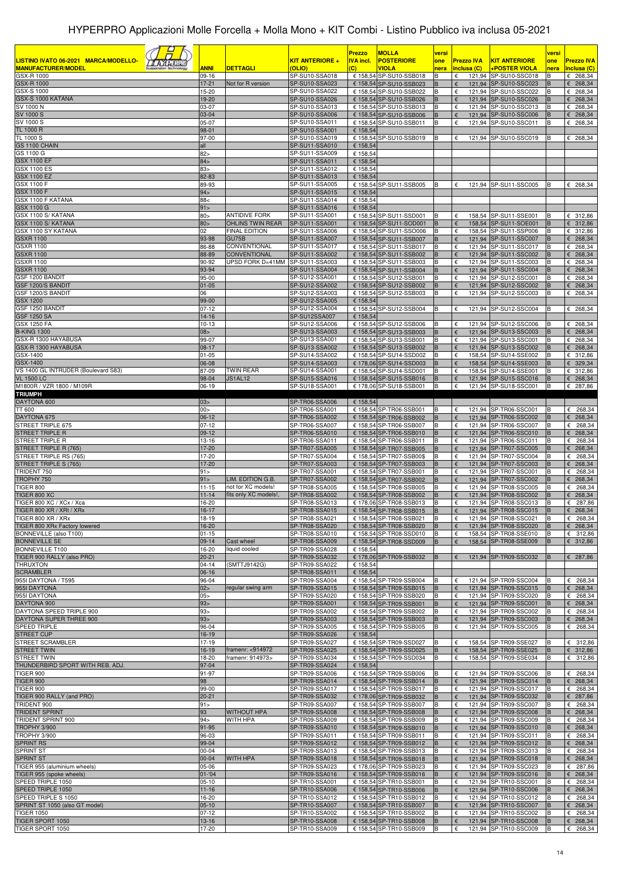| LISTINO IVATO 06-2021 MARCA/MODELLO-MANUFACTURER/MODEL | ANNI | DETTAGLI | KIT ANTERIORE + (OLIO) | Prezzo IVA incl. (C) | MOLLA POSTERIORE VIOLA | versione | Prezzo IVA inclusa (C) | KIT ANTERIORE +POSTER VIOLA | versione | Prezzo IVA inclusa (C) |
|---|---|---|---|---|---|---|---|---|---|---|
| GSX-R 1000 | 09-16 | | SP-SU10-SSA018 | € 158,54 | SP-SU10-SSB018 | B | € 121,94 | SP-SU10-SSC018 | B | € 268,34 |
| GSX-R 1000 | 17-21 | Not for R version | SP-SU10-SSA023 | € 158,54 | SP-SU10-SSB023 | B | € 121,94 | SP-SU10-SSC023 | B | € 268,34 |
| GSX-S 1000 | 15-20 | | SP-SU10-SSA022 | € 158,54 | SP-SU10-SSB022 | B | € 121,94 | SP-SU10-SSC022 | B | € 268,34 |
| GSX-S 1000 KATANA | 19-20 | | SP-SU10-SSA026 | € 158,54 | SP-SU10-SSB026 | B | € 121,94 | SP-SU10-SSC026 | B | € 268,34 |
| SV 1000 N | 03-07 | | SP-SU10-SSA013 | € 158,54 | SP-SU10-SSB013 | B | € 121,94 | SP-SU10-SSC013 | B | € 268,34 |
| SV 1000 S | 03-04 | | SP-SU10-SSA006 | € 158,54 | SP-SU10-SSB006 | B | € 121,94 | SP-SU10-SSC006 | B | € 268,34 |
| SV 1000 S | 05-07 | | SP-SU10-SSA011 | € 158,54 | SP-SU10-SSB011 | B | € 121,94 | SP-SU10-SSC011 | B | € 268,34 |
| TL 1000 R | 98-01 | | SP-SU10-SSA001 | € 158,54 | | | | | | |
| TL 1000 S | 97-00 | | SP-SU10-SSA019 | € 158,54 | SP-SU10-SSB019 | B | € 121,94 | SP-SU10-SSC019 | B | € 268,34 |
| GS 1100 CHAIN | all | | SP-SU11-SSA010 | € 158,54 | | | | | | |
| GS 1100 G | 82> | | SP-SU11-SSA009 | € 158,54 | | | | | | |
| GSX 1100 EF | 84> | | SP-SU11-SSA011 | € 158,54 | | | | | | |
| GSX 1100 ES | 83> | | SP-SU11-SSA012 | € 158,54 | | | | | | |
| GSX 1100 EZ | 82-83 | | SP-SU11-SSA013 | € 158,54 | | | | | | |
| GSX 1100 F | 89-93 | | SP-SU11-SSA005 | € 158,54 | SP-SU11-SSB005 | B | € 121,94 | SP-SU11-SSC005 | B | € 268,34 |
| GSX 1100 F | 94> | | SP-SU11-SSA015 | € 158,54 | | | | | | |
| GSX 1100 F KATANA | 88< | | SP-SU11-SSA014 | € 158,54 | | | | | | |
| GSX 1100 G | 91> | | SP-SU11-SSA016 | € 158,54 | | | | | | |
| GSX 1100 S/ KATANA | 80> | ANTIDIVE FORK | SP-SU11-SSA001 | € 158,54 | SP-SU11-SSD001 | B | € 158,54 | SP-SU11-SSE001 | B | € 312,86 |
| GSX 1100 S/ KATANA | 80> | OHLINS TWIN REAR | SP-SU11-SSA001 | € 158,54 | SP-SU11-SOD001 | B | € 158,54 | SP-SU11-SOE001 | B | € 312,86 |
| GSX 1100 SY KATANA | 02 | FINAL EDITION | SP-SU11-SSA006 | € 158,54 | SP-SU11-SSO006 | B | € 158,54 | SP-SU11-SSP006 | B | € 312,86 |
| GSXR 1100 | 93-98 | GU75B | SP-SU11-SSA007 | € 158,54 | SP-SU11-SSB007 | B | € 121,94 | SP-SU11-SSC007 | B | € 268,34 |
| GSXR 1100 | 86-88 | CONVENTIONAL | SP-SU11-SSA017 | € 158,54 | SP-SU11-SSB017 | B | € 121,94 | SP-SU11-SSC017 | B | € 268,34 |
| GSXR 1100 | 88-89 | CONVENTIONAL | SP-SU11-SSA002 | € 158,54 | SP-SU11-SSB002 | B | € 121,94 | SP-SU11-SSC002 | B | € 268,34 |
| GSXR 1100 | 90-92 | UPSD FORK D=41MM | SP-SU11-SSA003 | € 158,54 | SP-SU11-SSB003 | B | € 121,94 | SP-SU11-SSC003 | B | € 268,34 |
| GSXR 1100 | 93-94 | | SP-SU11-SSA004 | € 158,54 | SP-SU11-SSB004 | B | € 121,94 | SP-SU11-SSC004 | B | € 268,34 |
| GSF 1200 BANDIT | 95-00 | | SP-SU12-SSA001 | € 158,54 | SP-SU12-SSB001 | B | € 121,94 | SP-SU12-SSC001 | B | € 268,34 |
| GSF 1200/S BANDIT | 01-05 | | SP-SU12-SSA002 | € 158,54 | SP-SU12-SSB002 | B | € 121,94 | SP-SU12-SSC002 | B | € 268,34 |
| GSF 1200/S BANDIT | 06 | | SP-SU12-SSA003 | € 158,54 | SP-SU12-SSB003 | B | € 121,94 | SP-SU12-SSC003 | B | € 268,34 |
| GSX 1200 | 99-00 | | SP-SU12-SSA005 | € 158,54 | | | | | | |
| GSF 1250 BANDIT | 07-12 | | SP-SU12-SSA004 | € 158,54 | SP-SU12-SSB004 | B | € 121,94 | SP-SU12-SSC004 | B | € 268,34 |
| GSF 1250 SA | 14-16 | | SP-SU12SSA007 | € 158,54 | | | | | | |
| GSX 1250 FA | 10-13 | | SP-SU12-SSA006 | € 158,54 | SP-SU12-SSB006 | B | € 121,94 | SP-SU12-SSC006 | B | € 268,34 |
| B-KING 1300 | 08> | | SP-SU13-SSA003 | € 158,54 | SP-SU13-SSB003 | B | € 121,94 | SP-SU13-SSC003 | B | € 268,34 |
| GSX-R 1300 HAYABUSA | 99-07 | | SP-SU13-SSA001 | € 158,54 | SP-SU13-SSB001 | B | € 121,94 | SP-SU13-SSC001 | B | € 268,34 |
| GSX-R 1300 HAYABUSA | 08-17 | | SP-SU13-SSA002 | € 158,54 | SP-SU13-SSB002 | B | € 121,94 | SP-SU13-SSC002 | B | € 268,34 |
| GSX-1400 | 01-05 | | SP-SU14-SSA002 | € 158,54 | SP-SU14-SSD002 | B | € 158,54 | SP-SU14-SSE002 | B | € 312,86 |
| GSX-1400 | 06-08 | | SP-SU14-SSA003 | € 178,06 | SP-SU14-SSD003 | B | € 158,54 | SP-SU14-SSE003 | B | € 329,34 |
| VS 1400 GL INTRUDER (Boulevard S83) | 87-09 | TWIN REAR | SP-SU14-SSA001 | € 158,54 | SP-SU14-SSD001 | B | € 158,54 | SP-SU14-SSE001 | B | € 312,86 |
| VL 1500 LC | 98-04 | JS1AL12 | SP-SU15-SSA016 | € 158,54 | SP-SU15-SSB016 | B | € 121,94 | SP-SU15-SSC016 | B | € 268,34 |
| M1800R / VZR 1800 / M109R | 06-19 | | SP-SU18-SSA001 | € 178,06 | SP-SU18-SSB001 | B | € 121,94 | SP-SU18-SSC001 | B | € 287,86 |
| **TRIUMPH** | | | | | | | | | | |
| DAYTONA 600 | 03> | | SP-TR06-SSA006 | € 158,54 | | | | | | |
| TT 600 | 00> | | SP-TR06-SSA001 | € 158,54 | SP-TR06-SSB001 | B | € 121,94 | SP-TR06-SSC001 | B | € 268,34 |
| DAYTONA 675 | 06-12 | | SP-TR06-SSA002 | € 158,54 | SP-TR06-SSB002 | B | € 121,94 | SP-TR06-SSC002 | B | € 268,34 |
| STREET TRIPLE 675 | 07-12 | | SP-TR06-SSA007 | € 158,54 | SP-TR06-SSB007 | B | € 121,94 | SP-TR06-SSC007 | B | € 268,34 |
| STREET TRIPLE R | 09-12 | | SP-TR06-SSA010 | € 158,54 | SP-TR06-SSB010 | B | € 121,94 | SP-TR06-SSC010 | B | € 268,34 |
| STREET TRIPLE R | 13-16 | | SP-TR06-SSA011 | € 158,54 | SP-TR06-SSB011 | B | € 121,94 | SP-TR06-SSC011 | B | € 268,34 |
| STREET TRIPLE R (765) | 17-20 | | SP-TR07-SSA005 | € 158,54 | SP-TR07-SSB005 | B | € 121,94 | SP-TR07-SSC005 | B | € 268,34 |
| STREET TRIPLE RS (765) | 17-20 | | SP-TR07-SSA004 | € 158,54 | SP-TR07-SSB00$ | B | € 121,94 | SP-TR07-SSC004 | B | € 268,34 |
| STREET TRIPLE S (765) | 17-20 | | SP-TR07-SSA003 | € 158,54 | SP-TR07-SSB003 | B | € 121,94 | SP-TR07-SSC003 | B | € 268,34 |
| TRIDENT 750 | 91> | | SP-TR07-SSA001 | € 158,54 | SP-TR07-SSB001 | B | € 121,94 | SP-TR07-SSC001 | B | € 268,34 |
| TROPHY 750 | 91> | LIM. EDITION G.B. | SP-TR07-SSA002 | € 158,54 | SP-TR07-SSB002 | B | € 121,94 | SP-TR07-SSC002 | B | € 268,34 |
| TIGER 800 | 11-15 | not for XC models! | SP-TR08-SSA005 | € 158,54 | SP-TR08-SSB005 | B | € 121,94 | SP-TR08-SSC005 | B | € 268,34 |
| TIGER 800 XC | 11-14 | fits only XC models!, | SP-TR08-SSA002 | € 158,54 | SP-TR08-SSB002 | B | € 121,94 | SP-TR08-SSC002 | B | € 268,34 |
| TIGER 800 XC / XCx / Xca | 16-20 | | SP-TR08-SSA013 | € 178,06 | SP-TR08-SSB013 | B | € 121,94 | SP-TR08-SSC013 | B | € 287,86 |
| TIGER 800 XR / XRt / XRx | 16-17 | | SP-TR08-SSA015 | € 158,54 | SP-TR08-SSB015 | B | € 121,94 | SP-TR08-SSC015 | B | € 268,34 |
| TIGER 800 XR / XRx | 18-19 | | SP-TR08-SSA021 | € 158,54 | SP-TR08-SSB021 | B | € 121,94 | SP-TR08-SSC021 | B | € 268,34 |
| TIGER 800 XRx Factory lowered | 16-20 | | SP-TR08-SSA020 | € 158,54 | SP-TR08-SSB020 | B | € 121,94 | SP-TR08-SSC020 | B | € 268,34 |
| BONNEVILLE (also T100) | 01-15 | | SP-TR08-SSA010 | € 158,54 | SP-TR08-SSD010 | B | € 158,54 | SP-TR08-SSE010 | B | € 312,86 |
| BONNEVILLE SE | 09-14 | Cast wheel | SP-TR08-SSA009 | € 158,54 | SP-TR08-SSD009 | B | € 158,54 | SP-TR08-SSE009 | B | € 312,86 |
| BONNEVILLE T100 | 16-20 | liquid cooled | SP-TR09-SSA028 | € 158,54 | | | | | | |
| TIGER 900 RALLY (also PRO) | 20-21 | | SP-TR09-SSA032 | € 178,06 | SP-TR09-SSB032 | B | € 121,94 | SP-TR09-SSC032 | B | € 287,86 |
| THRUXTON | 04-14 | (SMTTJ9142G) | SP-TR09-SSA022 | € 158,54 | | | | | | |
| SCRAMBLER | 06-16 | | SP-TR08-SSA011 | € 158,54 | | | | | | |
| 955I DAYTONA / T595 | 96-04 | | SP-TR09-SSA004 | € 158,54 | SP-TR09-SSB004 | B | € 121,94 | SP-TR09-SSC004 | B | € 268,34 |
| 955I DAYTONA | 02> | regular swing arm | SP-TR09-SSA015 | € 158,54 | SP-TR09-SSB015 | B | € 121,94 | SP-TR09-SSC015 | B | € 268,34 |
| 955I DAYTONA | 05> | | SP-TR09-SSA020 | € 158,54 | SP-TR09-SSB020 | B | € 121,94 | SP-TR09-SSC020 | B | € 268,34 |
| DAYTONA 900 | 93> | | SP-TR09-SSA001 | € 158,54 | SP-TR09-SSB001 | B | € 121,94 | SP-TR09-SSC001 | B | € 268,34 |
| DAYTONA SPEED TRIPLE 900 | 93> | | SP-TR09-SSA002 | € 158,54 | SP-TR09-SSB002 | B | € 121,94 | SP-TR09-SSC002 | B | € 268,34 |
| DAYTONA SUPER THREE 900 | 93> | | SP-TR09-SSA003 | € 158,54 | SP-TR09-SSB003 | B | € 121,94 | SP-TR09-SSC003 | B | € 268,34 |
| SPEED TRIPLE | 96-04 | | SP-TR09-SSA005 | € 158,54 | SP-TR09-SSB005 | B | € 121,94 | SP-TR09-SSC005 | B | € 268,34 |
| STREET CUP | 16-19 | | SP-TR09-SSA026 | € 158,54 | | | | | | |
| STREET SCRAMBLER | 17-19 | | SP-TR09-SSA027 | € 158,54 | SP-TR09-SSD027 | B | € 158,54 | SP-TR09-SSE027 | B | € 312,86 |
| STREET TWIN | 16-19 | framenr: <914972 | SP-TR09-SSA025 | € 158,54 | SP-TR09-SSD025 | B | € 158,54 | SP-TR09-SSE025 | B | € 312,86 |
| STREET TWIN | 18-20 | framenr: 914973> | SP-TR09-SSA034 | € 158,54 | SP-TR09-SSD034 | B | € 158,54 | SP-TR09-SSE034 | B | € 312,86 |
| THUNDERBIRD SPORT WITH REB. ADJ. | 97-04 | | SP-TR09-SSA024 | € 158,54 | | | | | | |
| TIGER 900 | 91-97 | | SP-TR09-SSA006 | € 158,54 | SP-TR09-SSB006 | B | € 121,94 | SP-TR09-SSC006 | B | € 268,34 |
| TIGER 900 | 98 | | SP-TR09-SSA014 | € 158,54 | SP-TR09-SSB014 | B | € 121,94 | SP-TR09-SSC014 | B | € 268,34 |
| TIGER 900 | 99-00 | | SP-TR09-SSA017 | € 158,54 | SP-TR09-SSB017 | B | € 121,94 | SP-TR09-SSC017 | B | € 268,34 |
| TIGER 900 RALLY (and PRO) | 20-21 | | SP-TR09-SSA032 | € 178,06 | SP-TR09-SSB032 | B | € 121,94 | SP-TR09-SSC032 | B | € 287,86 |
| TRIDENT 900 | 91> | | SP-TR09-SSA007 | € 158,54 | SP-TR09-SSB007 | B | € 121,94 | SP-TR09-SSC007 | B | € 268,34 |
| TRIDENT SPRINT | 93 | WITHOUT HPA | SP-TR09-SSA008 | € 158,54 | SP-TR09-SSB008 | B | € 121,94 | SP-TR09-SSC008 | B | € 268,34 |
| TRIDENT SPRINT 900 | 94> | WITH HPA | SP-TR09-SSA009 | € 158,54 | SP-TR09-SSB009 | B | € 121,94 | SP-TR09-SSC009 | B | € 268,34 |
| TROPHY 3/900 | 91-95 | | SP-TR09-SSA010 | € 158,54 | SP-TR09-SSB010 | B | € 121,94 | SP-TR09-SSC010 | B | € 268,34 |
| TROPHY 3/900 | 96-03 | | SP-TR09-SSA011 | € 158,54 | SP-TR09-SSB011 | B | € 121,94 | SP-TR09-SSC011 | B | € 268,34 |
| SPRINT RS | 99-04 | | SP-TR09-SSA012 | € 158,54 | SP-TR09-SSB012 | B | € 121,94 | SP-TR09-SSC012 | B | € 268,34 |
| SPRINT ST | 00-04 | | SP-TR09-SSA013 | € 158,54 | SP-TR09-SSB013 | B | € 121,94 | SP-TR09-SSC013 | B | € 268,34 |
| SPRINT ST | 00-04 | WITH HPA | SP-TR09-SSA018 | € 158,54 | SP-TR09-SSB018 | B | € 121,94 | SP-TR09-SSC018 | B | € 268,34 |
| TIGER 955 (aluminium wheels) | 05-06 | | SP-TR09-SSA023 | € 178,06 | SP-TR09-SSB023 | B | € 121,94 | SP-TR09-SSC023 | B | € 287,86 |
| TIGER 955 (spoke wheels) | 01-'04 | | SP-TR09-SSA016 | € 158,54 | SP-TR09-SSB016 | B | € 121,94 | SP-TR09-SSC016 | B | € 268,34 |
| SPEED TRIPLE 1050 | 05-10 | | SP-TR10-SSA001 | € 158,54 | SP-TR10-SSB001 | B | € 121,94 | SP-TR10-SSC001 | B | € 268,34 |
| SPEED TRIPLE 1050 | 11-16 | | SP-TR10-SSA006 | € 158,54 | SP-TR10-SSB006 | B | € 121,94 | SP-TR10-SSC006 | B | € 268,34 |
| SPEED TRIPLE S 1050 | 16-20 | | SP-TR10-SSA012 | € 158,54 | SP-TR10-SSB012 | B | € 121,94 | SP-TR10-SSC012 | B | € 268,34 |
| SPRINT ST 1050 (also GT model) | 05-10 | | SP-TR10-SSA007 | € 158,54 | SP-TR10-SSB007 | B | € 121,94 | SP-TR10-SSC007 | B | € 268,34 |
| TIGER 1050 | 07-12 | | SP-TR10-SSA002 | € 158,54 | SP-TR10-SSB002 | B | € 121,94 | SP-TR10-SSC002 | B | € 268,34 |
| TIGER SPORT 1050 | 13-16 | | SP-TR10-SSA008 | € 158,54 | SP-TR10-SSB008 | B | € 121,94 | SP-TR10-SSC008 | B | € 268,34 |
| TIGER SPORT 1050 | 17-20 | | SP-TR10-SSA009 | € 158,54 | SP-TR10-SSB009 | B | € 121,94 | SP-TR10-SSC009 | B | € 268,34 |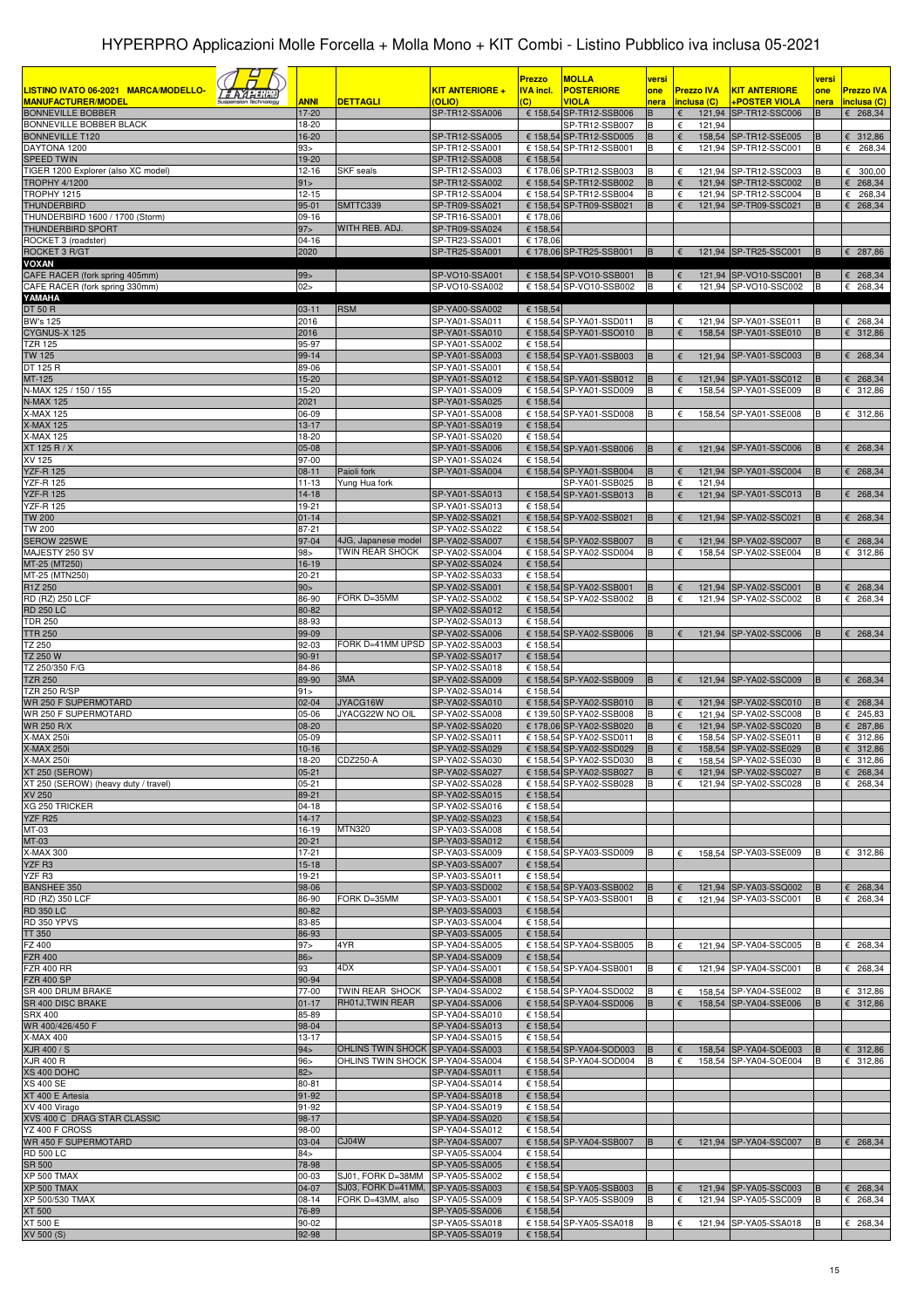# HYPERPRO Applicazioni Molle Forcella + Molla Mono + KIT Combi - Listino Pubblico iva inclusa 05-2021

| LISTINO IVATO 06-2021 MARCA/MODELLO-MANUFACTURER/MODEL | ANNI | DETTAGLI | KIT ANTERIORE + (OLIO) | Prezzo IVA incl. (C) | MOLLA POSTERIORE VIOLA | versione nera | Prezzo IVA inclusa (C) | KIT ANTERIORE +POSTER VIOLA | versione nera | Prezzo IVA inclusa (C) |
|---|---|---|---|---|---|---|---|---|---|---|
| BONNEVILLE BOBBER | 17-20 | | SP-TR12-SSA006 | € 158,54 | SP-TR12-SSB006 | B | € 121,94 | SP-TR12-SSC006 | B | € 268,34 |
| BONNEVILLE BOBBER BLACK | 18-20 | | | | SP-TR12-SSB007 | B | € 121,94 | | | |
| BONNEVILLE T120 | 16-20 | | SP-TR12-SSA005 | € 158,54 | SP-TR12-SSD005 | B | € 158,54 | SP-TR12-SSE005 | B | € 312,86 |
| DAYTONA 1200 | 93> | | SP-TR12-SSA001 | € 158,54 | SP-TR12-SSB001 | B | € 121,94 | SP-TR12-SSC001 | B | € 268,34 |
| SPEED TWIN | 19-20 | | SP-TR12-SSA008 | € 158,54 | | | | | | |
| TIGER 1200 Explorer (also XC model) | 12-16 | SKF seals | SP-TR12-SSA003 | € 178,06 | SP-TR12-SSB003 | B | € 121,94 | SP-TR12-SSC003 | B | € 300,00 |
| TROPHY 4/1200 | 91> | | SP-TR12-SSA002 | € 158,54 | SP-TR12-SSB002 | B | € 121,94 | SP-TR12-SSC002 | B | € 268,34 |
| TROPHY 1215 | 12-15 | | SP-TR12-SSA004 | € 158,54 | SP-TR12-SSB004 | B | € 121,94 | SP-TR12-SSC004 | B | € 268,34 |
| THUNDERBIRD | 95-01 | SMTTC339 | SP-TR09-SSA021 | € 158,54 | SP-TR09-SSB021 | B | € 121,94 | SP-TR09-SSC021 | B | € 268,34 |
| THUNDERBIRD 1600 / 1700 (Storm) | 09-16 | | SP-TR16-SSA001 | € 178,06 | | | | | | |
| THUNDERBIRD SPORT | 97> | WITH REB. ADJ. | SP-TR09-SSA024 | € 158,54 | | | | | | |
| ROCKET 3 (roadster) | 04-16 | | SP-TR23-SSA001 | € 178,06 | | | | | | |
| ROCKET 3 R/GT | 2020 | | SP-TR25-SSA001 | € 178,06 | SP-TR25-SSB001 | B | € 121,94 | SP-TR25-SSC001 | B | € 287,86 |
| **VOXAN** | | | | | | | | | | |
| CAFE RACER (fork spring 405mm) | 99> | | SP-VO10-SSA001 | € 158,54 | SP-VO10-SSB001 | B | € 121,94 | SP-VO10-SSC001 | B | € 268,34 |
| CAFE RACER (fork spring 330mm) | 02> | | SP-VO10-SSA002 | € 158,54 | SP-VO10-SSB002 | B | € 121,94 | SP-VO10-SSC002 | B | € 268,34 |
| **YAMAHA** | | | | | | | | | | |
| DT 50 R | 03-11 | RSM | SP-YA00-SSA002 | € 158,54 | | | | | | |
| BW's 125 | 2016 | | SP-YA01-SSA011 | € 158,54 | SP-YA01-SSD011 | B | € 121,94 | SP-YA01-SSE011 | B | € 268,34 |
| CYGNUS-X 125 | 2016 | | SP-YA01-SSA010 | € 158,54 | SP-YA01-SSO010 | B | € 158,54 | SP-YA01-SSE010 | B | € 312,86 |
| TZR 125 | 95-97 | | SP-YA01-SSA002 | € 158,54 | | | | | | |
| TW 125 | 99-14 | | SP-YA01-SSA003 | € 158,54 | SP-YA01-SSB003 | B | € 121,94 | SP-YA01-SSC003 | B | € 268,34 |
| DT 125 R | 89-06 | | SP-YA01-SSA001 | € 158,54 | | | | | | |
| MT-125 | 15-20 | | SP-YA01-SSA012 | € 158,54 | SP-YA01-SSB012 | B | € 121,94 | SP-YA01-SSC012 | B | € 268,34 |
| N-MAX 125 / 150 / 155 | 15-20 | | SP-YA01-SSA009 | € 158,54 | SP-YA01-SSD009 | B | € 158,54 | SP-YA01-SSE009 | B | € 312,86 |
| N-MAX 125 | 2021 | | SP-YA01-SSA025 | € 158,54 | | | | | | |
| X-MAX 125 | 06-09 | | SP-YA01-SSA008 | € 158,54 | SP-YA01-SSD008 | B | € 158,54 | SP-YA01-SSE008 | B | € 312,86 |
| X-MAX 125 | 13-17 | | SP-YA01-SSA019 | € 158,54 | | | | | | |
| X-MAX 125 | 18-20 | | SP-YA01-SSA020 | € 158,54 | | | | | | |
| XT 125 R / X | 05-08 | | SP-YA01-SSA006 | € 158,54 | SP-YA01-SSB006 | B | € 121,94 | SP-YA01-SSC006 | B | € 268,34 |
| XV 125 | 97-00 | | SP-YA01-SSA024 | € 158,54 | | | | | | |
| YZF-R 125 | 08-11 | Paioli fork | SP-YA01-SSA004 | € 158,54 | SP-YA01-SSB004 | B | € 121,94 | SP-YA01-SSC004 | B | € 268,34 |
| YZF-R 125 | 11-13 | Yung Hua fork | | | SP-YA01-SSB025 | B | € 121,94 | | | |
| YZF-R 125 | 14-18 | | SP-YA01-SSA013 | € 158,54 | SP-YA01-SSB013 | B | € 121,94 | SP-YA01-SSC013 | B | € 268,34 |
| YZF-R 125 | 19-21 | | SP-YA01-SSA013 | € 158,54 | | | | | | |
| TW 200 | 01-14 | | SP-YA02-SSA021 | € 158,54 | SP-YA02-SSB021 | B | € 121,94 | SP-YA02-SSC021 | B | € 268,34 |
| TW 200 | 87-21 | | SP-YA02-SSA022 | € 158,54 | | | | | | |
| SEROW 225WE | 97-04 | 4JG, Japanese model | SP-YA02-SSA007 | € 158,54 | SP-YA02-SSB007 | B | € 121,94 | SP-YA02-SSC007 | B | € 268,34 |
| MAJESTY 250 SV | 98> | TWIN REAR SHOCK | SP-YA02-SSA004 | € 158,54 | SP-YA02-SSD004 | B | € 158,54 | SP-YA02-SSE004 | B | € 312,86 |
| MT-25 (MT250) | 16-19 | | SP-YA02-SSA024 | € 158,54 | | | | | | |
| MT-25 (MTN250) | 20-21 | | SP-YA02-SSA033 | € 158,54 | | | | | | |
| R1Z 250 | 90> | | SP-YA02-SSA001 | € 158,54 | SP-YA02-SSB001 | B | € 121,94 | SP-YA02-SSC001 | B | € 268,34 |
| RD (RZ) 250 LCF | 86-90 | FORK D=35MM | SP-YA02-SSA002 | € 158,54 | SP-YA02-SSB002 | B | € 121,94 | SP-YA02-SSC002 | B | € 268,34 |
| RD 250 LC | 80-82 | | SP-YA02-SSA012 | € 158,54 | | | | | | |
| TDR 250 | 88-93 | | SP-YA02-SSA013 | € 158,54 | | | | | | |
| TTR 250 | 99-09 | | SP-YA02-SSA006 | € 158,54 | SP-YA02-SSB006 | B | € 121,94 | SP-YA02-SSC006 | B | € 268,34 |
| TZ 250 | 92-03 | FORK D=41MM UPSD | SP-YA02-SSA003 | € 158,54 | | | | | | |
| TZ 250 W | 90-91 | | SP-YA02-SSA017 | € 158,54 | | | | | | |
| TZ 250/350 F/G | 84-86 | | SP-YA02-SSA018 | € 158,54 | | | | | | |
| TZR 250 | 89-90 | 3MA | SP-YA02-SSA009 | € 158,54 | SP-YA02-SSB009 | B | € 121,94 | SP-YA02-SSC009 | B | € 268,34 |
| TZR 250 R/SP | 91> | | SP-YA02-SSA014 | € 158,54 | | | | | | |
| WR 250 F SUPERMOTARD | 02-04 | JYACG16W | SP-YA02-SSA010 | € 158,54 | SP-YA02-SSB010 | B | € 121,94 | SP-YA02-SSC010 | B | € 268,34 |
| WR 250 F SUPERMOTARD | 05-06 | JYACG22W NO OIL | SP-YA02-SSA008 | € 139,50 | SP-YA02-SSB008 | B | € 121,94 | SP-YA02-SSC008 | B | € 245,83 |
| WR 250 R/X | 08-20 | | SP-YA02-SSA020 | € 178,06 | SP-YA02-SSB020 | B | € 121,94 | SP-YA02-SSC020 | B | € 287,86 |
| X-MAX 250i | 05-09 | | SP-YA02-SSA011 | € 158,54 | SP-YA02-SSD011 | B | € 158,54 | SP-YA02-SSE011 | B | € 312,86 |
| X-MAX 250i | 10-16 | | SP-YA02-SSA029 | € 158,54 | SP-YA02-SSD029 | B | € 158,54 | SP-YA02-SSE029 | B | € 312,86 |
| X-MAX 250i | 18-20 | CDZ250-A | SP-YA02-SSA030 | € 158,54 | SP-YA02-SSD030 | B | € 158,54 | SP-YA02-SSE030 | B | € 312,86 |
| XT 250 (SEROW) | 05-21 | | SP-YA02-SSA027 | € 158,54 | SP-YA02-SSB027 | B | € 121,94 | SP-YA02-SSC027 | B | € 268,34 |
| XT 250 (SEROW) (heavy duty / travel) | 05-21 | | SP-YA02-SSA028 | € 158,54 | SP-YA02-SSB028 | B | € 121,94 | SP-YA02-SSC028 | B | € 268,34 |
| XV 250 | 89-21 | | SP-YA02-SSA015 | € 158,54 | | | | | | |
| XG 250 TRICKER | 04-18 | | SP-YA02-SSA016 | € 158,54 | | | | | | |
| YZF R25 | 14-17 | | SP-YA02-SSA023 | € 158,54 | | | | | | |
| MT-03 | 16-19 | MTN320 | SP-YA03-SSA008 | € 158,54 | | | | | | |
| MT-03 | 20-21 | | SP-YA03-SSA012 | € 158,54 | | | | | | |
| X-MAX 300 | 17-21 | | SP-YA03-SSA009 | € 158,54 | SP-YA03-SSD009 | B | € 158,54 | SP-YA03-SSE009 | B | € 312,86 |
| YZF R3 | 15-18 | | SP-YA03-SSA007 | € 158,54 | | | | | | |
| YZF R3 | 19-21 | | SP-YA03-SSA011 | € 158,54 | | | | | | |
| BANSHEE 350 | 98-06 | | SP-YA03-SSD002 | € 158,54 | SP-YA03-SSB002 | B | € 121,94 | SP-YA03-SSQ002 | B | € 268,34 |
| RD (RZ) 350 LCF | 86-90 | FORK D=35MM | SP-YA03-SSA001 | € 158,54 | SP-YA03-SSB001 | B | € 121,94 | SP-YA03-SSC001 | B | € 268,34 |
| RD 350 LC | 80-82 | | SP-YA03-SSA003 | € 158,54 | | | | | | |
| RD 350 YPVS | 83-85 | | SP-YA03-SSA004 | € 158,54 | | | | | | |
| TT 350 | 86-93 | | SP-YA03-SSA005 | € 158,54 | | | | | | |
| FZ 400 | 97> | 4YR | SP-YA04-SSA005 | € 158,54 | SP-YA04-SSB005 | B | € 121,94 | SP-YA04-SSC005 | B | € 268,34 |
| FZR 400 | 86> | | SP-YA04-SSA009 | € 158,54 | | | | | | |
| FZR 400 RR | 93 | 4DX | SP-YA04-SSA001 | € 158,54 | SP-YA04-SSB001 | B | € 121,94 | SP-YA04-SSC001 | B | € 268,34 |
| FZR 400 SP | 90-94 | | SP-YA04-SSA008 | € 158,54 | | | | | | |
| SR 400 DRUM BRAKE | 77-00 | TWIN REAR SHOCK | SP-YA04-SSA002 | € 158,54 | SP-YA04-SSD002 | B | € 158,54 | SP-YA04-SSE002 | B | € 312,86 |
| SR 400 DISC BRAKE | 01-17 | RH01J,TWIN REAR | SP-YA04-SSA006 | € 158,54 | SP-YA04-SSD006 | B | € 158,54 | SP-YA04-SSE006 | B | € 312,86 |
| SRX 400 | 85-89 | | SP-YA04-SSA010 | € 158,54 | | | | | | |
| WR 400/426/450 F | 98-04 | | SP-YA04-SSA013 | € 158,54 | | | | | | |
| X-MAX 400 | 13-17 | | SP-YA04-SSA015 | € 158,54 | | | | | | |
| XJR 400 / S | 94> | OHLINS TWIN SHOCK | SP-YA04-SSA003 | € 158,54 | SP-YA04-SOD003 | B | € 158,54 | SP-YA04-SOE003 | B | € 312,86 |
| XJR 400 R | 96> | OHLINS TWIN SHOCK | SP-YA04-SSA004 | € 158,54 | SP-YA04-SOD004 | B | € 158,54 | SP-YA04-SOE004 | B | € 312,86 |
| XS 400 DOHC | 82> | | SP-YA04-SSA011 | € 158,54 | | | | | | |
| XS 400 SE | 80-81 | | SP-YA04-SSA014 | € 158,54 | | | | | | |
| XT 400 E Artesia | 91-92 | | SP-YA04-SSA018 | € 158,54 | | | | | | |
| XV 400 Virago | 91-92 | | SP-YA04-SSA019 | € 158,54 | | | | | | |
| XVS 400 C DRAG STAR CLASSIC | 98-17 | | SP-YA04-SSA020 | € 158,54 | | | | | | |
| YZ 400 F CROSS | 98-00 | | SP-YA04-SSA012 | € 158,54 | | | | | | |
| WR 450 F SUPERMOTARD | 03-04 | CJ04W | SP-YA04-SSA007 | € 158,54 | SP-YA04-SSB007 | B | € 121,94 | SP-YA04-SSC007 | B | € 268,34 |
| RD 500 LC | 84> | | SP-YA05-SSA004 | € 158,54 | | | | | | |
| SR 500 | 78-98 | | SP-YA05-SSA005 | € 158,54 | | | | | | |
| XP 500 TMAX | 00-03 | SJ01, FORK D=38MM | SP-YA05-SSA002 | € 158,54 | | | | | | |
| XP 500 TMAX | 04-07 | SJ03, FORK D=41MM, | SP-YA05-SSA003 | € 158,54 | SP-YA05-SSB003 | B | € 121,94 | SP-YA05-SSC003 | B | € 268,34 |
| XP 500/530 TMAX | 08-14 | FORK D=43MM, also | SP-YA05-SSA009 | € 158,54 | SP-YA05-SSB009 | B | € 121,94 | SP-YA05-SSC009 | B | € 268,34 |
| XT 500 | 76-89 | | SP-YA05-SSA006 | € 158,54 | | | | | | |
| XT 500 E | 90-02 | | SP-YA05-SSA018 | € 158,54 | SP-YA05-SSA018 | B | € 121,94 | SP-YA05-SSA018 | B | € 268,34 |
| XV 500 (S) | 92-98 | | SP-YA05-SSA019 | € 158,54 | | | | | | |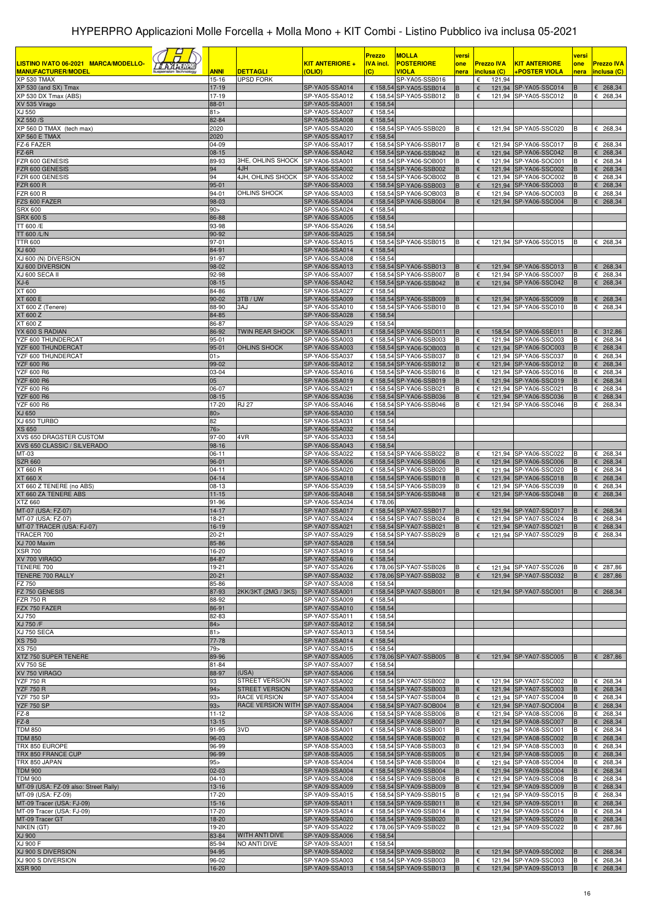# HYPERPRO Applicazioni Molle Forcella + Molla Mono + KIT Combi - Listino Pubblico iva inclusa 05-2021

| LISTINO IVATO 06-2021 MARCA/MODELLO-MANUFACTURER/MODEL | ANNI | DETTAGLI | KIT ANTERIORE + (OLIO) | Prezzo IVA incl. (C) | MOLLA POSTERIORE VIOLA | versione nera | Prezzo IVA inclusa (C) | KIT ANTERIORE +POSTER VIOLA | versione nera | Prezzo IVA inclusa (C) |
|---|---|---|---|---|---|---|---|---|---|---|
| XP 530 TMAX | 15-16 | UPSD FORK | | | SP-YA05-SSB016 | | € 121,94 | | | |
| XP 530 (and SX) Tmax | 17-19 | | SP-YA05-SSA014 | € 158,54 | SP-YA05-SSB014 | B | € 121,94 | SP-YA05-SSC014 | B | € 268,34 |
| XP 530 DX Tmax (ABS) | 17-19 | | SP-YA05-SSA012 | € 158,54 | SP-YA05-SSB012 | B | € 121,94 | SP-YA05-SSC012 | B | € 268,34 |
| XV 535 Virago | 88-01 | | SP-YA05-SSA001 | € 158,54 | | | | | | |
| XJ 550 | 81> | | SP-YA05-SSA007 | € 158,54 | | | | | | |
| XZ 550 /S | 82-84 | | SP-YA05-SSA008 | € 158,54 | | | | | | |
| XP 560 D TMAX (tech max) | 2020 | | SP-YA05-SSA020 | € 158,54 | SP-YA05-SSB020 | B | € 121,94 | SP-YA05-SSC020 | B | € 268,34 |
| XP 560 E TMAX | 2020 | | SP-YA05-SSA017 | € 158,54 | | | | | | |
| FZ-6 FAZER | 04-09 | | SP-YA06-SSA017 | € 158,54 | SP-YA06-SSB017 | B | € 121,94 | SP-YA06-SSC017 | B | € 268,34 |
| FZ-6R | 08-15 | | SP-YA06-SSA042 | € 158,54 | SP-YA06-SSB042 | B | € 121,94 | SP-YA06-SSC042 | B | € 268,34 |
| FZR 600 GENESIS | 89-93 | 3HE, OHLINS SHOCK | SP-YA06-SSA001 | € 158,54 | SP-YA06-SOB001 | B | € 121,94 | SP-YA06-SOC001 | B | € 268,34 |
| FZR 600 GENESIS | 94 | 4JH | SP-YA06-SSA002 | € 158,54 | SP-YA06-SSB002 | B | € 121,94 | SP-YA06-SSC002 | B | € 268,34 |
| FZR 600 GENESIS | 94 | 4JH, OHLINS SHOCK | SP-YA06-SSA002 | € 158,54 | SP-YA06-SOB002 | B | € 121,94 | SP-YA06-SOC002 | B | € 268,34 |
| FZR 600 R | 95-01 | | SP-YA06-SSA003 | € 158,54 | SP-YA06-SSB003 | B | € 121,94 | SP-YA06-SSC003 | B | € 268,34 |
| FZR 600 R | 94-01 | OHLINS SHOCK | SP-YA06-SSA003 | € 158,54 | SP-YA06-SOB003 | B | € 121,94 | SP-YA06-SOC003 | B | € 268,34 |
| FZS 600 FAZER | 98-03 | | SP-YA06-SSA004 | € 158,54 | SP-YA06-SSB004 | B | € 121,94 | SP-YA06-SSC004 | B | € 268,34 |
| SRX 600 | 90> | | SP-YA06-SSA024 | € 158,54 | | | | | | |
| SRX 600 S | 86-88 | | SP-YA06-SSA005 | € 158,54 | | | | | | |
| TT 600 /E | 93-98 | | SP-YA06-SSA026 | € 158,54 | | | | | | |
| TT 600 /L/N | 90-92 | | SP-YA06-SSA025 | € 158,54 | | | | | | |
| TTR 600 | 97-01 | | SP-YA06-SSA015 | € 158,54 | SP-YA06-SSB015 | B | € 121,94 | SP-YA06-SSC015 | B | € 268,34 |
| XJ 600 | 84-91 | | SP-YA06-SSA014 | € 158,54 | | | | | | |
| XJ 600 (N) DIVERSION | 91-97 | | SP-YA06-SSA008 | € 158,54 | | | | | | |
| XJ 600 DIVERSION | 98-02 | | SP-YA06-SSA013 | € 158,54 | SP-YA06-SSB013 | B | € 121,94 | SP-YA06-SSC013 | B | € 268,34 |
| XJ 600 SECA II | 92-98 | | SP-YA06-SSA007 | € 158,54 | SP-YA06-SSB007 | B | € 121,94 | SP-YA06-SSC007 | B | € 268,34 |
| XJ-6 | 08-15 | | SP-YA06-SSA042 | € 158,54 | SP-YA06-SSB042 | B | € 121,94 | SP-YA06-SSC042 | B | € 268,34 |
| XT 600 | 84-86 | | SP-YA06-SSA027 | € 158,54 | | | | | | |
| XT 600 E | 90-02 | 3TB / UW | SP-YA06-SSA009 | € 158,54 | SP-YA06-SSB009 | B | € 121,94 | SP-YA06-SSC009 | B | € 268,34 |
| XT 600 Z (Tenere) | 88-90 | 3AJ | SP-YA06-SSA010 | € 158,54 | SP-YA06-SSB010 | B | € 121,94 | SP-YA06-SSC010 | B | € 268,34 |
| XT 600 Z | 84-85 | | SP-YA06-SSA028 | € 158,54 | | | | | | |
| XT 600 Z | 86-87 | | SP-YA06-SSA029 | € 158,54 | | | | | | |
| YX 600 S RADIAN | 86-92 | TWIN REAR SHOCK | SP-YA06-SSA011 | € 158,54 | SP-YA06-SSD011 | B | € 158,54 | SP-YA06-SSE011 | B | € 312,86 |
| YZF 600 THUNDERCAT | 95-01 | | SP-YA06-SSA003 | € 158,54 | SP-YA06-SSB003 | B | € 121,94 | SP-YA06-SSC003 | B | € 268,34 |
| YZF 600 THUNDERCAT | 95-01 | OHLINS SHOCK | SP-YA06-SSA003 | € 158,54 | SP-YA06-SOB003 | B | € 121,94 | SP-YA06-SOC003 | B | € 268,34 |
| YZF 600 THUNDERCAT | 01> | | SP-YA06-SSA037 | € 158,54 | SP-YA06-SSB037 | B | € 121,94 | SP-YA06-SSC037 | B | € 268,34 |
| YZF 600 R6 | 99-02 | | SP-YA06-SSA012 | € 158,54 | SP-YA06-SSB012 | B | € 121,94 | SP-YA06-SSC012 | B | € 268,34 |
| YZF 600 R6 | 03-04 | | SP-YA06-SSA016 | € 158,54 | SP-YA06-SSB016 | B | € 121,94 | SP-YA06-SSC016 | B | € 268,34 |
| YZF 600 R6 | 05 | | SP-YA06-SSA019 | € 158,54 | SP-YA06-SSB019 | B | € 121,94 | SP-YA06-SSC019 | B | € 268,34 |
| YZF 600 R6 | 06-07 | | SP-YA06-SSA021 | € 158,54 | SP-YA06-SSB021 | B | € 121,94 | SP-YA06-SSC021 | B | € 268,34 |
| YZF 600 R6 | 08-15 | | SP-YA06-SSA036 | € 158,54 | SP-YA06-SSB036 | B | € 121,94 | SP-YA06-SSC036 | B | € 268,34 |
| YZF 600 R6 | 17-20 | RJ 27 | SP-YA06-SSA046 | € 158,54 | SP-YA06-SSB046 | B | € 121,94 | SP-YA06-SSC046 | B | € 268,34 |
| XJ 650 | 80> | | SP-YA06-SSA030 | € 158,54 | | | | | | |
| XJ 650 TURBO | 82 | | SP-YA06-SSA031 | € 158,54 | | | | | | |
| XS 650 | 76> | | SP-YA06-SSA032 | € 158,54 | | | | | | |
| XVS 650 DRAGSTER CUSTOM | 97-00 | 4VR | SP-YA06-SSA033 | € 158,54 | | | | | | |
| XVS 650 CLASSIC / SILVERADO | 98-16 | | SP-YA06-SSA043 | € 158,54 | | | | | | |
| MT-03 | 06-11 | | SP-YA06-SSA022 | € 158,54 | SP-YA06-SSB022 | B | € 121,94 | SP-YA06-SSC022 | B | € 268,34 |
| SZR 660 | 96-01 | | SP-YA06-SSA006 | € 158,54 | SP-YA06-SSB006 | B | € 121,94 | SP-YA06-SSC006 | B | € 268,34 |
| XT 660 R | 04-11 | | SP-YA06-SSA020 | € 158,54 | SP-YA06-SSB020 | B | € 121,94 | SP-YA06-SSC020 | B | € 268,34 |
| XT 660 X | 04-14 | | SP-YA06-SSA018 | € 158,54 | SP-YA06-SSB018 | B | € 121,94 | SP-YA06-SSC018 | B | € 268,34 |
| XT 660 Z TENERE (no ABS) | 08-13 | | SP-YA06-SSA039 | € 158,54 | SP-YA06-SSB039 | B | € 121,94 | SP-YA06-SSC039 | B | € 268,34 |
| XT 660 ZA TENERE ABS | 11-15 | | SP-YA06-SSA048 | € 158,54 | SP-YA06-SSB048 | B | € 121,94 | SP-YA06-SSC048 | B | € 268,34 |
| XTZ 660 | 91-96 | | SP-YA06-SSA034 | € 178,06 | | | | | | |
| MT-07 (USA: FZ-07) | 14-17 | | SP-YA07-SSA017 | € 158,54 | SP-YA07-SSB017 | B | € 121,94 | SP-YA07-SSC017 | B | € 268,34 |
| MT-07 (USA: FZ-07) | 18-21 | | SP-YA07-SSA024 | € 158,54 | SP-YA07-SSB024 | B | € 121,94 | SP-YA07-SSC024 | B | € 268,34 |
| MT-07 TRACER (USA: FJ-07) | 16-19 | | SP-YA07-SSA021 | € 158,54 | SP-YA07-SSB021 | B | € 121,94 | SP-YA07-SSC021 | B | € 268,34 |
| TRACER 700 | 20-21 | | SP-YA07-SSA029 | € 158,54 | SP-YA07-SSB029 | B | € 121,94 | SP-YA07-SSC029 | B | € 268,34 |
| XJ 700 Maxim | 85-86 | | SP-YA07-SSA028 | € 158,54 | | | | | | |
| XSR 700 | 16-20 | | SP-YA07-SSA019 | € 158,54 | | | | | | |
| XV 700 VIRAGO | 84-87 | | SP-YA07-SSA016 | € 158,54 | | | | | | |
| TENERE 700 | 19-21 | | SP-YA07-SSA026 | € 178,06 | SP-YA07-SSB026 | B | € 121,94 | SP-YA07-SSC026 | B | € 287,86 |
| TENERE 700 RALLY | 20-21 | | SP-YA07-SSA032 | € 178,06 | SP-YA07-SSB032 | B | € 121,94 | SP-YA07-SSC032 | B | € 287,86 |
| FZ 750 | 85-86 | | SP-YA07-SSA008 | € 158,54 | | | | | | |
| FZ 750 GENESIS | 87-93 | 2KK/3KT (2MG / 3KS) | SP-YA07-SSA001 | € 158,54 | SP-YA07-SSB001 | B | € 121,94 | SP-YA07-SSC001 | B | € 268,34 |
| FZR 750 R | 88-92 | | SP-YA07-SSA009 | € 158,54 | | | | | | |
| FZX 750 FAZER | 86-91 | | SP-YA07-SSA010 | € 158,54 | | | | | | |
| XJ 750 | 82-83 | | SP-YA07-SSA011 | € 158,54 | | | | | | |
| XJ 750 /F | 84> | | SP-YA07-SSA012 | € 158,54 | | | | | | |
| XJ 750 SECA | 81> | | SP-YA07-SSA013 | € 158,54 | | | | | | |
| XS 750 | 77-78 | | SP-YA07-SSA014 | € 158,54 | | | | | | |
| XS 750 | 79> | | SP-YA07-SSA015 | € 158,54 | | | | | | |
| XTZ 750 SUPER TENERE | 89-96 | | SP-YA07-SSA005 | € 178,06 | SP-YA07-SSB005 | B | € 121,94 | SP-YA07-SSC005 | B | € 287,86 |
| XV 750 SE | 81-84 | | SP-YA07-SSA007 | € 158,54 | | | | | | |
| XV 750 VIRAGO | 88-97 | (USA) | SP-YA07-SSA006 | € 158,54 | | | | | | |
| YZF 750 R | 93 | STREET VERSION | SP-YA07-SSA002 | € 158,54 | SP-YA07-SSB002 | B | € 121,94 | SP-YA07-SSC002 | B | € 268,34 |
| YZF 750 R | 94> | STREET VERSION | SP-YA07-SSA003 | € 158,54 | SP-YA07-SSB003 | B | € 121,94 | SP-YA07-SSC003 | B | € 268,34 |
| YZF 750 SP | 93> | RACE VERSION | SP-YA07-SSA004 | € 158,54 | SP-YA07-SSB004 | B | € 121,94 | SP-YA07-SSC004 | B | € 268,34 |
| YZF 750 SP | 93> | RACE VERSION WITH | SP-YA07-SSA004 | € 158,54 | SP-YA07-SOB004 | B | € 121,94 | SP-YA07-SOC004 | B | € 268,34 |
| FZ-8 | 11-12 | | SP-YA08-SSA006 | € 158,54 | SP-YA08-SSB006 | B | € 121,94 | SP-YA08-SSC006 | B | € 268,34 |
| FZ-8 | 13-15 | | SP-YA08-SSA007 | € 158,54 | SP-YA08-SSB007 | B | € 121,94 | SP-YA08-SSC007 | B | € 268,34 |
| TDM 850 | 91-95 | 3VD | SP-YA08-SSA001 | € 158,54 | SP-YA08-SSB001 | B | € 121,94 | SP-YA08-SSC001 | B | € 268,34 |
| TDM 850 | 96-03 | | SP-YA08-SSA002 | € 158,54 | SP-YA08-SSB002 | B | € 121,94 | SP-YA08-SSC002 | B | € 268,34 |
| TRX 850 EUROPE | 96-99 | | SP-YA08-SSA003 | € 158,54 | SP-YA08-SSB003 | B | € 121,94 | SP-YA08-SSC003 | B | € 268,34 |
| TRX 850 FRANCE CUP | 96-99 | | SP-YA08-SSA005 | € 158,54 | SP-YA08-SSB005 | B | € 121,94 | SP-YA08-SSC005 | B | € 268,34 |
| TRX 850 JAPAN | 95> | | SP-YA08-SSA004 | € 158,54 | SP-YA08-SSB004 | B | € 121,94 | SP-YA08-SSC004 | B | € 268,34 |
| TDM 900 | 02-03 | | SP-YA09-SSA004 | € 158,54 | SP-YA09-SSB004 | B | € 121,94 | SP-YA09-SSC004 | B | € 268,34 |
| TDM 900 | 04-10 | | SP-YA09-SSA008 | € 158,54 | SP-YA09-SSB008 | B | € 121,94 | SP-YA09-SSC008 | B | € 268,34 |
| MT-09 (USA: FZ-09 also: Street Rally) | 13-16 | | SP-YA09-SSA009 | € 158,54 | SP-YA09-SSB009 | B | € 121,94 | SP-YA09-SSC009 | B | € 268,34 |
| MT-09 (USA: FZ-09) | 17-20 | | SP-YA09-SSA015 | € 158,54 | SP-YA09-SSB015 | B | € 121,94 | SP-YA09-SSC015 | B | € 268,34 |
| MT-09 Tracer (USA: FJ-09) | 15-16 | | SP-YA09-SSA011 | € 158,54 | SP-YA09-SSB011 | B | € 121,94 | SP-YA09-SSC011 | B | € 268,34 |
| MT-09 Tracer (USA: FJ-09) | 17-20 | | SP-YA09-SSA014 | € 158,54 | SP-YA09-SSB014 | B | € 121,94 | SP-YA09-SSC014 | B | € 268,34 |
| MT-09 Tracer GT | 18-20 | | SP-YA09-SSA020 | € 158,54 | SP-YA09-SSB020 | B | € 121,94 | SP-YA09-SSC020 | B | € 268,34 |
| NIKEN (GT) | 19-20 | | SP-YA09-SSA022 | € 178,06 | SP-YA09-SSB022 | B | € 121,94 | SP-YA09-SSC022 | B | € 287,86 |
| XJ 900 | 83-84 | WITH ANTI DIVE | SP-YA09-SSA006 | € 158,54 | | | | | | |
| XJ 900 F | 85-94 | NO ANTI DIVE | SP-YA09-SSA001 | € 158,54 | | | | | | |
| XJ 900 S DIVERSION | 94-95 | | SP-YA09-SSA002 | € 158,54 | SP-YA09-SSB002 | B | € 121,94 | SP-YA09-SSC002 | B | € 268,34 |
| XJ 900 S DIVERSION | 96-02 | | SP-YA09-SSA003 | € 158,54 | SP-YA09-SSB003 | B | € 121,94 | SP-YA09-SSC003 | B | € 268,34 |
| XSR 900 | 16-20 | | SP-YA09-SSA013 | € 158,54 | SP-YA09-SSB013 | B | € 121,94 | SP-YA09-SSC013 | B | € 268,34 |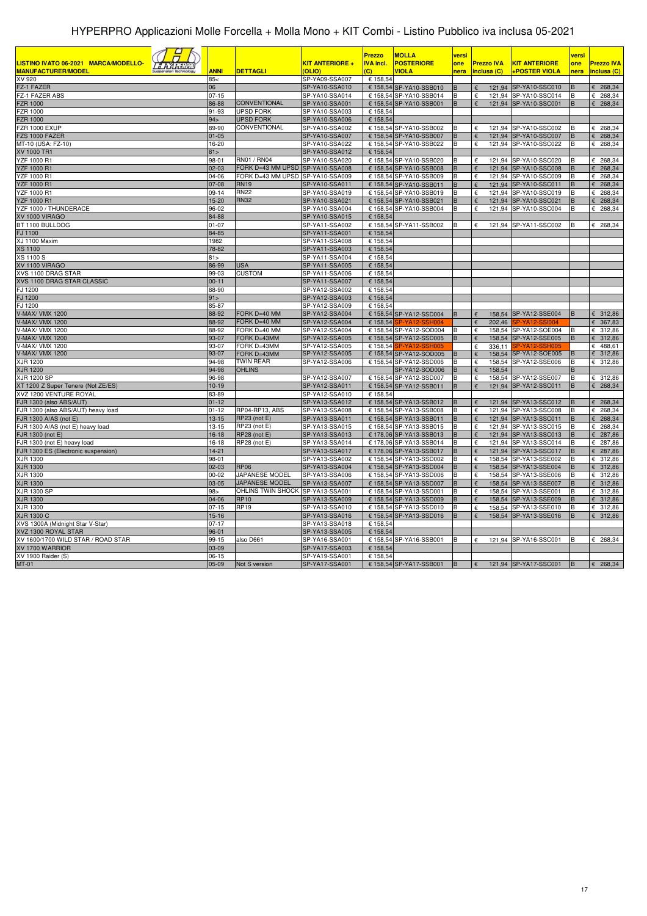# HYPERPRO Applicazioni Molle Forcella + Molla Mono + KIT Combi - Listino Pubblico iva inclusa 05-2021

| LISTINO IVATO 06-2021 MARCA/MODELLO- MANUFACTURER/MODEL | ANNI | DETTAGLI | KIT ANTERIORE + (OLIO) | Prezzo IVA incl. (C) | MOLLA POSTERIORE VIOLA | versione | Prezzo IVA inclusa (C) | KIT ANTERIORE +POSTER VIOLA | versione | Prezzo IVA inclusa (C) |
|---|---|---|---|---|---|---|---|---|---|---|
| XV 920 | 85< | | SP-YA09-SSA007 | € 158,54 | | | | | | |
| FZ-1 FAZER | 06 | | SP-YA10-SSA010 | € 158,54 | SP-YA10-SSB010 | B | € 121,94 | SP-YA10-SSC010 | B | € 268,34 |
| FZ-1 FAZER ABS | 07-15 | | SP-YA10-SSA014 | € 158,54 | SP-YA10-SSB014 | B | € 121,94 | SP-YA10-SSC014 | B | € 268,34 |
| FZR 1000 | 86-88 | CONVENTIONAL | SP-YA10-SSA001 | € 158,54 | SP-YA10-SSB001 | B | € 121,94 | SP-YA10-SSC001 | B | € 268,34 |
| FZR 1000 | 91-93 | UPSD FORK | SP-YA10-SSA003 | € 158,54 | | | | | | |
| FZR 1000 | 94> | UPSD FORK | SP-YA10-SSA006 | € 158,54 | | | | | | |
| FZR 1000 EXUP | 89-90 | CONVENTIONAL | SP-YA10-SSA002 | € 158,54 | SP-YA10-SSB002 | B | € 121,94 | SP-YA10-SSC002 | B | € 268,34 |
| FZS 1000 FAZER | 01-05 | | SP-YA10-SSA007 | € 158,54 | SP-YA10-SSB007 | B | € 121,94 | SP-YA10-SSC007 | B | € 268,34 |
| MT-10 (USA: FZ-10) | 16-20 | | SP-YA10-SSA022 | € 158,54 | SP-YA10-SSB022 | B | € 121,94 | SP-YA10-SSC022 | B | € 268,34 |
| XV 1000 TR1 | 81> | | SP-YA10-SSA012 | € 158,54 | | | | | | |
| YZF 1000 R1 | 98-01 | RN01 / RN04 | SP-YA10-SSA020 | € 158,54 | SP-YA10-SSB020 | B | € 121,94 | SP-YA10-SSC020 | B | € 268,34 |
| YZF 1000 R1 | 02-03 | FORK D=43 MM UPSD | SP-YA10-SSA008 | € 158,54 | SP-YA10-SSB008 | B | € 121,94 | SP-YA10-SSC008 | B | € 268,34 |
| YZF 1000 R1 | 04-06 | FORK D=43 MM UPSD | SP-YA10-SSA009 | € 158,54 | SP-YA10-SSB009 | B | € 121,94 | SP-YA10-SSC009 | B | € 268,34 |
| YZF 1000 R1 | 07-08 | RN19 | SP-YA10-SSA011 | € 158,54 | SP-YA10-SSB011 | B | € 121,94 | SP-YA10-SSC011 | B | € 268,34 |
| YZF 1000 R1 | 09-14 | RN22 | SP-YA10-SSA019 | € 158,54 | SP-YA10-SSB019 | B | € 121,94 | SP-YA10-SSC019 | B | € 268,34 |
| YZF 1000 R1 | 15-20 | RN32 | SP-YA10-SSA021 | € 158,54 | SP-YA10-SSB021 | B | € 121,94 | SP-YA10-SSC021 | B | € 268,34 |
| YZF 1000 / THUNDERACE | 96-02 | | SP-YA10-SSA004 | € 158,54 | SP-YA10-SSB004 | B | € 121,94 | SP-YA10-SSC004 | B | € 268,34 |
| XV 1000 VIRAGO | 84-88 | | SP-YA10-SSA015 | € 158,54 | | | | | | |
| BT 1100 BULLDOG | 01-07 | | SP-YA11-SSA002 | € 158,54 | SP-YA11-SSB002 | B | € 121,94 | SP-YA11-SSC002 | B | € 268,34 |
| FJ 1100 | 84-85 | | SP-YA11-SSA001 | € 158,54 | | | | | | |
| XJ 1100 Maxim | 1982 | | SP-YA11-SSA008 | € 158,54 | | | | | | |
| XS 1100 | 78-82 | | SP-YA11-SSA003 | € 158,54 | | | | | | |
| XS 1100 S | 81> | | SP-YA11-SSA004 | € 158,54 | | | | | | |
| XV 1100 VIRAGO | 86-99 | USA | SP-YA11-SSA005 | € 158,54 | | | | | | |
| XVS 1100 DRAG STAR | 99-03 | CUSTOM | SP-YA11-SSA006 | € 158,54 | | | | | | |
| XVS 1100 DRAG STAR CLASSIC | 00-11 | | SP-YA11-SSA007 | € 158,54 | | | | | | |
| FJ 1200 | 88-90 | | SP-YA12-SSA002 | € 158,54 | | | | | | |
| FJ 1200 | 91> | | SP-YA12-SSA003 | € 158,54 | | | | | | |
| FJ 1200 | 85-87 | | SP-YA12-SSA009 | € 158,54 | | | | | | |
| V-MAX/ VMX 1200 | 88-92 | FORK D=40 MM | SP-YA12-SSA004 | € 158,54 | SP-YA12-SSD004 | B | € 158,54 | SP-YA12-SSE004 | B | € 312,86 |
| V-MAX/ VMX 1200 | 88-92 | FORK D=40 MM | SP-YA12-SSA004 | € 158,54 | SP-YA12-SSH004 | | € 202,46 | SP-YA12-SSI004 | | € 367,83 |
| V-MAX/ VMX 1200 | 88-92 | FORK D=40 MM | SP-YA12-SSA004 | € 158,54 | SP-YA12-SOD004 | B | € 158,54 | SP-YA12-SOE004 | B | € 312,86 |
| V-MAX/ VMX 1200 | 93-07 | FORK D=43MM | SP-YA12-SSA005 | € 158,54 | SP-YA12-SSD005 | B | € 158,54 | SP-YA12-SSE005 | B | € 312,86 |
| V-MAX/ VMX 1200 | 93-07 | FORK D=43MM | SP-YA12-SSA005 | € 158,54 | SP-YA12-SSH005 | | € 336,11 | SP-YA12-SSH005 | | € 488,61 |
| V-MAX/ VMX 1200 | 93-07 | FORK D=43MM | SP-YA12-SSA005 | € 158,54 | SP-YA12-SOD005 | B | € 158,54 | SP-YA12-SOE005 | B | € 312,86 |
| XJR 1200 | 94-98 | TWIN REAR | SP-YA12-SSA006 | € 158,54 | SP-YA12-SSD006 | B | € 158,54 | SP-YA12-SSE006 | B | € 312,86 |
| XJR 1200 | 94-98 | OHLINS | | | SP-YA12-SOD006 | B | € 158,54 | | B | |
| XJR 1200 SP | 96-98 | | SP-YA12-SSA007 | € 158,54 | SP-YA12-SSD007 | B | € 158,54 | SP-YA12-SSE007 | B | € 312,86 |
| XT 1200 Z Super Tenere (Not ZE/ES) | 10-19 | | SP-YA12-SSA011 | € 158,54 | SP-YA12-SSB011 | B | € 121,94 | SP-YA12-SSC011 | B | € 268,34 |
| XVZ 1200 VENTURE ROYAL | 83-89 | | SP-YA12-SSA010 | € 158,54 | | | | | | |
| FJR 1300 (also ABS/AUT) | 01-12 | | SP-YA13-SSA012 | € 158,54 | SP-YA13-SSB012 | B | € 121,94 | SP-YA13-SSC012 | B | € 268,34 |
| FJR 1300 (also ABS/AUT) heavy load | 01-12 | RP04-RP13, ABS | SP-YA13-SSA008 | € 158,54 | SP-YA13-SSB008 | B | € 121,94 | SP-YA13-SSC008 | B | € 268,34 |
| FJR 1300 A/AS (not E) | 13-15 | RP23 (not E) | SP-YA13-SSA011 | € 158,54 | SP-YA13-SSB011 | B | € 121,94 | SP-YA13-SSC011 | B | € 268,34 |
| FJR 1300 A/AS (not E) heavy load | 13-15 | RP23 (not E) | SP-YA13-SSA015 | € 158,54 | SP-YA13-SSB015 | B | € 121,94 | SP-YA13-SSC015 | B | € 268,34 |
| FJR 1300 (not E) | 16-18 | RP28 (not E) | SP-YA13-SSA013 | € 178,06 | SP-YA13-SSB013 | B | € 121,94 | SP-YA13-SSC013 | B | € 287,86 |
| FJR 1300 (not E) heavy load | 16-18 | RP28 (not E) | SP-YA13-SSA014 | € 178,06 | SP-YA13-SSB014 | B | € 121,94 | SP-YA13-SSC014 | B | € 287,86 |
| FJR 1300 ES (Electronic suspension) | 14-21 | | SP-YA13-SSA017 | € 178,06 | SP-YA13-SSB017 | B | € 121,94 | SP-YA13-SSC017 | B | € 287,86 |
| XJR 1300 | 98-01 | | SP-YA13-SSA002 | € 158,54 | SP-YA13-SSD002 | B | € 158,54 | SP-YA13-SSE002 | B | € 312,86 |
| XJR 1300 | 02-03 | RP06 | SP-YA13-SSA004 | € 158,54 | SP-YA13-SSD004 | B | € 158,54 | SP-YA13-SSE004 | B | € 312,86 |
| XJR 1300 | 00-02 | JAPANESE MODEL | SP-YA13-SSA006 | € 158,54 | SP-YA13-SSD006 | B | € 158,54 | SP-YA13-SSE006 | B | € 312,86 |
| XJR 1300 | 03-05 | JAPANESE MODEL | SP-YA13-SSA007 | € 158,54 | SP-YA13-SSD007 | B | € 158,54 | SP-YA13-SSE007 | B | € 312,86 |
| XJR 1300 SP | 98> | OHLINS TWIN SHOCK | SP-YA13-SSA001 | € 158,54 | SP-YA13-SSD001 | B | € 158,54 | SP-YA13-SSE001 | B | € 312,86 |
| XJR 1300 | 04-06 | RP10 | SP-YA13-SSA009 | € 158,54 | SP-YA13-SSD009 | B | € 158,54 | SP-YA13-SSE009 | B | € 312,86 |
| XJR 1300 | 07-15 | RP19 | SP-YA13-SSA010 | € 158,54 | SP-YA13-SSD010 | B | € 158,54 | SP-YA13-SSE010 | B | € 312,86 |
| XJR 1300 C | 15-16 | | SP-YA13-SSA016 | € 158,54 | SP-YA13-SSD016 | B | € 158,54 | SP-YA13-SSE016 | B | € 312,86 |
| XVS 1300A (Midnight Star V-Star) | 07-17 | | SP-YA13-SSA018 | € 158,54 | | | | | | |
| XVZ 1300 ROYAL STAR | 96-01 | | SP-YA13-SSA005 | € 158,54 | | | | | | |
| XV 1600/1700 WILD STAR / ROAD STAR | 99-15 | also D661 | SP-YA16-SSA001 | € 158,54 | SP-YA16-SSB001 | B | € 121,94 | SP-YA16-SSC001 | B | € 268,34 |
| XV 1700 WARRIOR | 03-09 | | SP-YA17-SSA003 | € 158,54 | | | | | | |
| XV 1900 Raider (S) | 06-15 | | SP-YA19-SSA001 | € 158,54 | | | | | | |
| MT-01 | 05-09 | Not S version | SP-YA17-SSA001 | € 158,54 | SP-YA17-SSB001 | B | € 121,94 | SP-YA17-SSC001 | B | € 268,34 |